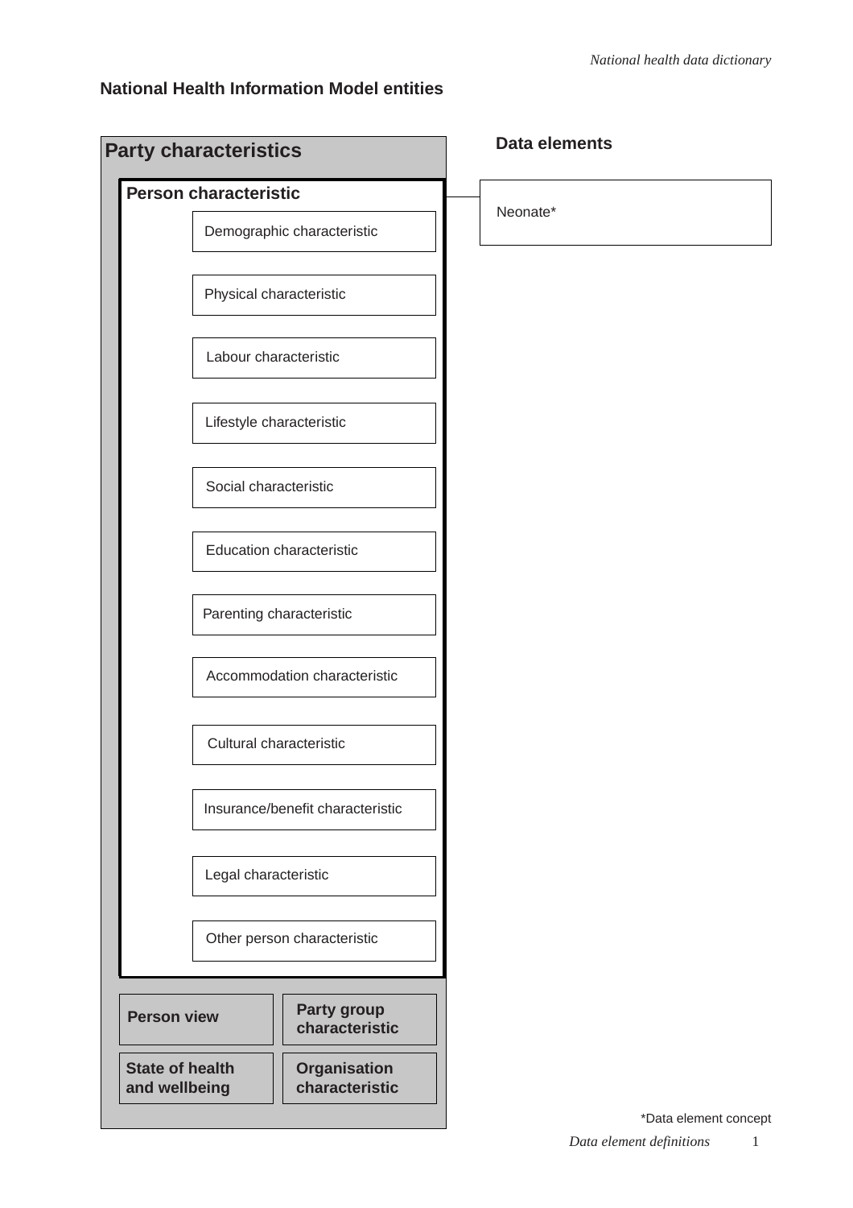## National Health Information Model entities

**Party characteristics**

**Person characteristic**

- Demographic characteristic
- Physical characteristic
- Labour characteristic
- Lifestyle characteristic
- Social characteristic
- Education characteristic
- Parenting characteristic
- Accommodation characteristic
- Cultural characteristic
- Insurance/benefit characteristic
- Legal characteristic
- Other person characteristic

**Person view**

**Party group characteristic**

**State of health and wellbeing**

**Organisation characteristic**

**Data elements**

Neonate*

*Data element concept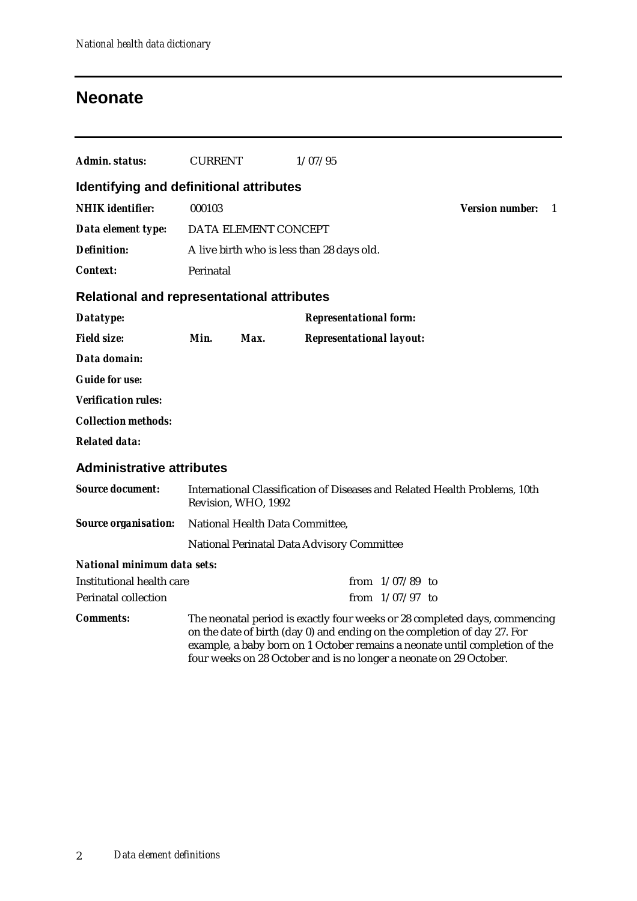# Neonate

***Admin. status:*** CURRENT 1/07/95

## Identifying and definitional attributes

***NHIK identifier:*** 000103 ***Version number:*** 1

***Data element type:*** DATA ELEMENT CONCEPT

***Definition:*** A live birth who is less than 28 days old.

***Context:*** Perinatal

## Relational and representational attributes

***Datatype:*** ***Representational form:***

***Field size:*** ***Min.*** ***Max.*** ***Representational layout:***

***Data domain:***

***Guide for use:***

***Verification rules:***

***Collection methods:***

***Related data:***

## Administrative attributes

***Source document:*** International Classification of Diseases and Related Health Problems, 10th Revision, WHO, 1992

***Source organisation:*** National Health Data Committee,

National Perinatal Data Advisory Committee

***National minimum data sets:***

| | |
|---|---|
| Institutional health care | from 1/07/89 to |
| Perinatal collection | from 1/07/97 to |

***Comments:*** The neonatal period is exactly four weeks or 28 completed days, commencing on the date of birth (day 0) and ending on the completion of day 27. For example, a baby born on 1 October remains a neonate until completion of the four weeks on 28 October and is no longer a neonate on 29 October.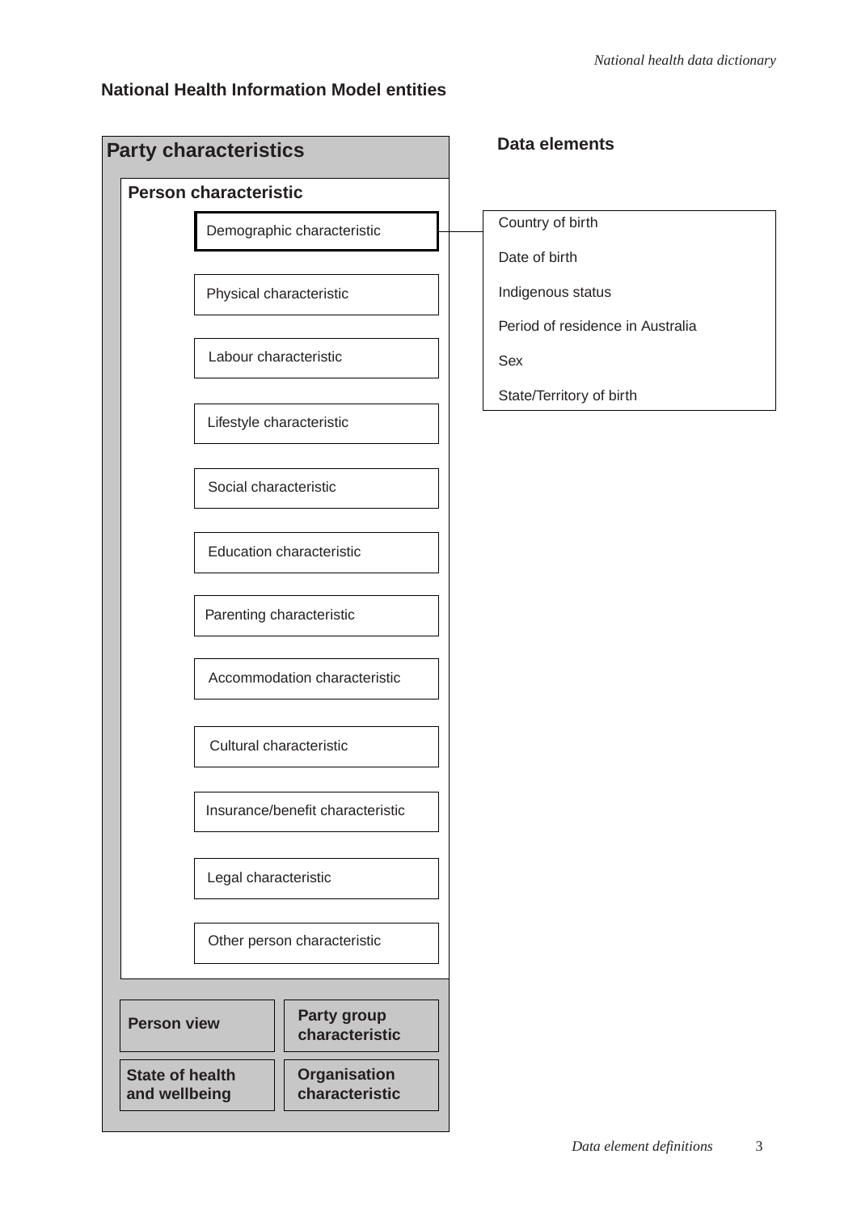## National Health Information Model entities

**Party characteristics**

**Person characteristic**

- Demographic characteristic
- Physical characteristic
- Labour characteristic
- Lifestyle characteristic
- Social characteristic
- Education characteristic
- Parenting characteristic
- Accommodation characteristic
- Cultural characteristic
- Insurance/benefit characteristic
- Legal characteristic
- Other person characteristic

**Person view**

**Party group characteristic**

**State of health and wellbeing**

**Organisation characteristic**

**Data elements**

Demographic characteristic:

- Country of birth
- Date of birth
- Indigenous status
- Period of residence in Australia
- Sex
- State/Territory of birth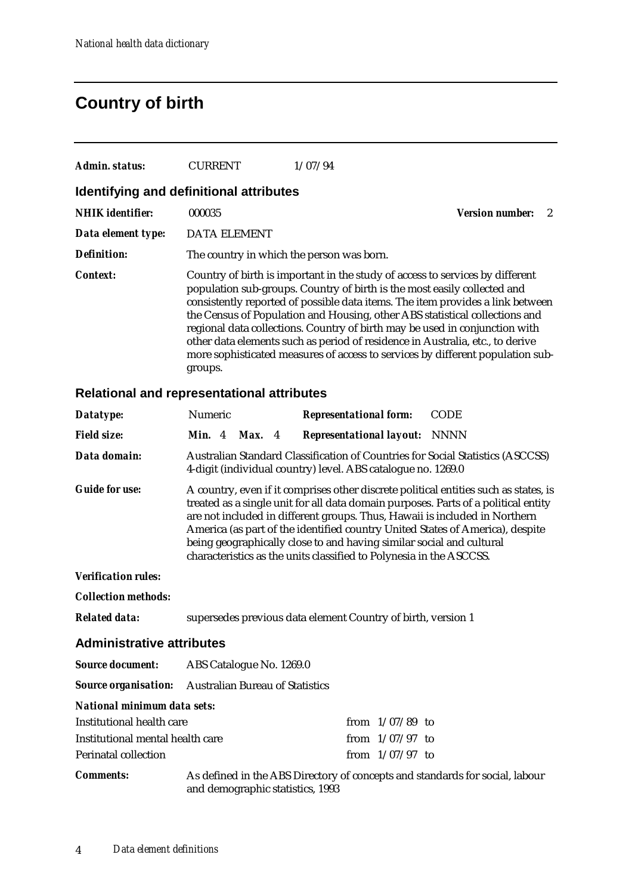# Country of birth

***Admin. status:*** CURRENT 1/07/94

## Identifying and definitional attributes

***NHIK identifier:*** 000035 ***Version number:*** 2

***Data element type:*** DATA ELEMENT

***Definition:*** The country in which the person was born.

***Context:*** Country of birth is important in the study of access to services by different population sub-groups. Country of birth is the most easily collected and consistently reported of possible data items. The item provides a link between the Census of Population and Housing, other ABS statistical collections and regional data collections. Country of birth may be used in conjunction with other data elements such as period of residence in Australia, etc., to derive more sophisticated measures of access to services by different population sub-groups.

## Relational and representational attributes

***Datatype:*** Numeric ***Representational form:*** CODE

***Field size:*** ***Min.*** 4 ***Max.*** 4 ***Representational layout:*** NNNN

***Data domain:*** Australian Standard Classification of Countries for Social Statistics (ASCCSS) 4-digit (individual country) level. ABS catalogue no. 1269.0

***Guide for use:*** A country, even if it comprises other discrete political entities such as states, is treated as a single unit for all data domain purposes. Parts of a political entity are not included in different groups. Thus, Hawaii is included in Northern America (as part of the identified country United States of America), despite being geographically close to and having similar social and cultural characteristics as the units classified to Polynesia in the ASCCSS.

***Verification rules:***

***Collection methods:***

***Related data:*** supersedes previous data element Country of birth, version 1

## Administrative attributes

***Source document:*** ABS Catalogue No. 1269.0

***Source organisation:*** Australian Bureau of Statistics

***National minimum data sets:***

| | |
|---|---|
| Institutional health care | from 1/07/89 to |
| Institutional mental health care | from 1/07/97 to |
| Perinatal collection | from 1/07/97 to |

***Comments:*** As defined in the ABS Directory of concepts and standards for social, labour and demographic statistics, 1993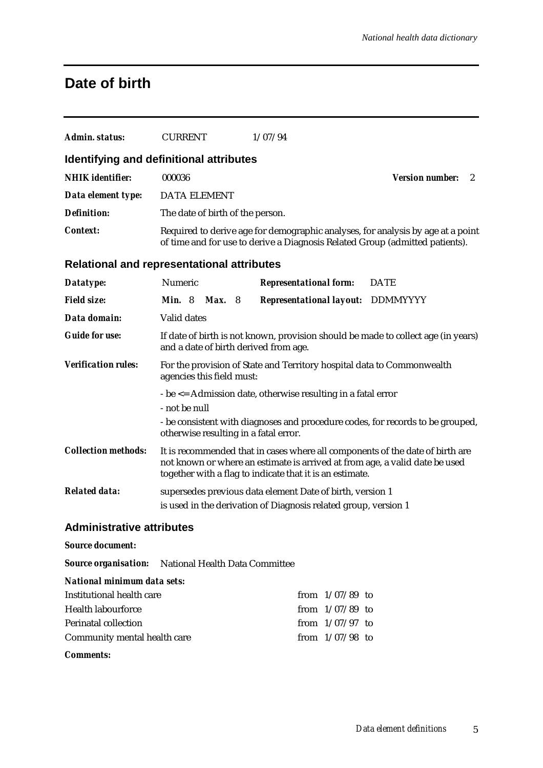# Date of birth

***Admin. status:*** CURRENT 1/07/94

## Identifying and definitional attributes

***NHIK identifier:*** 000036 ***Version number:*** 2

***Data element type:*** DATA ELEMENT

***Definition:*** The date of birth of the person.

***Context:*** Required to derive age for demographic analyses, for analysis by age at a point of time and for use to derive a Diagnosis Related Group (admitted patients).

## Relational and representational attributes

***Datatype:*** Numeric ***Representational form:*** DATE

***Field size:*** ***Min.*** 8 ***Max.*** 8 ***Representational layout:*** DDMMYYYY

***Data domain:*** Valid dates

***Guide for use:*** If date of birth is not known, provision should be made to collect age (in years) and a date of birth derived from age.

***Verification rules:*** For the provision of State and Territory hospital data to Commonwealth agencies this field must:

- be <= Admission date, otherwise resulting in a fatal error

- not be null

- be consistent with diagnoses and procedure codes, for records to be grouped, otherwise resulting in a fatal error.

***Collection methods:*** It is recommended that in cases where all components of the date of birth are not known or where an estimate is arrived at from age, a valid date be used together with a flag to indicate that it is an estimate.

***Related data:*** supersedes previous data element Date of birth, version 1

is used in the derivation of Diagnosis related group, version 1

## Administrative attributes

***Source document:***

***Source organisation:*** National Health Data Committee

***National minimum data sets:***

| | |
|---|---|
| Institutional health care | from 1/07/89 to |
| Health labourforce | from 1/07/89 to |
| Perinatal collection | from 1/07/97 to |
| Community mental health care | from 1/07/98 to |

***Comments:***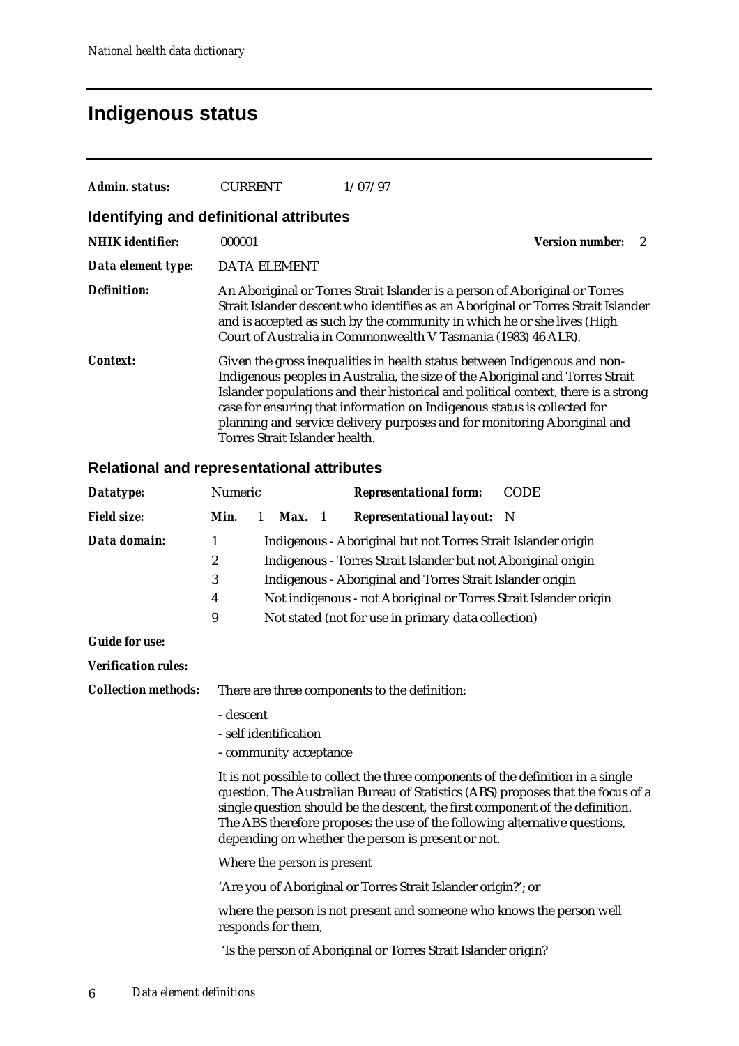# Indigenous status

***Admin. status:*** CURRENT 1/07/97

## Identifying and definitional attributes

***NHIK identifier:*** 000001 ***Version number:*** 2

***Data element type:*** DATA ELEMENT

***Definition:*** An Aboriginal or Torres Strait Islander is a person of Aboriginal or Torres Strait Islander descent who identifies as an Aboriginal or Torres Strait Islander and is accepted as such by the community in which he or she lives (High Court of Australia in Commonwealth V Tasmania (1983) 46 ALR).

***Context:*** Given the gross inequalities in health status between Indigenous and non-Indigenous peoples in Australia, the size of the Aboriginal and Torres Strait Islander populations and their historical and political context, there is a strong case for ensuring that information on Indigenous status is collected for planning and service delivery purposes and for monitoring Aboriginal and Torres Strait Islander health.

## Relational and representational attributes

***Datatype:*** Numeric ***Representational form:*** CODE

***Field size:*** ***Min.*** 1 ***Max.*** 1 ***Representational layout:*** N

***Data domain:***

| Code | Description |
|---|---|
| 1 | Indigenous - Aboriginal but not Torres Strait Islander origin |
| 2 | Indigenous - Torres Strait Islander but not Aboriginal origin |
| 3 | Indigenous - Aboriginal and Torres Strait Islander origin |
| 4 | Not indigenous - not Aboriginal or Torres Strait Islander origin |
| 9 | Not stated (not for use in primary data collection) |

***Guide for use:***

***Verification rules:***

***Collection methods:*** There are three components to the definition:

- descent
- self identification
- community acceptance

It is not possible to collect the three components of the definition in a single question. The Australian Bureau of Statistics (ABS) proposes that the focus of a single question should be the descent, the first component of the definition. The ABS therefore proposes the use of the following alternative questions, depending on whether the person is present or not.

Where the person is present

'Are you of Aboriginal or Torres Strait Islander origin?'; or

where the person is not present and someone who knows the person well responds for them,

'Is the person of Aboriginal or Torres Strait Islander origin?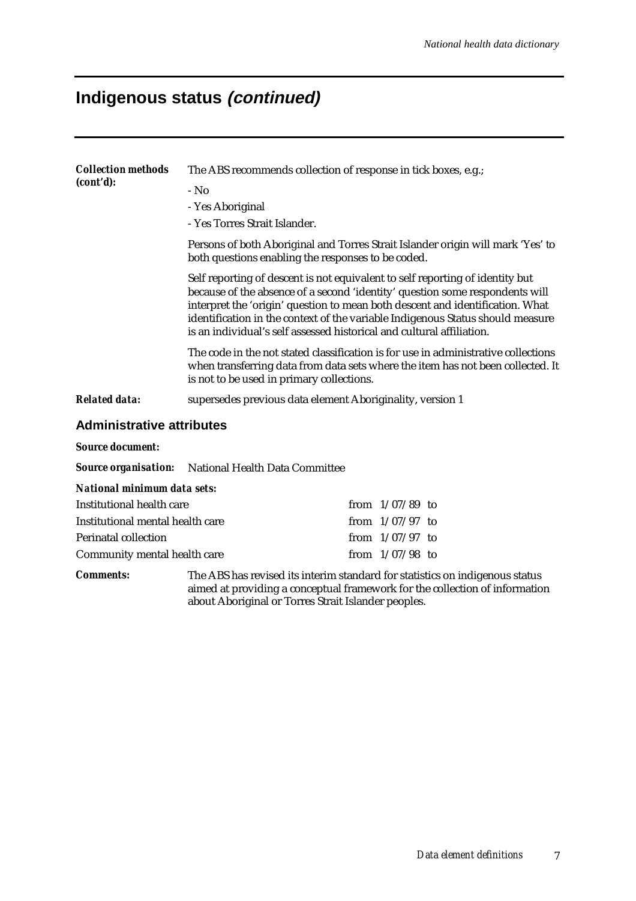## Indigenous status *(continued)*

***Collection methods (cont'd):*** The ABS recommends collection of response in tick boxes, e.g.;

- No
- Yes Aboriginal
- Yes Torres Strait Islander.

Persons of both Aboriginal and Torres Strait Islander origin will mark 'Yes' to both questions enabling the responses to be coded.

Self reporting of descent is not equivalent to self reporting of identity but because of the absence of a second 'identity' question some respondents will interpret the 'origin' question to mean both descent and identification. What identification in the context of the variable Indigenous Status should measure is an individual's self assessed historical and cultural affiliation.

The code in the not stated classification is for use in administrative collections when transferring data from data sets where the item has not been collected. It is not to be used in primary collections.

***Related data:*** supersedes previous data element Aboriginality, version 1

### Administrative attributes

***Source document:***

***Source organisation:*** National Health Data Committee

***National minimum data sets:***

| | |
|---|---|
| Institutional health care | from 1/07/89 to |
| Institutional mental health care | from 1/07/97 to |
| Perinatal collection | from 1/07/97 to |
| Community mental health care | from 1/07/98 to |

***Comments:*** The ABS has revised its interim standard for statistics on indigenous status aimed at providing a conceptual framework for the collection of information about Aboriginal or Torres Strait Islander peoples.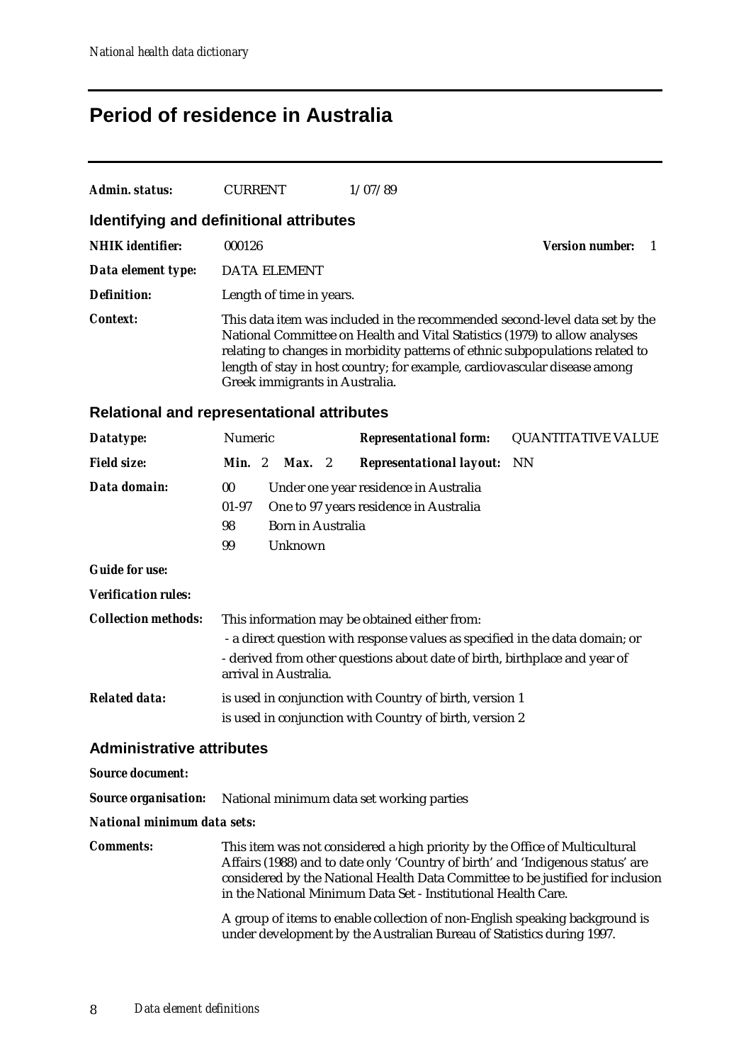# Period of residence in Australia

**Admin. status:** CURRENT 1/07/89

## Identifying and definitional attributes

**NHIK identifier:** 000126 **Version number:** 1

**Data element type:** DATA ELEMENT

**Definition:** Length of time in years.

**Context:** This data item was included in the recommended second-level data set by the National Committee on Health and Vital Statistics (1979) to allow analyses relating to changes in morbidity patterns of ethnic subpopulations related to length of stay in host country; for example, cardiovascular disease among Greek immigrants in Australia.

## Relational and representational attributes

**Datatype:** Numeric **Representational form:** QUANTITATIVE VALUE

**Field size:** **Min.** 2 **Max.** 2 **Representational layout:** NN

**Data domain:**

| | |
|---|---|
| 00 | Under one year residence in Australia |
| 01-97 | One to 97 years residence in Australia |
| 98 | Born in Australia |
| 99 | Unknown |

**Guide for use:**

**Verification rules:**

**Collection methods:** This information may be obtained either from:

- a direct question with response values as specified in the data domain; or
- derived from other questions about date of birth, birthplace and year of arrival in Australia.

**Related data:** is used in conjunction with Country of birth, version 1

is used in conjunction with Country of birth, version 2

## Administrative attributes

**Source document:**

**Source organisation:** National minimum data set working parties

**National minimum data sets:**

**Comments:** This item was not considered a high priority by the Office of Multicultural Affairs (1988) and to date only 'Country of birth' and 'Indigenous status' are considered by the National Health Data Committee to be justified for inclusion in the National Minimum Data Set - Institutional Health Care.

A group of items to enable collection of non-English speaking background is under development by the Australian Bureau of Statistics during 1997.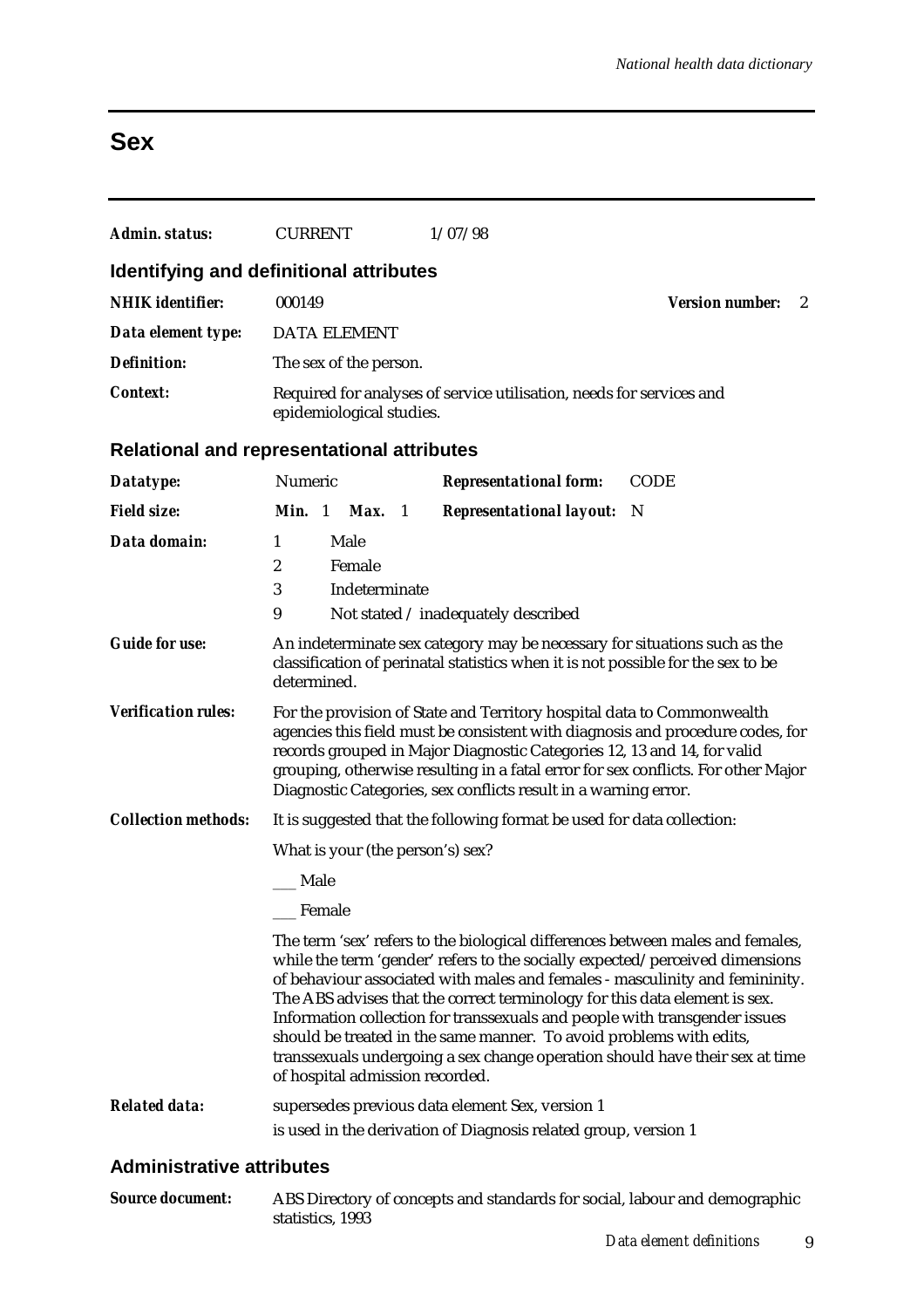# Sex

**Admin. status:** CURRENT 1/07/98

## Identifying and definitional attributes

**NHIK identifier:** 000149 **Version number:** 2

**Data element type:** DATA ELEMENT

**Definition:** The sex of the person.

**Context:** Required for analyses of service utilisation, needs for services and epidemiological studies.

## Relational and representational attributes

**Datatype:** Numeric **Representational form:** CODE

**Field size:** **Min.** 1 **Max.** 1 **Representational layout:** N

**Data domain:**

| | |
|---|---|
| 1 | Male |
| 2 | Female |
| 3 | Indeterminate |
| 9 | Not stated / inadequately described |

**Guide for use:** An indeterminate sex category may be necessary for situations such as the classification of perinatal statistics when it is not possible for the sex to be determined.

**Verification rules:** For the provision of State and Territory hospital data to Commonwealth agencies this field must be consistent with diagnosis and procedure codes, for records grouped in Major Diagnostic Categories 12, 13 and 14, for valid grouping, otherwise resulting in a fatal error for sex conflicts. For other Major Diagnostic Categories, sex conflicts result in a warning error.

**Collection methods:** It is suggested that the following format be used for data collection:

What is your (the person's) sex?

___ Male

___ Female

The term 'sex' refers to the biological differences between males and females, while the term 'gender' refers to the socially expected/perceived dimensions of behaviour associated with males and females - masculinity and femininity. The ABS advises that the correct terminology for this data element is sex. Information collection for transsexuals and people with transgender issues should be treated in the same manner. To avoid problems with edits, transsexuals undergoing a sex change operation should have their sex at time of hospital admission recorded.

**Related data:** supersedes previous data element Sex, version 1

is used in the derivation of Diagnosis related group, version 1

## Administrative attributes

**Source document:** ABS Directory of concepts and standards for social, labour and demographic statistics, 1993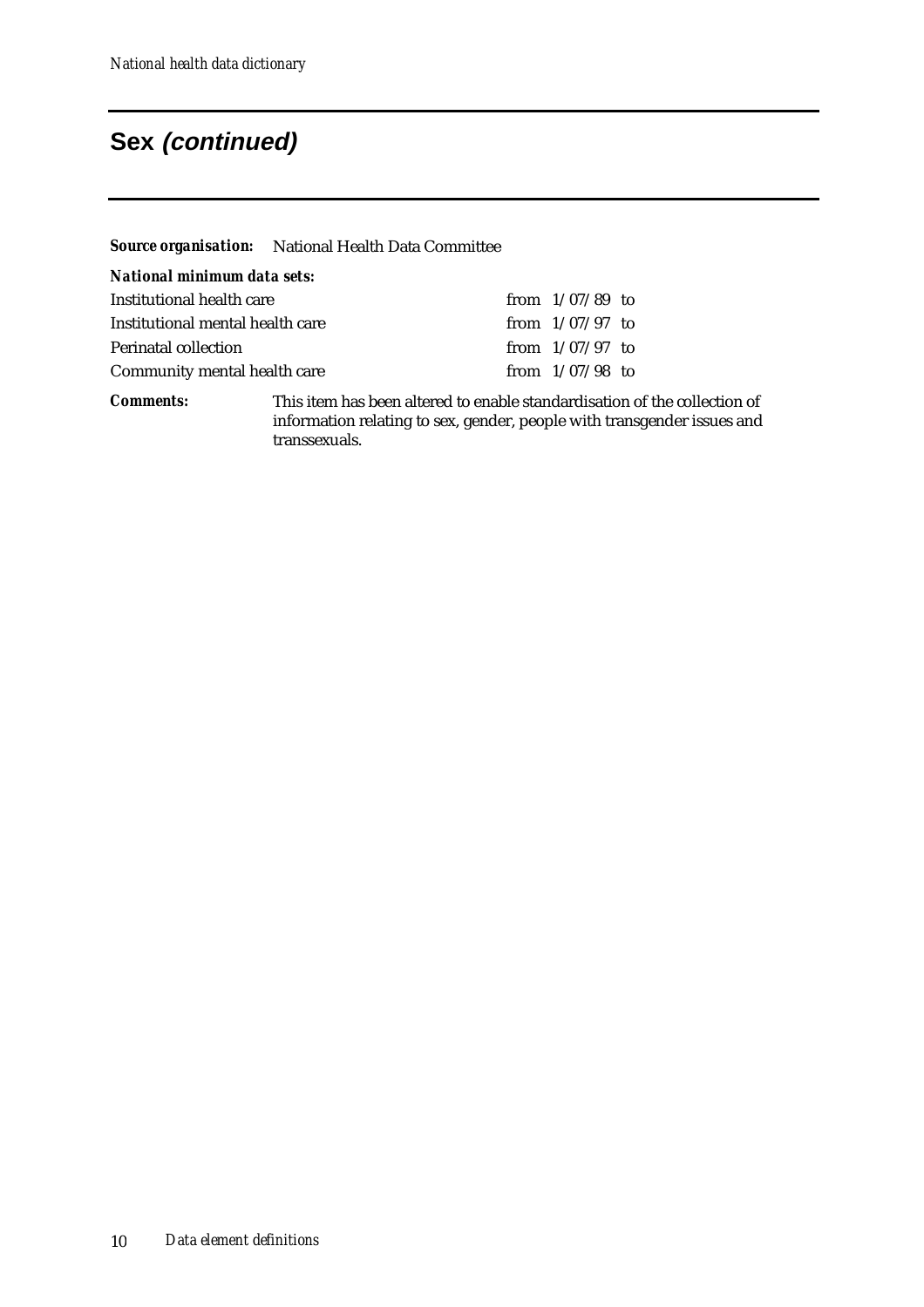## Sex *(continued)*

***Source organisation:*** National Health Data Committee

***National minimum data sets:***

| | |
|---|---|
| Institutional health care | from 1/07/89 to |
| Institutional mental health care | from 1/07/97 to |
| Perinatal collection | from 1/07/97 to |
| Community mental health care | from 1/07/98 to |

***Comments:*** This item has been altered to enable standardisation of the collection of information relating to sex, gender, people with transgender issues and transsexuals.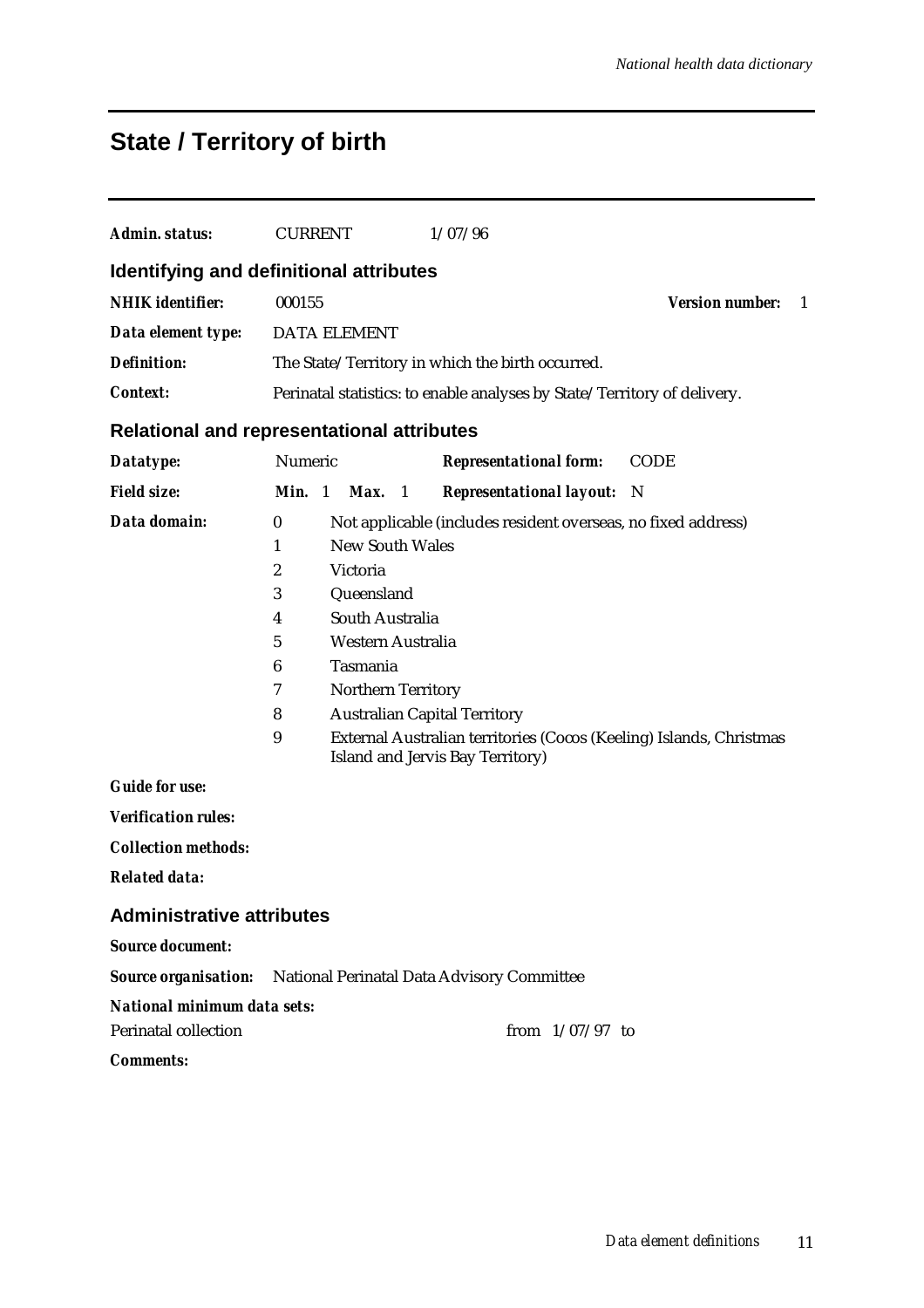# State / Territory of birth

***Admin. status:*** CURRENT 1/07/96

## Identifying and definitional attributes

***NHIK identifier:*** 000155 ***Version number:*** 1

***Data element type:*** DATA ELEMENT

***Definition:*** The State/Territory in which the birth occurred.

***Context:*** Perinatal statistics: to enable analyses by State/Territory of delivery.

## Relational and representational attributes

***Datatype:*** Numeric ***Representational form:*** CODE

***Field size:*** ***Min.*** 1 ***Max.*** 1 ***Representational layout:*** N

***Data domain:***

| Code | Description |
|---|---|
| 0 | Not applicable (includes resident overseas, no fixed address) |
| 1 | New South Wales |
| 2 | Victoria |
| 3 | Queensland |
| 4 | South Australia |
| 5 | Western Australia |
| 6 | Tasmania |
| 7 | Northern Territory |
| 8 | Australian Capital Territory |
| 9 | External Australian territories (Cocos (Keeling) Islands, Christmas Island and Jervis Bay Territory) |

***Guide for use:***

***Verification rules:***

***Collection methods:***

***Related data:***

## Administrative attributes

***Source document:***

***Source organisation:*** National Perinatal Data Advisory Committee

***National minimum data sets:***

Perinatal collection from 1/07/97 to

***Comments:***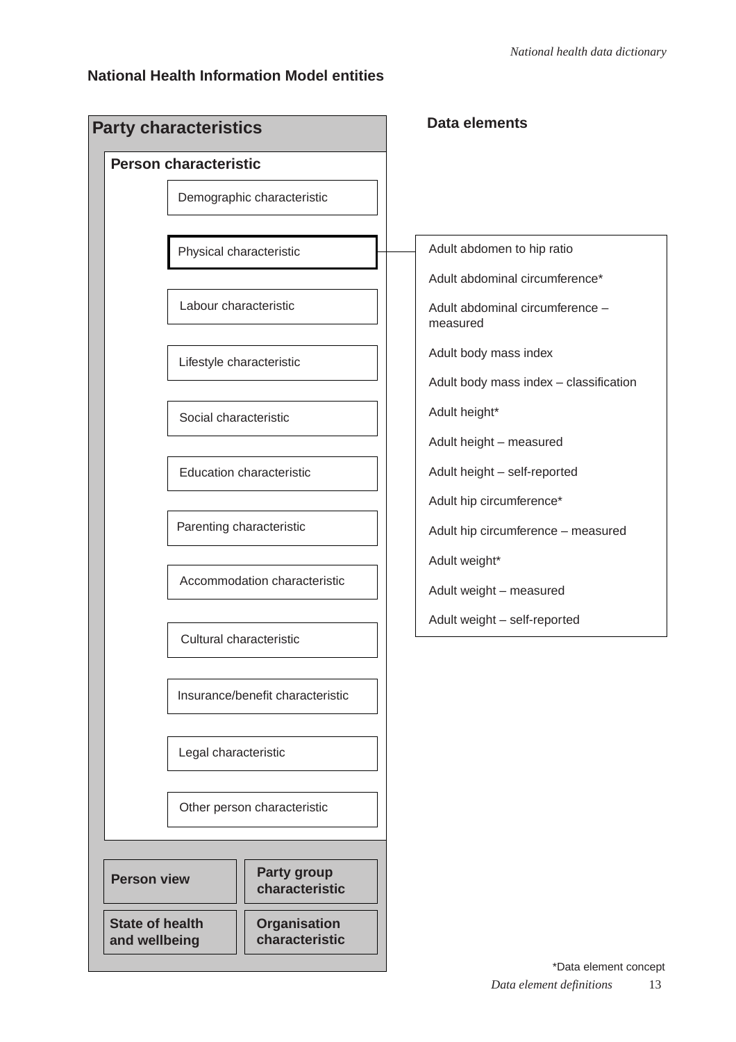## National Health Information Model entities

**Party characteristics**

**Person characteristic**

- Demographic characteristic
- **Physical characteristic**
- Labour characteristic
- Lifestyle characteristic
- Social characteristic
- Education characteristic
- Parenting characteristic
- Accommodation characteristic
- Cultural characteristic
- Insurance/benefit characteristic
- Legal characteristic
- Other person characteristic

**Person view**

**Party group characteristic**

**State of health and wellbeing**

**Organisation characteristic**

**Data elements**

Adult abdomen to hip ratio

Adult abdominal circumference*

Adult abdominal circumference – measured

Adult body mass index

Adult body mass index – classification

Adult height*

Adult height – measured

Adult height – self-reported

Adult hip circumference*

Adult hip circumference – measured

Adult weight*

Adult weight – measured

Adult weight – self-reported

*Data element concept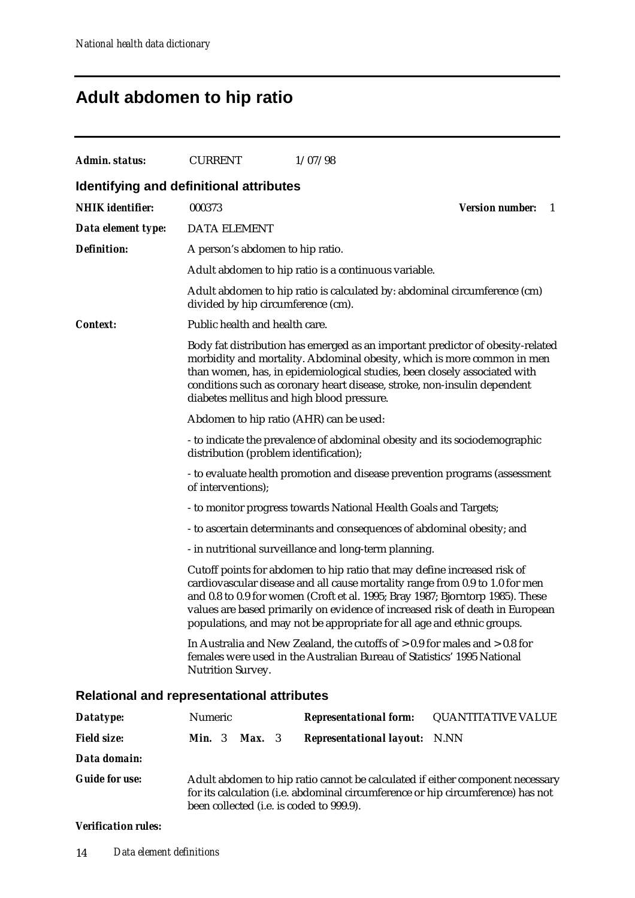# Adult abdomen to hip ratio

***Admin. status:*** CURRENT 1/07/98

## Identifying and definitional attributes

***NHIK identifier:*** 000373 ***Version number:*** 1

***Data element type:*** DATA ELEMENT

***Definition:*** A person's abdomen to hip ratio.

Adult abdomen to hip ratio is a continuous variable.

Adult abdomen to hip ratio is calculated by: abdominal circumference (cm) divided by hip circumference (cm).

***Context:*** Public health and health care.

Body fat distribution has emerged as an important predictor of obesity-related morbidity and mortality. Abdominal obesity, which is more common in men than women, has, in epidemiological studies, been closely associated with conditions such as coronary heart disease, stroke, non-insulin dependent diabetes mellitus and high blood pressure.

Abdomen to hip ratio (AHR) can be used:

- to indicate the prevalence of abdominal obesity and its sociodemographic distribution (problem identification);

- to evaluate health promotion and disease prevention programs (assessment of interventions);

- to monitor progress towards National Health Goals and Targets;

- to ascertain determinants and consequences of abdominal obesity; and

- in nutritional surveillance and long-term planning.

Cutoff points for abdomen to hip ratio that may define increased risk of cardiovascular disease and all cause mortality range from 0.9 to 1.0 for men and 0.8 to 0.9 for women (Croft et al. 1995; Bray 1987; Bjorntorp 1985). These values are based primarily on evidence of increased risk of death in European populations, and may not be appropriate for all age and ethnic groups.

In Australia and New Zealand, the cutoffs of > 0.9 for males and > 0.8 for females were used in the Australian Bureau of Statistics' 1995 National Nutrition Survey.

## Relational and representational attributes

***Datatype:*** Numeric ***Representational form:*** QUANTITATIVE VALUE

***Field size:*** ***Min.*** 3 ***Max.*** 3 ***Representational layout:*** N.NN

***Data domain:***

***Guide for use:*** Adult abdomen to hip ratio cannot be calculated if either component necessary for its calculation (i.e. abdominal circumference or hip circumference) has not been collected (i.e. is coded to 999.9).

***Verification rules:***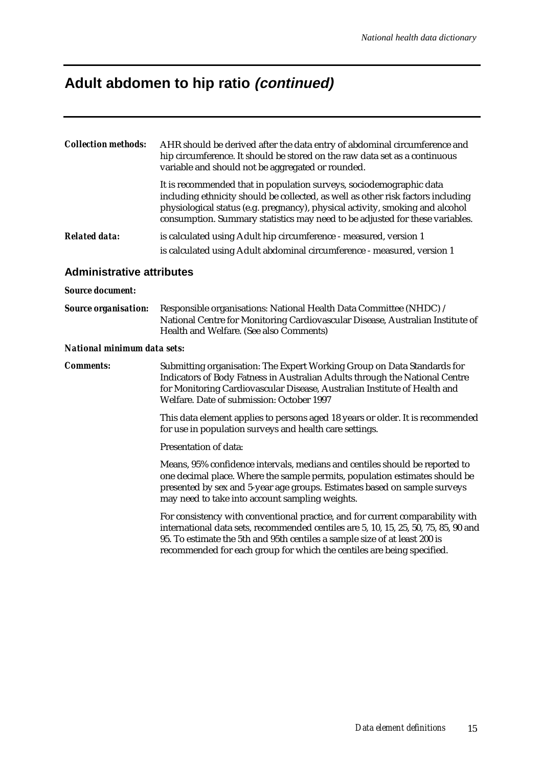## Adult abdomen to hip ratio *(continued)*

***Collection methods:*** AHR should be derived after the data entry of abdominal circumference and hip circumference. It should be stored on the raw data set as a continuous variable and should not be aggregated or rounded.

It is recommended that in population surveys, sociodemographic data including ethnicity should be collected, as well as other risk factors including physiological status (e.g. pregnancy), physical activity, smoking and alcohol consumption. Summary statistics may need to be adjusted for these variables.

***Related data:*** is calculated using Adult hip circumference - measured, version 1

is calculated using Adult abdominal circumference - measured, version 1

### Administrative attributes

***Source document:***

***Source organisation:*** Responsible organisations: National Health Data Committee (NHDC) / National Centre for Monitoring Cardiovascular Disease, Australian Institute of Health and Welfare. (See also Comments)

***National minimum data sets:***

***Comments:*** Submitting organisation: The Expert Working Group on Data Standards for Indicators of Body Fatness in Australian Adults through the National Centre for Monitoring Cardiovascular Disease, Australian Institute of Health and Welfare. Date of submission: October 1997

This data element applies to persons aged 18 years or older. It is recommended for use in population surveys and health care settings.

Presentation of data:

Means, 95% confidence intervals, medians and centiles should be reported to one decimal place. Where the sample permits, population estimates should be presented by sex and 5-year age groups. Estimates based on sample surveys may need to take into account sampling weights.

For consistency with conventional practice, and for current comparability with international data sets, recommended centiles are 5, 10, 15, 25, 50, 75, 85, 90 and 95. To estimate the 5th and 95th centiles a sample size of at least 200 is recommended for each group for which the centiles are being specified.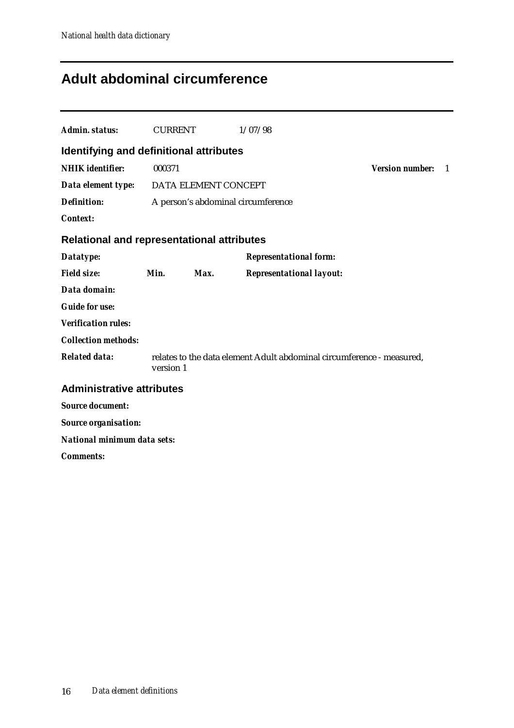# Adult abdominal circumference

***Admin. status:*** CURRENT 1/07/98

## Identifying and definitional attributes

***NHIK identifier:*** 000371 ***Version number:*** 1

***Data element type:*** DATA ELEMENT CONCEPT

***Definition:*** A person's abdominal circumference

***Context:***

## Relational and representational attributes

***Datatype:*** ***Representational form:***

***Field size:*** ***Min.*** ***Max.*** ***Representational layout:***

***Data domain:***

***Guide for use:***

***Verification rules:***

***Collection methods:***

***Related data:*** relates to the data element Adult abdominal circumference - measured, version 1

## Administrative attributes

***Source document:***

***Source organisation:***

***National minimum data sets:***

***Comments:***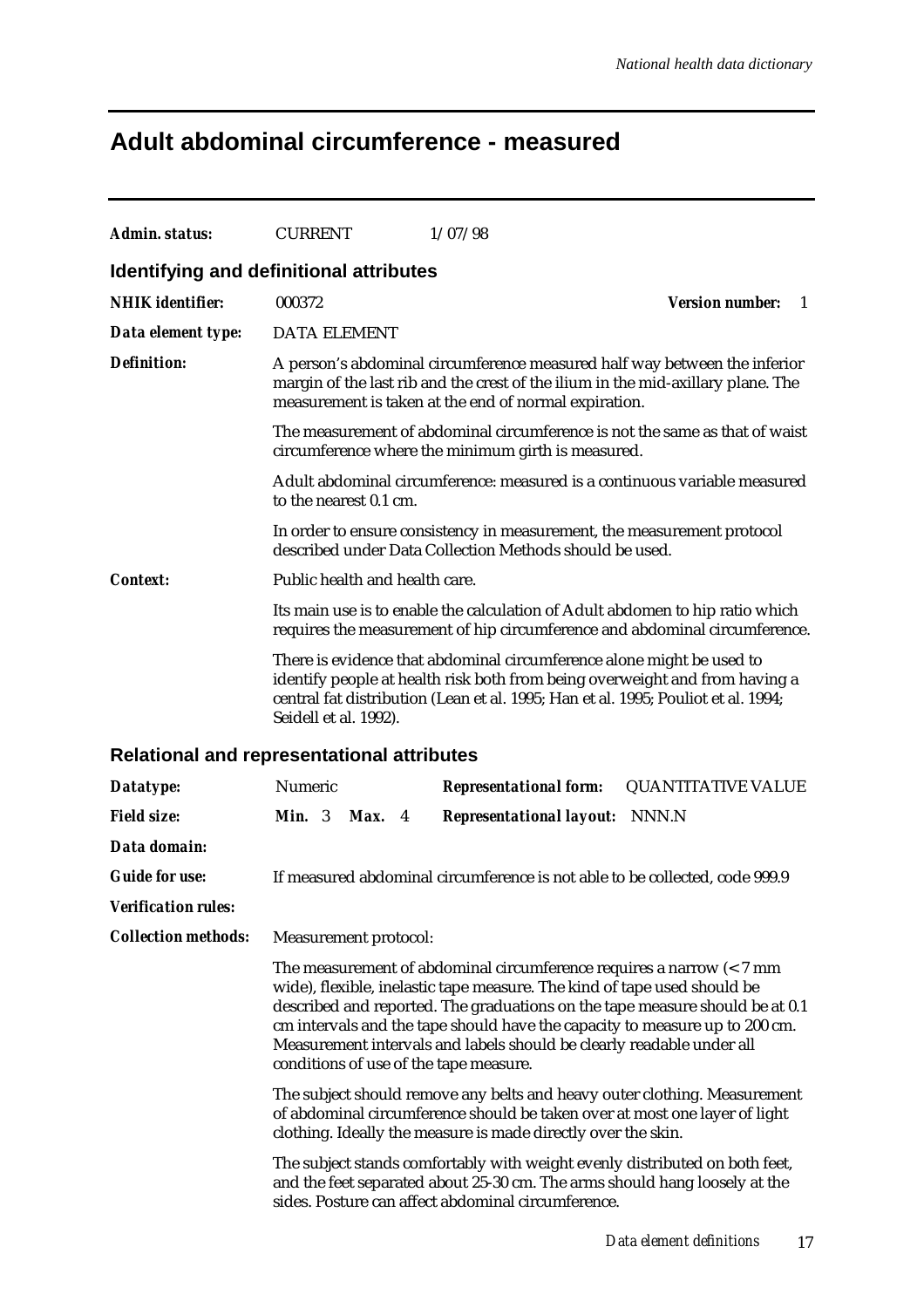# Adult abdominal circumference - measured

***Admin. status:*** CURRENT 1/07/98

## Identifying and definitional attributes

***NHIK identifier:*** 000372 ***Version number:*** 1

***Data element type:*** DATA ELEMENT

***Definition:*** A person's abdominal circumference measured half way between the inferior margin of the last rib and the crest of the ilium in the mid-axillary plane. The measurement is taken at the end of normal expiration.

The measurement of abdominal circumference is not the same as that of waist circumference where the minimum girth is measured.

Adult abdominal circumference: measured is a continuous variable measured to the nearest 0.1 cm.

In order to ensure consistency in measurement, the measurement protocol described under Data Collection Methods should be used.

***Context:*** Public health and health care.

Its main use is to enable the calculation of Adult abdomen to hip ratio which requires the measurement of hip circumference and abdominal circumference.

There is evidence that abdominal circumference alone might be used to identify people at health risk both from being overweight and from having a central fat distribution (Lean et al. 1995; Han et al. 1995; Pouliot et al. 1994; Seidell et al. 1992).

## Relational and representational attributes

***Datatype:*** Numeric ***Representational form:*** QUANTITATIVE VALUE

***Field size:*** ***Min.*** 3 ***Max.*** 4 ***Representational layout:*** NNN.N

***Data domain:***

***Guide for use:*** If measured abdominal circumference is not able to be collected, code 999.9

***Verification rules:***

***Collection methods:*** Measurement protocol:

The measurement of abdominal circumference requires a narrow (< 7 mm wide), flexible, inelastic tape measure. The kind of tape used should be described and reported. The graduations on the tape measure should be at 0.1 cm intervals and the tape should have the capacity to measure up to 200 cm. Measurement intervals and labels should be clearly readable under all conditions of use of the tape measure.

The subject should remove any belts and heavy outer clothing. Measurement of abdominal circumference should be taken over at most one layer of light clothing. Ideally the measure is made directly over the skin.

The subject stands comfortably with weight evenly distributed on both feet, and the feet separated about 25-30 cm. The arms should hang loosely at the sides. Posture can affect abdominal circumference.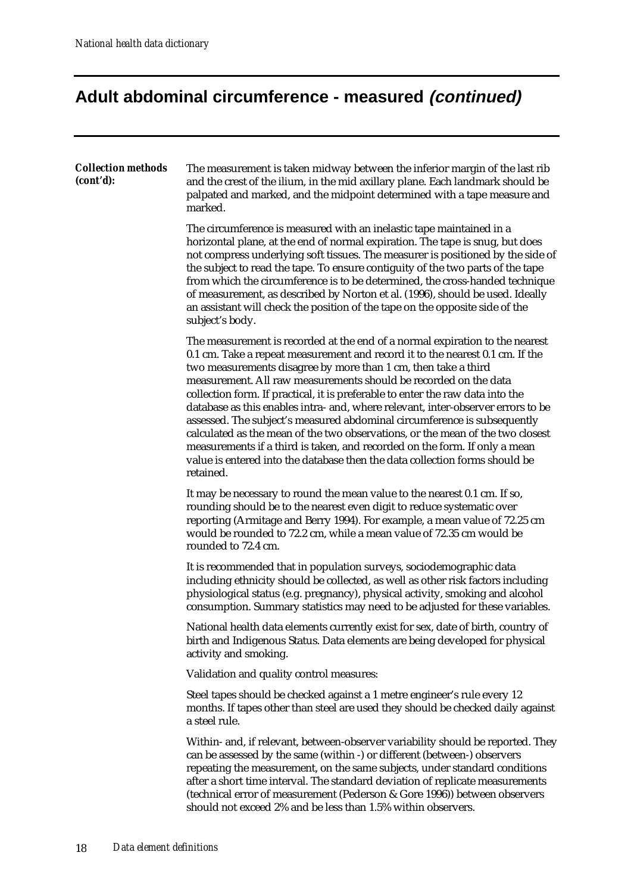## Adult abdominal circumference - measured *(continued)*

***Collection methods (cont'd):***

The measurement is taken midway between the inferior margin of the last rib and the crest of the ilium, in the mid axillary plane. Each landmark should be palpated and marked, and the midpoint determined with a tape measure and marked.

The circumference is measured with an inelastic tape maintained in a horizontal plane, at the end of normal expiration. The tape is snug, but does not compress underlying soft tissues. The measurer is positioned by the side of the subject to read the tape. To ensure contiguity of the two parts of the tape from which the circumference is to be determined, the cross-handed technique of measurement, as described by Norton et al. (1996), should be used. Ideally an assistant will check the position of the tape on the opposite side of the subject's body.

The measurement is recorded at the end of a normal expiration to the nearest 0.1 cm. Take a repeat measurement and record it to the nearest 0.1 cm. If the two measurements disagree by more than 1 cm, then take a third measurement. All raw measurements should be recorded on the data collection form. If practical, it is preferable to enter the raw data into the database as this enables intra- and, where relevant, inter-observer errors to be assessed. The subject's measured abdominal circumference is subsequently calculated as the mean of the two observations, or the mean of the two closest measurements if a third is taken, and recorded on the form. If only a mean value is entered into the database then the data collection forms should be retained.

It may be necessary to round the mean value to the nearest 0.1 cm. If so, rounding should be to the nearest even digit to reduce systematic over reporting (Armitage and Berry 1994). For example, a mean value of 72.25 cm would be rounded to 72.2 cm, while a mean value of 72.35 cm would be rounded to 72.4 cm.

It is recommended that in population surveys, sociodemographic data including ethnicity should be collected, as well as other risk factors including physiological status (e.g. pregnancy), physical activity, smoking and alcohol consumption. Summary statistics may need to be adjusted for these variables.

National health data elements currently exist for sex, date of birth, country of birth and Indigenous Status. Data elements are being developed for physical activity and smoking.

Validation and quality control measures:

Steel tapes should be checked against a 1 metre engineer's rule every 12 months. If tapes other than steel are used they should be checked daily against a steel rule.

Within- and, if relevant, between-observer variability should be reported. They can be assessed by the same (within -) or different (between-) observers repeating the measurement, on the same subjects, under standard conditions after a short time interval. The standard deviation of replicate measurements (technical error of measurement (Pederson & Gore 1996)) between observers should not exceed 2% and be less than 1.5% within observers.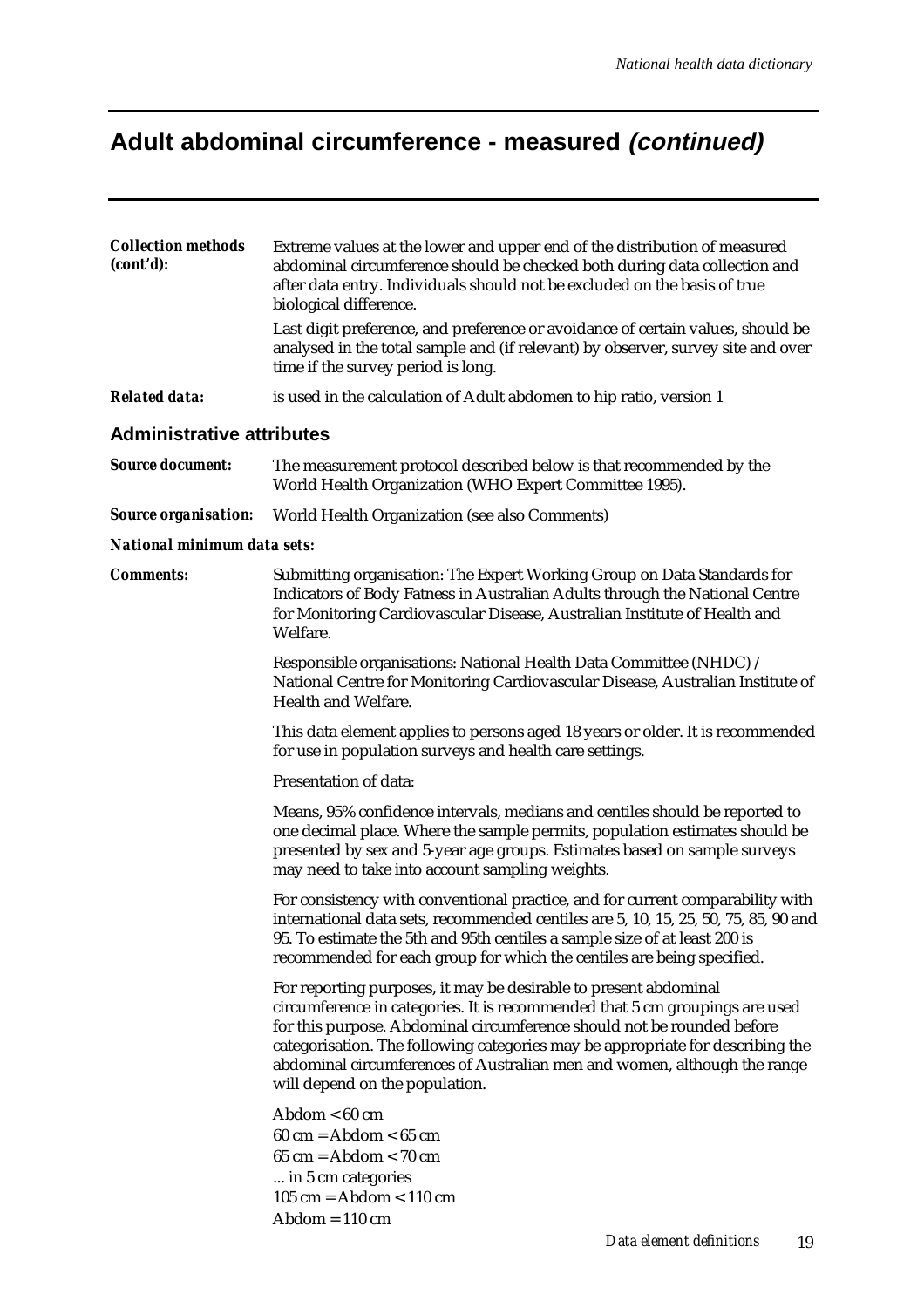# Adult abdominal circumference - measured *(continued)*

***Collection methods (cont'd):*** Extreme values at the lower and upper end of the distribution of measured abdominal circumference should be checked both during data collection and after data entry. Individuals should not be excluded on the basis of true biological difference.

Last digit preference, and preference or avoidance of certain values, should be analysed in the total sample and (if relevant) by observer, survey site and over time if the survey period is long.

***Related data:*** is used in the calculation of Adult abdomen to hip ratio, version 1

## Administrative attributes

***Source document:*** The measurement protocol described below is that recommended by the World Health Organization (WHO Expert Committee 1995).

***Source organisation:*** World Health Organization (see also Comments)

***National minimum data sets:***

***Comments:*** Submitting organisation: The Expert Working Group on Data Standards for Indicators of Body Fatness in Australian Adults through the National Centre for Monitoring Cardiovascular Disease, Australian Institute of Health and Welfare.

Responsible organisations: National Health Data Committee (NHDC) / National Centre for Monitoring Cardiovascular Disease, Australian Institute of Health and Welfare.

This data element applies to persons aged 18 years or older. It is recommended for use in population surveys and health care settings.

Presentation of data:

Means, 95% confidence intervals, medians and centiles should be reported to one decimal place. Where the sample permits, population estimates should be presented by sex and 5-year age groups. Estimates based on sample surveys may need to take into account sampling weights.

For consistency with conventional practice, and for current comparability with international data sets, recommended centiles are 5, 10, 15, 25, 50, 75, 85, 90 and 95. To estimate the 5th and 95th centiles a sample size of at least 200 is recommended for each group for which the centiles are being specified.

For reporting purposes, it may be desirable to present abdominal circumference in categories. It is recommended that 5 cm groupings are used for this purpose. Abdominal circumference should not be rounded before categorisation. The following categories may be appropriate for describing the abdominal circumferences of Australian men and women, although the range will depend on the population.

Abdom < 60 cm
60 cm = Abdom < 65 cm
65 cm = Abdom < 70 cm
... in 5 cm categories
105 cm = Abdom < 110 cm
Abdom = 110 cm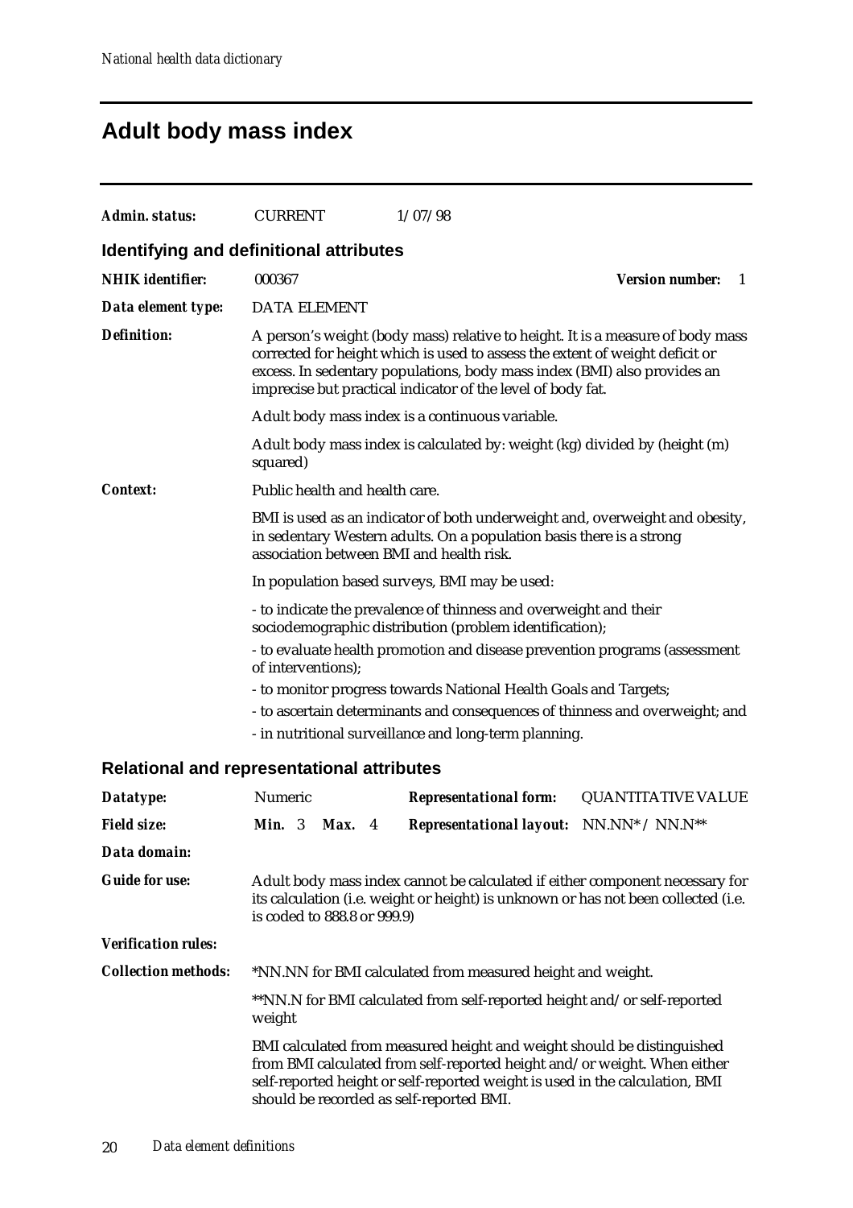# Adult body mass index

***Admin. status:*** CURRENT 1/07/98

## Identifying and definitional attributes

***NHIK identifier:*** 000367 ***Version number:*** 1

***Data element type:*** DATA ELEMENT

***Definition:*** A person's weight (body mass) relative to height. It is a measure of body mass corrected for height which is used to assess the extent of weight deficit or excess. In sedentary populations, body mass index (BMI) also provides an imprecise but practical indicator of the level of body fat.

Adult body mass index is a continuous variable.

Adult body mass index is calculated by: weight (kg) divided by (height (m) squared)

***Context:*** Public health and health care.

BMI is used as an indicator of both underweight and, overweight and obesity, in sedentary Western adults. On a population basis there is a strong association between BMI and health risk.

In population based surveys, BMI may be used:

- to indicate the prevalence of thinness and overweight and their sociodemographic distribution (problem identification);
- to evaluate health promotion and disease prevention programs (assessment of interventions);
- to monitor progress towards National Health Goals and Targets;
- to ascertain determinants and consequences of thinness and overweight; and
- in nutritional surveillance and long-term planning.

## Relational and representational attributes

***Datatype:*** Numeric ***Representational form:*** QUANTITATIVE VALUE

***Field size:*** ***Min.*** 3 ***Max.*** 4 ***Representational layout:*** NN.NN* / NN.N**

***Data domain:***

***Guide for use:*** Adult body mass index cannot be calculated if either component necessary for its calculation (i.e. weight or height) is unknown or has not been collected (i.e. is coded to 888.8 or 999.9)

***Verification rules:***

***Collection methods:*** *NN.NN for BMI calculated from measured height and weight.

**NN.N for BMI calculated from self-reported height and/or self-reported weight

BMI calculated from measured height and weight should be distinguished from BMI calculated from self-reported height and/or weight. When either self-reported height or self-reported weight is used in the calculation, BMI should be recorded as self-reported BMI.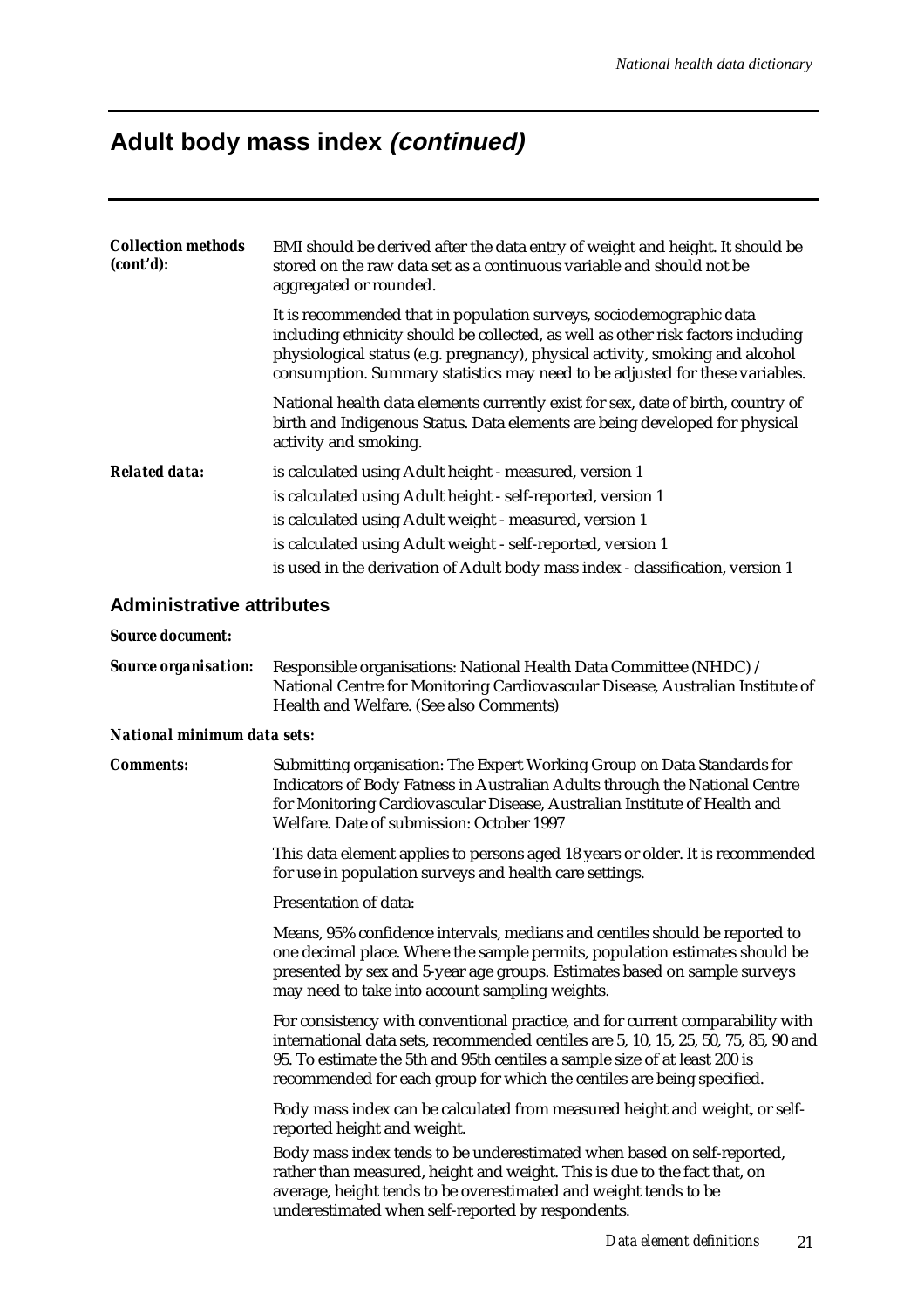# Adult body mass index *(continued)*

***Collection methods (cont'd):*** BMI should be derived after the data entry of weight and height. It should be stored on the raw data set as a continuous variable and should not be aggregated or rounded.

It is recommended that in population surveys, sociodemographic data including ethnicity should be collected, as well as other risk factors including physiological status (e.g. pregnancy), physical activity, smoking and alcohol consumption. Summary statistics may need to be adjusted for these variables.

National health data elements currently exist for sex, date of birth, country of birth and Indigenous Status. Data elements are being developed for physical activity and smoking.

***Related data:***

is calculated using Adult height - measured, version 1

is calculated using Adult height - self-reported, version 1

is calculated using Adult weight - measured, version 1

is calculated using Adult weight - self-reported, version 1

is used in the derivation of Adult body mass index - classification, version 1

## Administrative attributes

***Source document:***

***Source organisation:*** Responsible organisations: National Health Data Committee (NHDC) / National Centre for Monitoring Cardiovascular Disease, Australian Institute of Health and Welfare. (See also Comments)

***National minimum data sets:***

***Comments:*** Submitting organisation: The Expert Working Group on Data Standards for Indicators of Body Fatness in Australian Adults through the National Centre for Monitoring Cardiovascular Disease, Australian Institute of Health and Welfare. Date of submission: October 1997

This data element applies to persons aged 18 years or older. It is recommended for use in population surveys and health care settings.

Presentation of data:

Means, 95% confidence intervals, medians and centiles should be reported to one decimal place. Where the sample permits, population estimates should be presented by sex and 5-year age groups. Estimates based on sample surveys may need to take into account sampling weights.

For consistency with conventional practice, and for current comparability with international data sets, recommended centiles are 5, 10, 15, 25, 50, 75, 85, 90 and 95. To estimate the 5th and 95th centiles a sample size of at least 200 is recommended for each group for which the centiles are being specified.

Body mass index can be calculated from measured height and weight, or self-reported height and weight.

Body mass index tends to be underestimated when based on self-reported, rather than measured, height and weight. This is due to the fact that, on average, height tends to be overestimated and weight tends to be underestimated when self-reported by respondents.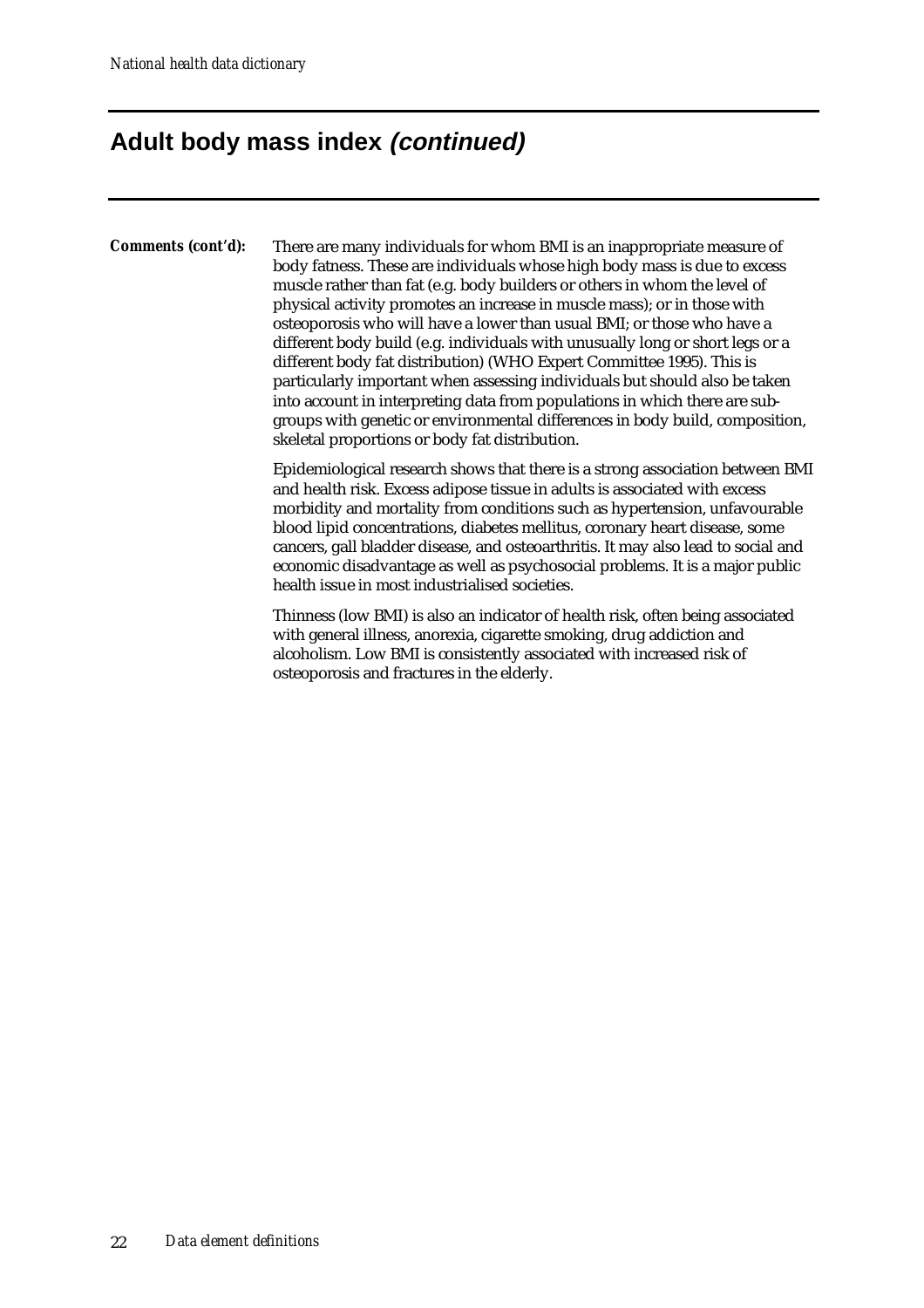## Adult body mass index *(continued)*

**Comments (cont'd):** There are many individuals for whom BMI is an inappropriate measure of body fatness. These are individuals whose high body mass is due to excess muscle rather than fat (e.g. body builders or others in whom the level of physical activity promotes an increase in muscle mass); or in those with osteoporosis who will have a lower than usual BMI; or those who have a different body build (e.g. individuals with unusually long or short legs or a different body fat distribution) (WHO Expert Committee 1995). This is particularly important when assessing individuals but should also be taken into account in interpreting data from populations in which there are sub-groups with genetic or environmental differences in body build, composition, skeletal proportions or body fat distribution.

Epidemiological research shows that there is a strong association between BMI and health risk. Excess adipose tissue in adults is associated with excess morbidity and mortality from conditions such as hypertension, unfavourable blood lipid concentrations, diabetes mellitus, coronary heart disease, some cancers, gall bladder disease, and osteoarthritis. It may also lead to social and economic disadvantage as well as psychosocial problems. It is a major public health issue in most industrialised societies.

Thinness (low BMI) is also an indicator of health risk, often being associated with general illness, anorexia, cigarette smoking, drug addiction and alcoholism. Low BMI is consistently associated with increased risk of osteoporosis and fractures in the elderly.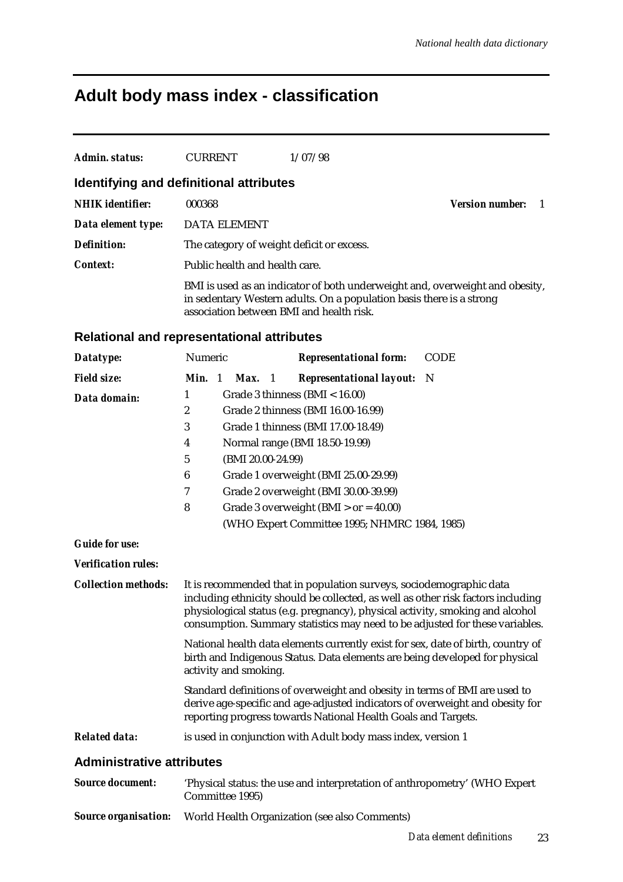# Adult body mass index - classification

**Admin. status:** CURRENT 1/07/98

## Identifying and definitional attributes

**NHIK identifier:** 000368 **Version number:** 1

**Data element type:** DATA ELEMENT

**Definition:** The category of weight deficit or excess.

**Context:** Public health and health care.

BMI is used as an indicator of both underweight and, overweight and obesity, in sedentary Western adults. On a population basis there is a strong association between BMI and health risk.

## Relational and representational attributes

**Datatype:** Numeric **Representational form:** CODE

**Field size:** **Min.** 1 **Max.** 1 **Representational layout:** N

**Data domain:**

| | |
|---|---|
| 1 | Grade 3 thinness (BMI < 16.00) |
| 2 | Grade 2 thinness (BMI 16.00-16.99) |
| 3 | Grade 1 thinness (BMI 17.00-18.49) |
| 4 | Normal range (BMI 18.50-19.99) |
| 5 | (BMI 20.00-24.99) |
| 6 | Grade 1 overweight (BMI 25.00-29.99) |
| 7 | Grade 2 overweight (BMI 30.00-39.99) |
| 8 | Grade 3 overweight (BMI > or = 40.00) |

(WHO Expert Committee 1995; NHMRC 1984, 1985)

**Guide for use:**

**Verification rules:**

**Collection methods:** It is recommended that in population surveys, sociodemographic data including ethnicity should be collected, as well as other risk factors including physiological status (e.g. pregnancy), physical activity, smoking and alcohol consumption. Summary statistics may need to be adjusted for these variables.

National health data elements currently exist for sex, date of birth, country of birth and Indigenous Status. Data elements are being developed for physical activity and smoking.

Standard definitions of overweight and obesity in terms of BMI are used to derive age-specific and age-adjusted indicators of overweight and obesity for reporting progress towards National Health Goals and Targets.

**Related data:** is used in conjunction with Adult body mass index, version 1

## Administrative attributes

**Source document:** 'Physical status: the use and interpretation of anthropometry' (WHO Expert Committee 1995)

**Source organisation:** World Health Organization (see also Comments)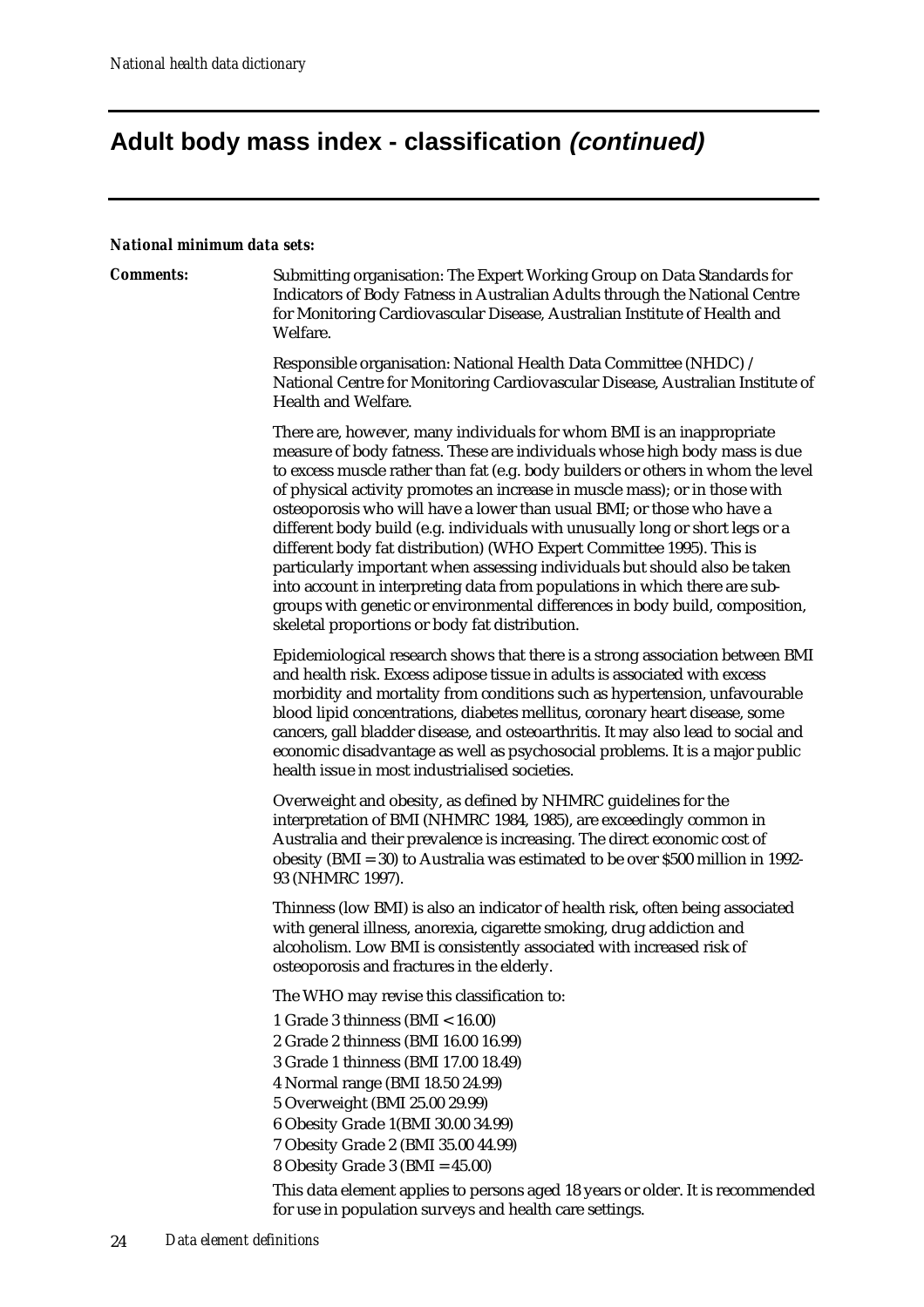# Adult body mass index - classification *(continued)*

***National minimum data sets:***

***Comments:*** Submitting organisation: The Expert Working Group on Data Standards for Indicators of Body Fatness in Australian Adults through the National Centre for Monitoring Cardiovascular Disease, Australian Institute of Health and Welfare.

Responsible organisation: National Health Data Committee (NHDC) / National Centre for Monitoring Cardiovascular Disease, Australian Institute of Health and Welfare.

There are, however, many individuals for whom BMI is an inappropriate measure of body fatness. These are individuals whose high body mass is due to excess muscle rather than fat (e.g. body builders or others in whom the level of physical activity promotes an increase in muscle mass); or in those with osteoporosis who will have a lower than usual BMI; or those who have a different body build (e.g. individuals with unusually long or short legs or a different body fat distribution) (WHO Expert Committee 1995). This is particularly important when assessing individuals but should also be taken into account in interpreting data from populations in which there are sub-groups with genetic or environmental differences in body build, composition, skeletal proportions or body fat distribution.

Epidemiological research shows that there is a strong association between BMI and health risk. Excess adipose tissue in adults is associated with excess morbidity and mortality from conditions such as hypertension, unfavourable blood lipid concentrations, diabetes mellitus, coronary heart disease, some cancers, gall bladder disease, and osteoarthritis. It may also lead to social and economic disadvantage as well as psychosocial problems. It is a major public health issue in most industrialised societies.

Overweight and obesity, as defined by NHMRC guidelines for the interpretation of BMI (NHMRC 1984, 1985), are exceedingly common in Australia and their prevalence is increasing. The direct economic cost of obesity (BMI = 30) to Australia was estimated to be over $500 million in 1992-93 (NHMRC 1997).

Thinness (low BMI) is also an indicator of health risk, often being associated with general illness, anorexia, cigarette smoking, drug addiction and alcoholism. Low BMI is consistently associated with increased risk of osteoporosis and fractures in the elderly.

The WHO may revise this classification to:

1 Grade 3 thinness (BMI < 16.00)
2 Grade 2 thinness (BMI 16.00 16.99)
3 Grade 1 thinness (BMI 17.00 18.49)
4 Normal range (BMI 18.50 24.99)
5 Overweight (BMI 25.00 29.99)
6 Obesity Grade 1(BMI 30.00 34.99)
7 Obesity Grade 2 (BMI 35.00 44.99)
8 Obesity Grade 3 (BMI = 45.00)

This data element applies to persons aged 18 years or older. It is recommended for use in population surveys and health care settings.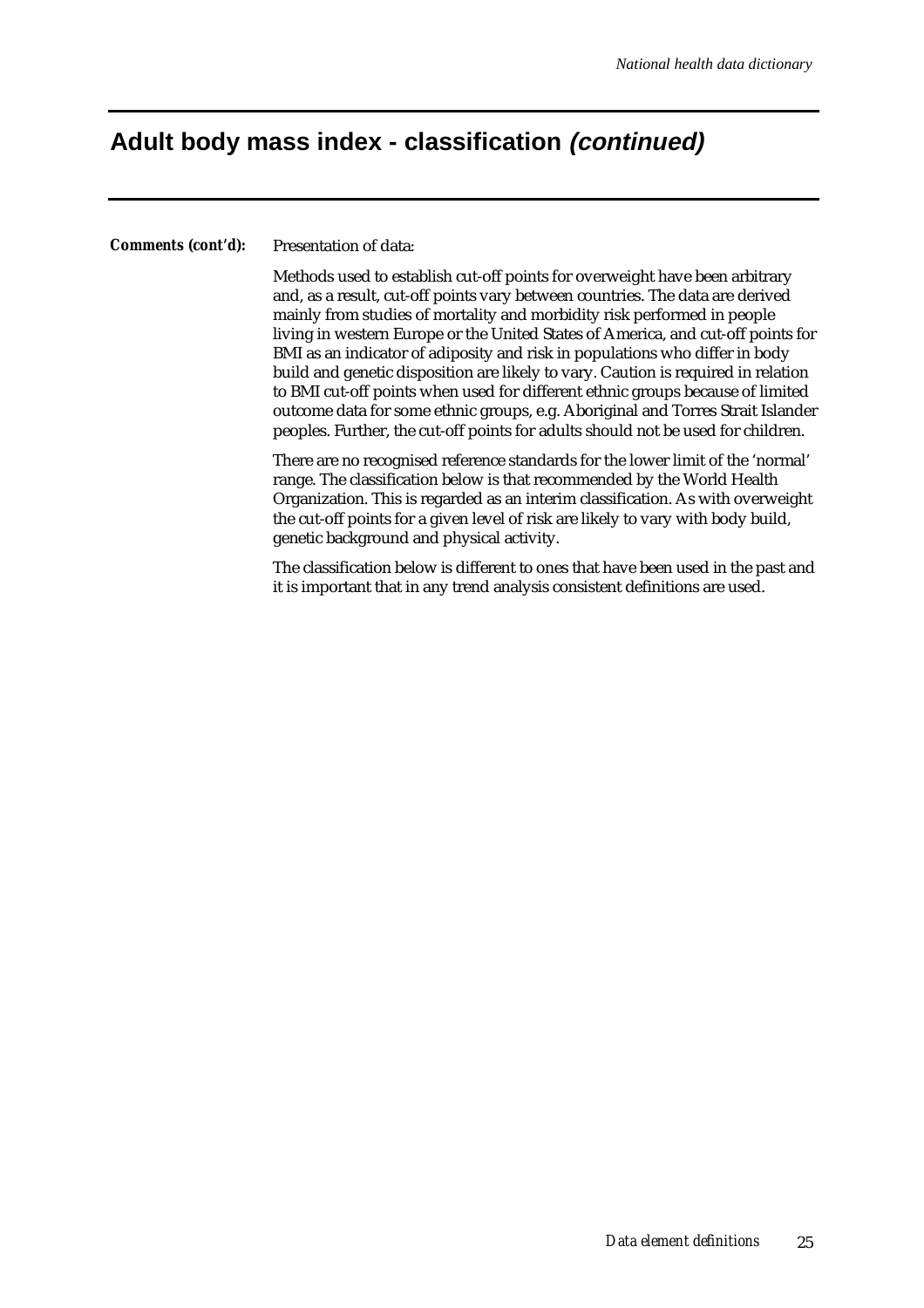## Adult body mass index - classification *(continued)*

***Comments (cont'd):*** Presentation of data:

Methods used to establish cut-off points for overweight have been arbitrary and, as a result, cut-off points vary between countries. The data are derived mainly from studies of mortality and morbidity risk performed in people living in western Europe or the United States of America, and cut-off points for BMI as an indicator of adiposity and risk in populations who differ in body build and genetic disposition are likely to vary. Caution is required in relation to BMI cut-off points when used for different ethnic groups because of limited outcome data for some ethnic groups, e.g. Aboriginal and Torres Strait Islander peoples. Further, the cut-off points for adults should not be used for children.

There are no recognised reference standards for the lower limit of the 'normal' range. The classification below is that recommended by the World Health Organization. This is regarded as an interim classification. As with overweight the cut-off points for a given level of risk are likely to vary with body build, genetic background and physical activity.

The classification below is different to ones that have been used in the past and it is important that in any trend analysis consistent definitions are used.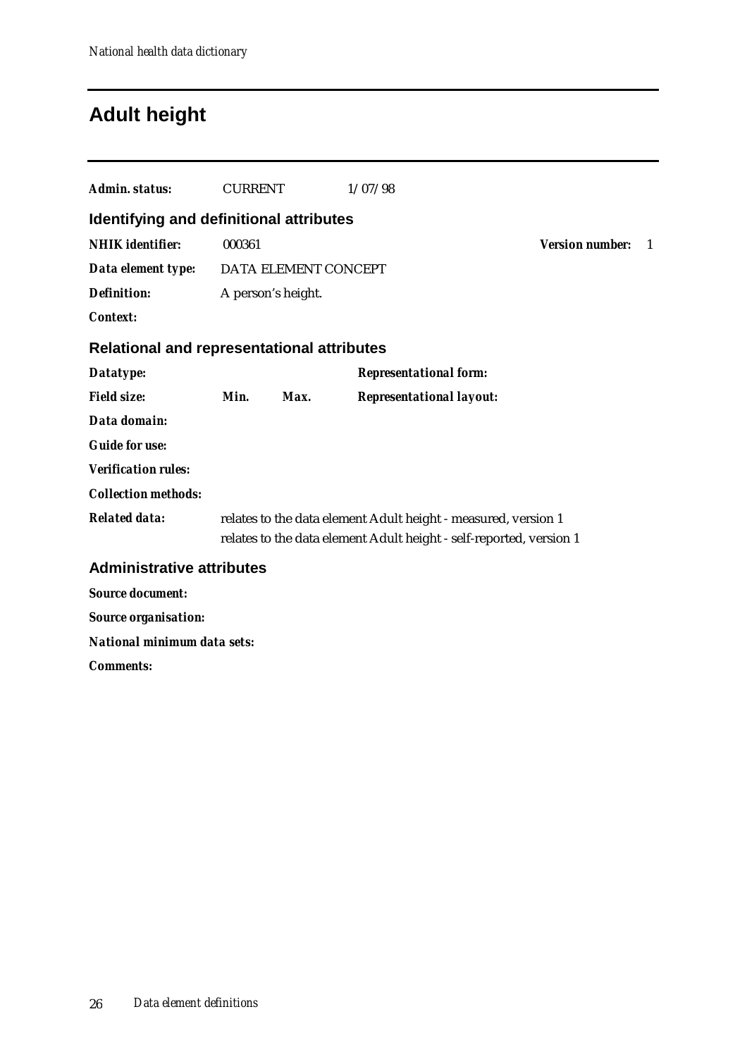# Adult height

***Admin. status:*** CURRENT 1/07/98

## Identifying and definitional attributes

***NHIK identifier:*** 000361 ***Version number:*** 1

***Data element type:*** DATA ELEMENT CONCEPT

***Definition:*** A person's height.

***Context:***

## Relational and representational attributes

***Datatype:*** ***Representational form:***

***Field size:*** ***Min.*** ***Max.*** ***Representational layout:***

***Data domain:***

***Guide for use:***

***Verification rules:***

***Collection methods:***

***Related data:*** relates to the data element Adult height - measured, version 1
relates to the data element Adult height - self-reported, version 1

## Administrative attributes

***Source document:***

***Source organisation:***

***National minimum data sets:***

***Comments:***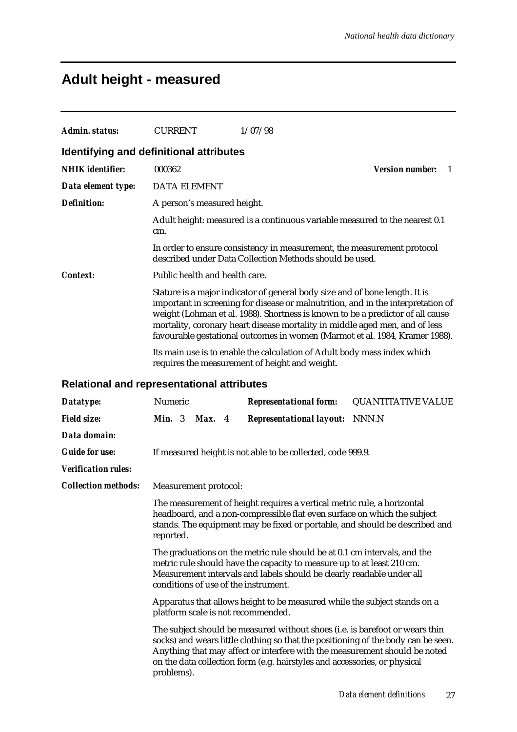# Adult height - measured

| | | |
|---|---|---|
| ***Admin. status:*** | CURRENT | 1/07/98 |

## Identifying and definitional attributes

***NHIK identifier:*** 000362 — ***Version number:*** 1

***Data element type:*** DATA ELEMENT

***Definition:*** A person's measured height.

Adult height: measured is a continuous variable measured to the nearest 0.1 cm.

In order to ensure consistency in measurement, the measurement protocol described under Data Collection Methods should be used.

***Context:*** Public health and health care.

Stature is a major indicator of general body size and of bone length. It is important in screening for disease or malnutrition, and in the interpretation of weight (Lohman et al. 1988). Shortness is known to be a predictor of all cause mortality, coronary heart disease mortality in middle aged men, and of less favourable gestational outcomes in women (Marmot et al. 1984, Kramer 1988).

Its main use is to enable the calculation of Adult body mass index which requires the measurement of height and weight.

## Relational and representational attributes

| | | | |
|---|---|---|---|
| ***Datatype:*** | Numeric | ***Representational form:*** | QUANTITATIVE VALUE |
| ***Field size:*** | ***Min.*** 3 ***Max.*** 4 | ***Representational layout:*** | NNN.N |

***Data domain:***

***Guide for use:*** If measured height is not able to be collected, code 999.9.

***Verification rules:***

***Collection methods:*** Measurement protocol:

The measurement of height requires a vertical metric rule, a horizontal headboard, and a non-compressible flat even surface on which the subject stands. The equipment may be fixed or portable, and should be described and reported.

The graduations on the metric rule should be at 0.1 cm intervals, and the metric rule should have the capacity to measure up to at least 210 cm. Measurement intervals and labels should be clearly readable under all conditions of use of the instrument.

Apparatus that allows height to be measured while the subject stands on a platform scale is not recommended.

The subject should be measured without shoes (i.e. is barefoot or wears thin socks) and wears little clothing so that the positioning of the body can be seen. Anything that may affect or interfere with the measurement should be noted on the data collection form (e.g. hairstyles and accessories, or physical problems).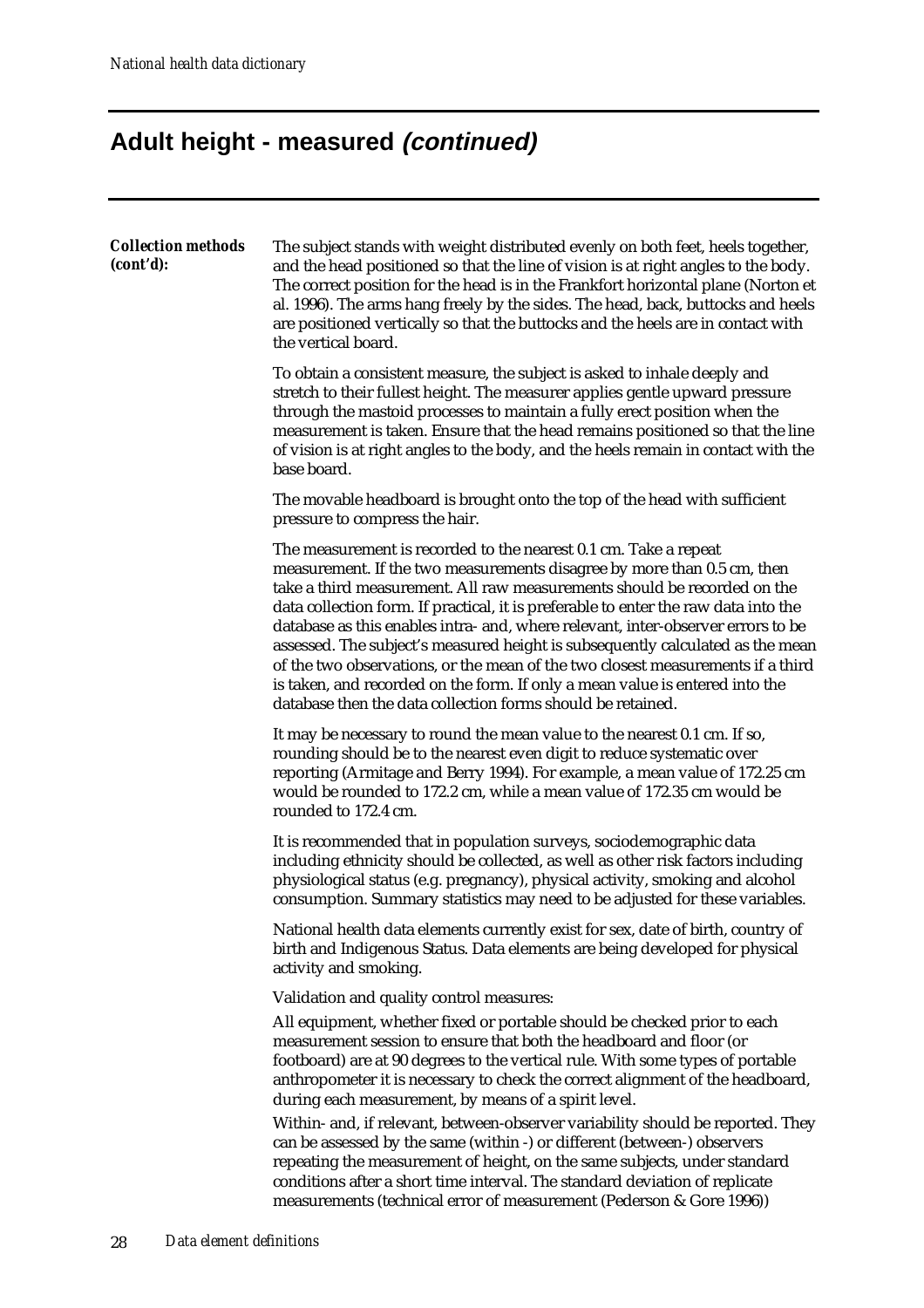## Adult height - measured *(continued)*

***Collection methods (cont'd):***

The subject stands with weight distributed evenly on both feet, heels together, and the head positioned so that the line of vision is at right angles to the body. The correct position for the head is in the Frankfort horizontal plane (Norton et al. 1996). The arms hang freely by the sides. The head, back, buttocks and heels are positioned vertically so that the buttocks and the heels are in contact with the vertical board.

To obtain a consistent measure, the subject is asked to inhale deeply and stretch to their fullest height. The measurer applies gentle upward pressure through the mastoid processes to maintain a fully erect position when the measurement is taken. Ensure that the head remains positioned so that the line of vision is at right angles to the body, and the heels remain in contact with the base board.

The movable headboard is brought onto the top of the head with sufficient pressure to compress the hair.

The measurement is recorded to the nearest 0.1 cm. Take a repeat measurement. If the two measurements disagree by more than 0.5 cm, then take a third measurement. All raw measurements should be recorded on the data collection form. If practical, it is preferable to enter the raw data into the database as this enables intra- and, where relevant, inter-observer errors to be assessed. The subject's measured height is subsequently calculated as the mean of the two observations, or the mean of the two closest measurements if a third is taken, and recorded on the form. If only a mean value is entered into the database then the data collection forms should be retained.

It may be necessary to round the mean value to the nearest 0.1 cm. If so, rounding should be to the nearest even digit to reduce systematic over reporting (Armitage and Berry 1994). For example, a mean value of 172.25 cm would be rounded to 172.2 cm, while a mean value of 172.35 cm would be rounded to 172.4 cm.

It is recommended that in population surveys, sociodemographic data including ethnicity should be collected, as well as other risk factors including physiological status (e.g. pregnancy), physical activity, smoking and alcohol consumption. Summary statistics may need to be adjusted for these variables.

National health data elements currently exist for sex, date of birth, country of birth and Indigenous Status. Data elements are being developed for physical activity and smoking.

Validation and quality control measures:

All equipment, whether fixed or portable should be checked prior to each measurement session to ensure that both the headboard and floor (or footboard) are at 90 degrees to the vertical rule. With some types of portable anthropometer it is necessary to check the correct alignment of the headboard, during each measurement, by means of a spirit level.

Within- and, if relevant, between-observer variability should be reported. They can be assessed by the same (within -) or different (between-) observers repeating the measurement of height, on the same subjects, under standard conditions after a short time interval. The standard deviation of replicate measurements (technical error of measurement (Pederson & Gore 1996))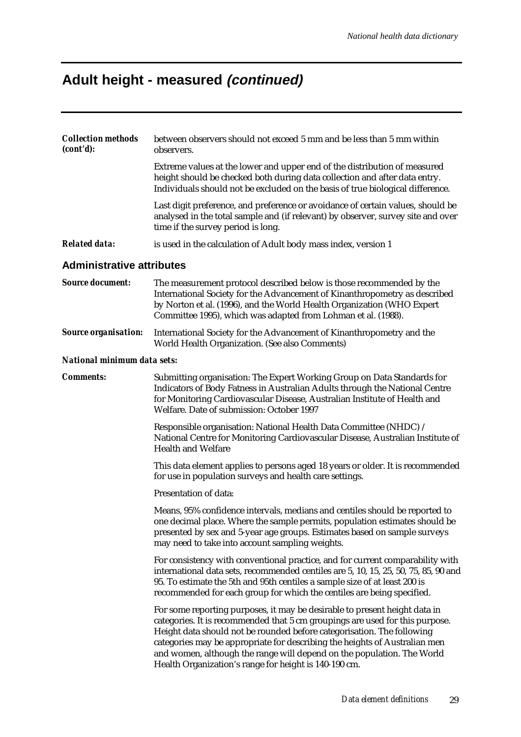# Adult height - measured *(continued)*

***Collection methods (cont'd):*** between observers should not exceed 5 mm and be less than 5 mm within observers.

Extreme values at the lower and upper end of the distribution of measured height should be checked both during data collection and after data entry. Individuals should not be excluded on the basis of true biological difference.

Last digit preference, and preference or avoidance of certain values, should be analysed in the total sample and (if relevant) by observer, survey site and over time if the survey period is long.

***Related data:*** is used in the calculation of Adult body mass index, version 1

## Administrative attributes

***Source document:*** The measurement protocol described below is those recommended by the International Society for the Advancement of Kinanthropometry as described by Norton et al. (1996), and the World Health Organization (WHO Expert Committee 1995), which was adapted from Lohman et al. (1988).

***Source organisation:*** International Society for the Advancement of Kinanthropometry and the World Health Organization. (See also Comments)

***National minimum data sets:***

***Comments:*** Submitting organisation: The Expert Working Group on Data Standards for Indicators of Body Fatness in Australian Adults through the National Centre for Monitoring Cardiovascular Disease, Australian Institute of Health and Welfare. Date of submission: October 1997

Responsible organisation: National Health Data Committee (NHDC) / National Centre for Monitoring Cardiovascular Disease, Australian Institute of Health and Welfare

This data element applies to persons aged 18 years or older. It is recommended for use in population surveys and health care settings.

Presentation of data:

Means, 95% confidence intervals, medians and centiles should be reported to one decimal place. Where the sample permits, population estimates should be presented by sex and 5-year age groups. Estimates based on sample surveys may need to take into account sampling weights.

For consistency with conventional practice, and for current comparability with international data sets, recommended centiles are 5, 10, 15, 25, 50, 75, 85, 90 and 95. To estimate the 5th and 95th centiles a sample size of at least 200 is recommended for each group for which the centiles are being specified.

For some reporting purposes, it may be desirable to present height data in categories. It is recommended that 5 cm groupings are used for this purpose. Height data should not be rounded before categorisation. The following categories may be appropriate for describing the heights of Australian men and women, although the range will depend on the population. The World Health Organization's range for height is 140-190 cm.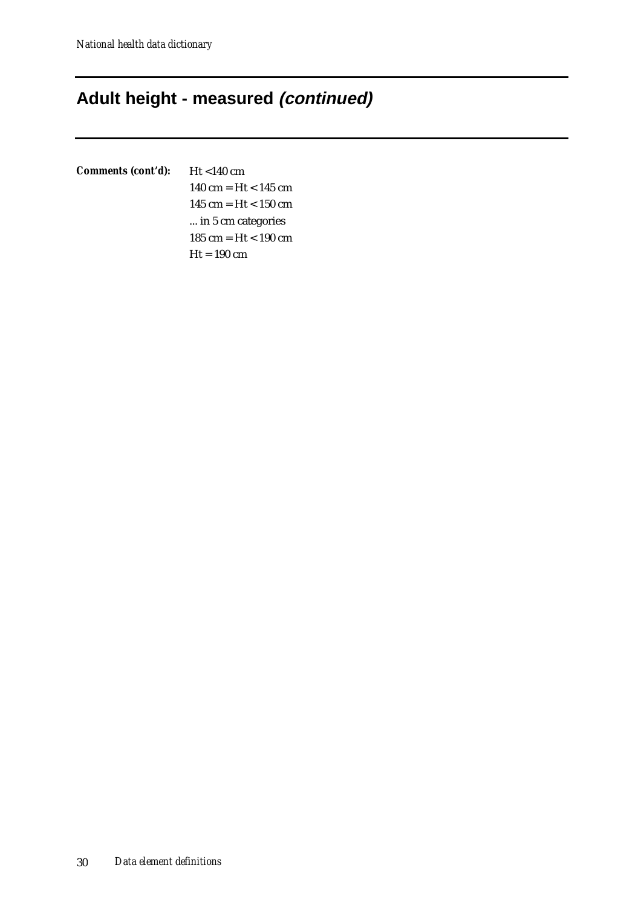## Adult height - measured *(continued)*

***Comments (cont'd):***

Ht <140 cm
140 cm = Ht < 145 cm
145 cm = Ht < 150 cm
... in 5 cm categories
185 cm = Ht < 190 cm
Ht = 190 cm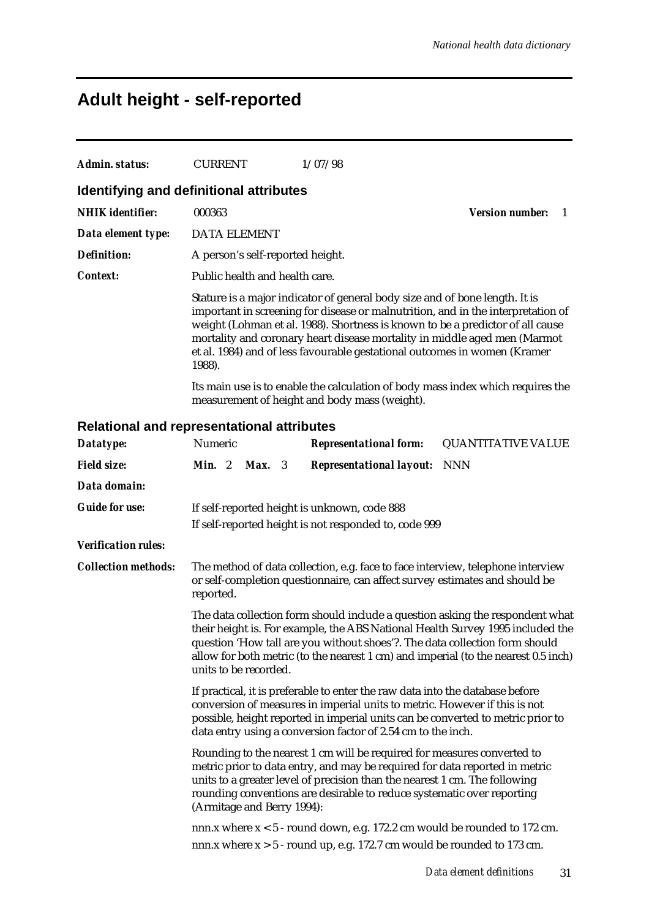# Adult height - self-reported

| | | |
|---|---|---|
| ***Admin. status:*** | CURRENT | 1/07/98 |

## Identifying and definitional attributes

***NHIK identifier:*** 000363 — ***Version number:*** 1

***Data element type:*** DATA ELEMENT

***Definition:*** A person's self-reported height.

***Context:*** Public health and health care.

Stature is a major indicator of general body size and of bone length. It is important in screening for disease or malnutrition, and in the interpretation of weight (Lohman et al. 1988). Shortness is known to be a predictor of all cause mortality and coronary heart disease mortality in middle aged men (Marmot et al. 1984) and of less favourable gestational outcomes in women (Kramer 1988).

Its main use is to enable the calculation of body mass index which requires the measurement of height and body mass (weight).

## Relational and representational attributes

| | | | |
|---|---|---|---|
| ***Datatype:*** | Numeric | ***Representational form:*** | QUANTITATIVE VALUE |
| ***Field size:*** | ***Min.*** 2 ***Max.*** 3 | ***Representational layout:*** | NNN |

***Data domain:***

***Guide for use:*** If self-reported height is unknown, code 888

If self-reported height is not responded to, code 999

***Verification rules:***

***Collection methods:*** The method of data collection, e.g. face to face interview, telephone interview or self-completion questionnaire, can affect survey estimates and should be reported.

The data collection form should include a question asking the respondent what their height is. For example, the ABS National Health Survey 1995 included the question 'How tall are you without shoes'?. The data collection form should allow for both metric (to the nearest 1 cm) and imperial (to the nearest 0.5 inch) units to be recorded.

If practical, it is preferable to enter the raw data into the database before conversion of measures in imperial units to metric. However if this is not possible, height reported in imperial units can be converted to metric prior to data entry using a conversion factor of 2.54 cm to the inch.

Rounding to the nearest 1 cm will be required for measures converted to metric prior to data entry, and may be required for data reported in metric units to a greater level of precision than the nearest 1 cm. The following rounding conventions are desirable to reduce systematic over reporting (Armitage and Berry 1994):

nnn.x where x < 5 - round down, e.g. 172.2 cm would be rounded to 172 cm.

nnn.x where x > 5 - round up, e.g. 172.7 cm would be rounded to 173 cm.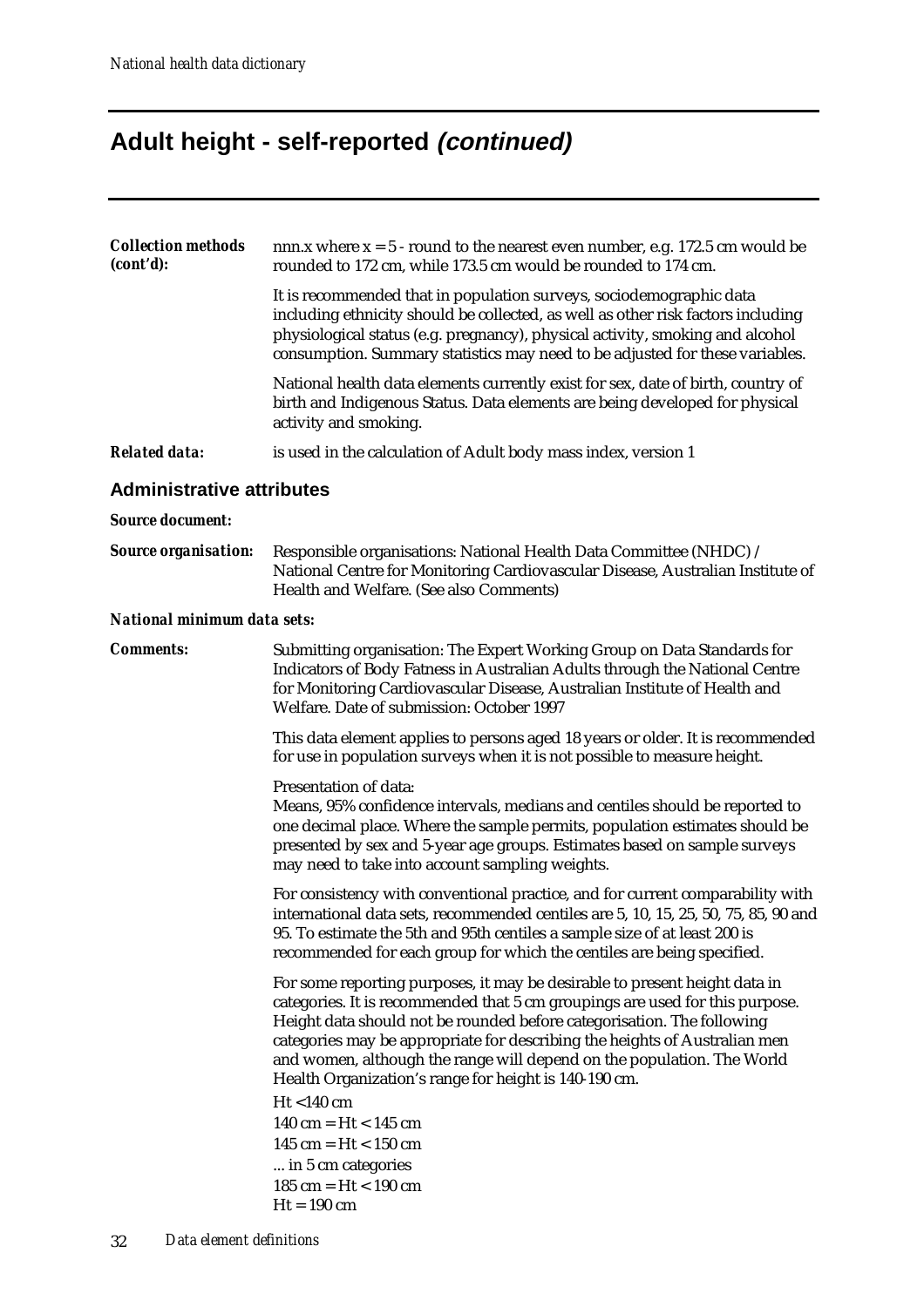# Adult height - self-reported *(continued)*

***Collection methods (cont'd):*** nnn.x where x = 5 - round to the nearest even number, e.g. 172.5 cm would be rounded to 172 cm, while 173.5 cm would be rounded to 174 cm.

It is recommended that in population surveys, sociodemographic data including ethnicity should be collected, as well as other risk factors including physiological status (e.g. pregnancy), physical activity, smoking and alcohol consumption. Summary statistics may need to be adjusted for these variables.

National health data elements currently exist for sex, date of birth, country of birth and Indigenous Status. Data elements are being developed for physical activity and smoking.

***Related data:*** is used in the calculation of Adult body mass index, version 1

## Administrative attributes

***Source document:***

***Source organisation:*** Responsible organisations: National Health Data Committee (NHDC) / National Centre for Monitoring Cardiovascular Disease, Australian Institute of Health and Welfare. (See also Comments)

***National minimum data sets:***

***Comments:*** Submitting organisation: The Expert Working Group on Data Standards for Indicators of Body Fatness in Australian Adults through the National Centre for Monitoring Cardiovascular Disease, Australian Institute of Health and Welfare. Date of submission: October 1997

This data element applies to persons aged 18 years or older. It is recommended for use in population surveys when it is not possible to measure height.

Presentation of data:
Means, 95% confidence intervals, medians and centiles should be reported to one decimal place. Where the sample permits, population estimates should be presented by sex and 5-year age groups. Estimates based on sample surveys may need to take into account sampling weights.

For consistency with conventional practice, and for current comparability with international data sets, recommended centiles are 5, 10, 15, 25, 50, 75, 85, 90 and 95. To estimate the 5th and 95th centiles a sample size of at least 200 is recommended for each group for which the centiles are being specified.

For some reporting purposes, it may be desirable to present height data in categories. It is recommended that 5 cm groupings are used for this purpose. Height data should not be rounded before categorisation. The following categories may be appropriate for describing the heights of Australian men and women, although the range will depend on the population. The World Health Organization's range for height is 140-190 cm.

Ht <140 cm
140 cm = Ht < 145 cm
145 cm = Ht < 150 cm
... in 5 cm categories
185 cm = Ht < 190 cm
Ht = 190 cm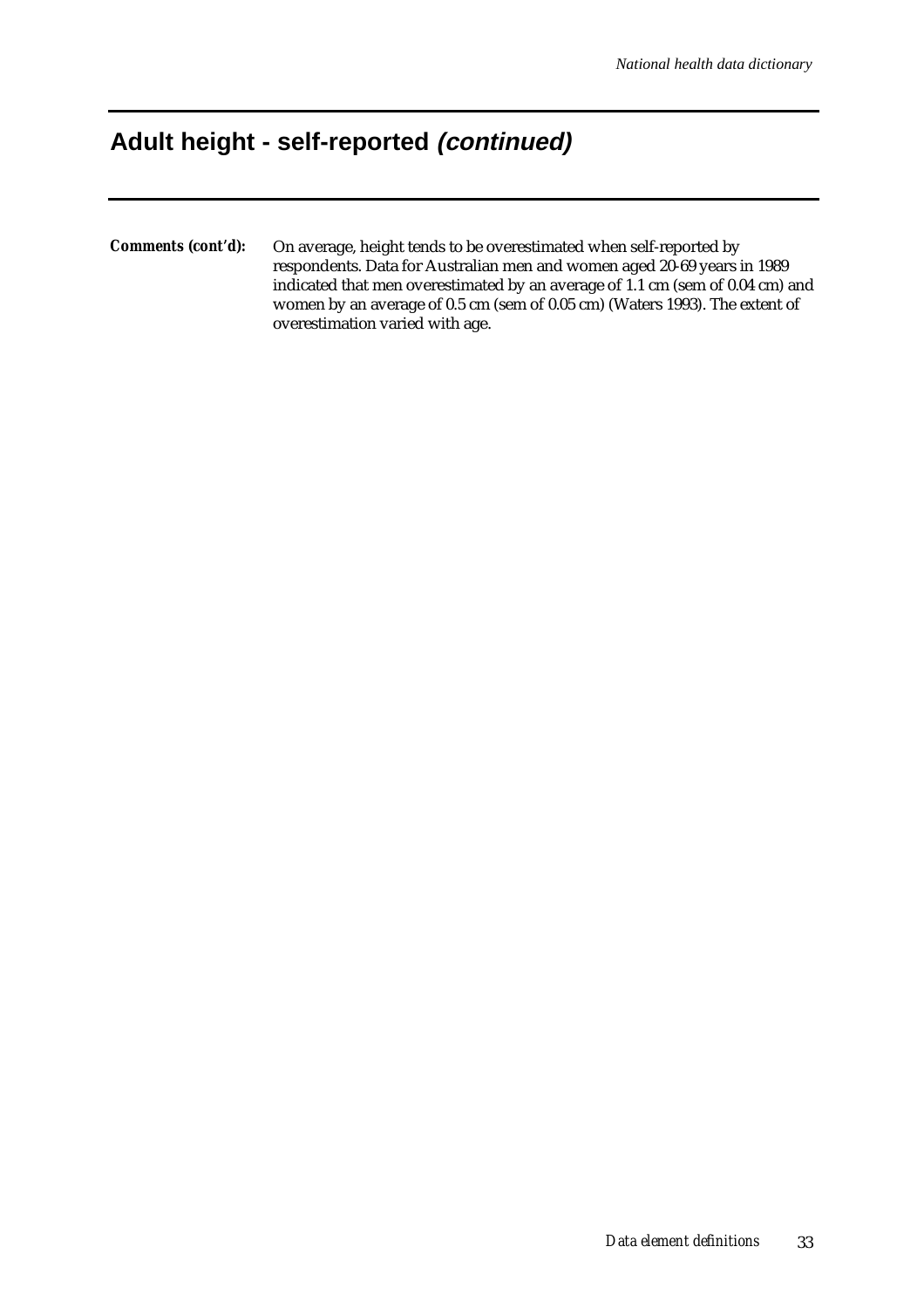## Adult height - self-reported *(continued)*

***Comments (cont'd):*** On average, height tends to be overestimated when self-reported by respondents. Data for Australian men and women aged 20-69 years in 1989 indicated that men overestimated by an average of 1.1 cm (sem of 0.04 cm) and women by an average of 0.5 cm (sem of 0.05 cm) (Waters 1993). The extent of overestimation varied with age.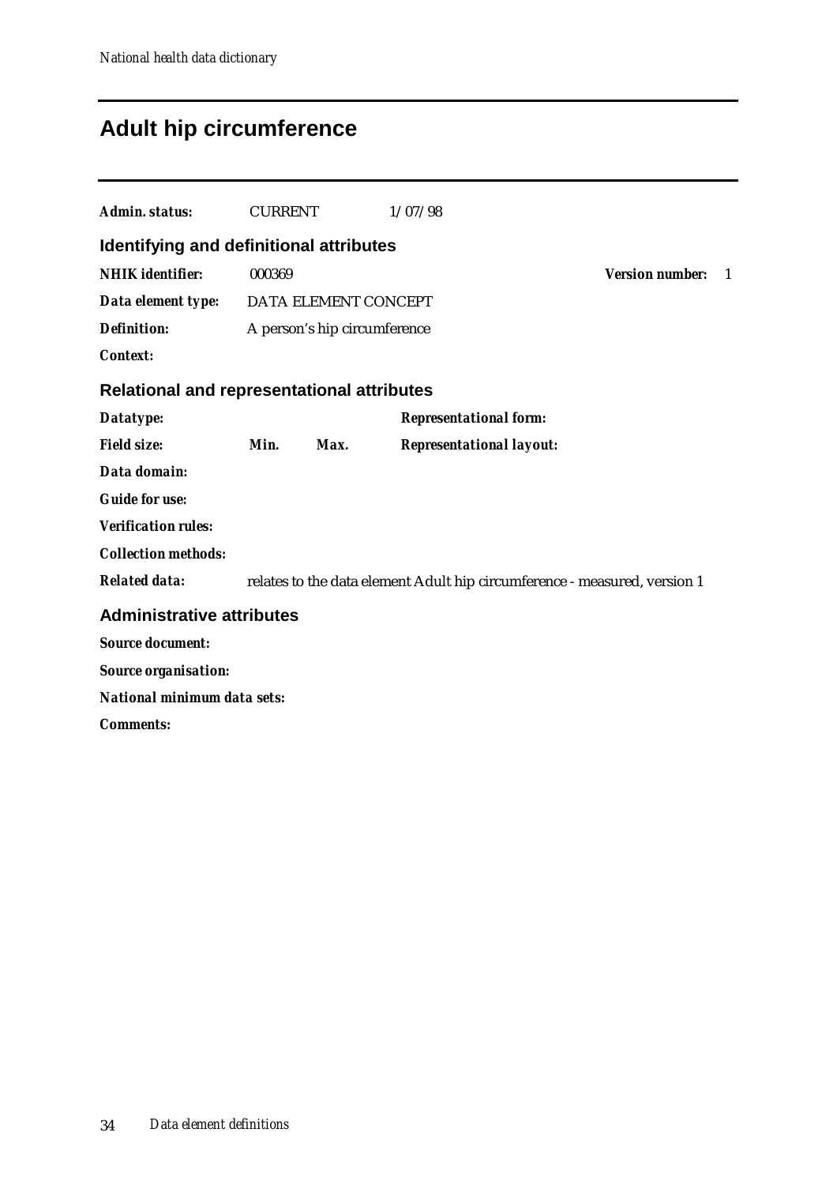# Adult hip circumference

***Admin. status:*** CURRENT 1/07/98

## Identifying and definitional attributes

***NHIK identifier:*** 000369 ***Version number:*** 1

***Data element type:*** DATA ELEMENT CONCEPT

***Definition:*** A person's hip circumference

***Context:***

## Relational and representational attributes

***Datatype:*** ***Representational form:***

***Field size:*** ***Min.*** ***Max.*** ***Representational layout:***

***Data domain:***

***Guide for use:***

***Verification rules:***

***Collection methods:***

***Related data:*** relates to the data element Adult hip circumference - measured, version 1

## Administrative attributes

***Source document:***

***Source organisation:***

***National minimum data sets:***

***Comments:***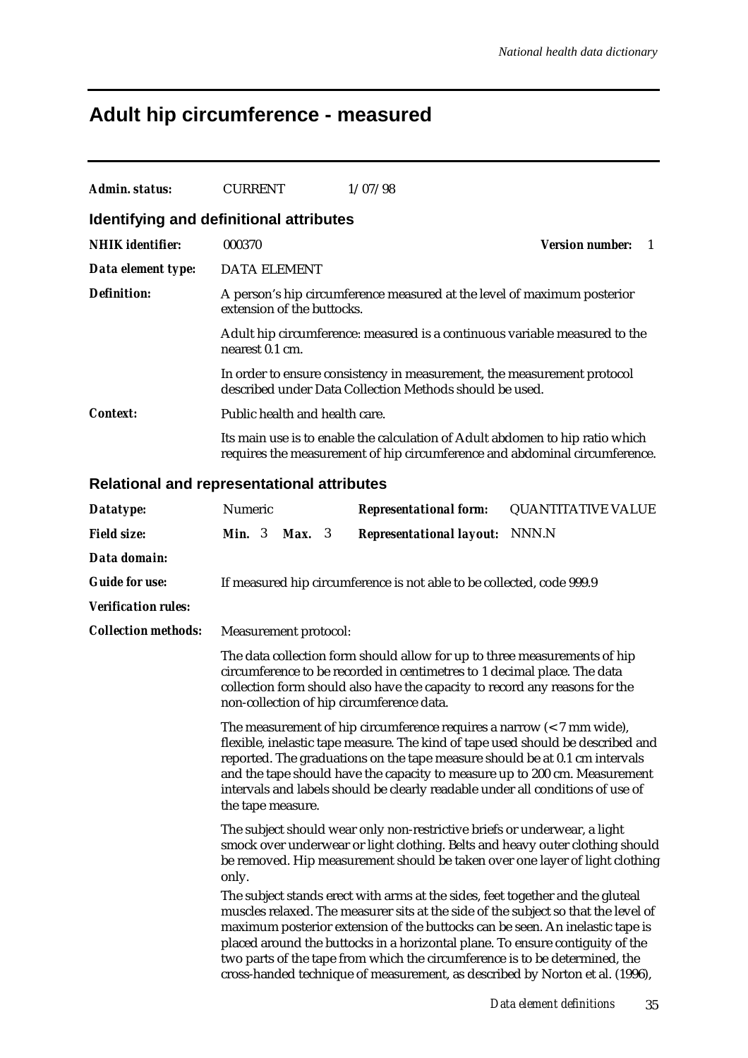# Adult hip circumference - measured

***Admin. status:*** CURRENT 1/07/98

## Identifying and definitional attributes

***NHIK identifier:*** 000370 ***Version number:*** 1

***Data element type:*** DATA ELEMENT

***Definition:*** A person's hip circumference measured at the level of maximum posterior extension of the buttocks.

Adult hip circumference: measured is a continuous variable measured to the nearest 0.1 cm.

In order to ensure consistency in measurement, the measurement protocol described under Data Collection Methods should be used.

***Context:*** Public health and health care.

Its main use is to enable the calculation of Adult abdomen to hip ratio which requires the measurement of hip circumference and abdominal circumference.

## Relational and representational attributes

***Datatype:*** Numeric ***Representational form:*** QUANTITATIVE VALUE

***Field size:*** ***Min.*** 3 ***Max.*** 3 ***Representational layout:*** NNN.N

***Data domain:***

***Guide for use:*** If measured hip circumference is not able to be collected, code 999.9

***Verification rules:***

***Collection methods:*** Measurement protocol:

The data collection form should allow for up to three measurements of hip circumference to be recorded in centimetres to 1 decimal place. The data collection form should also have the capacity to record any reasons for the non-collection of hip circumference data.

The measurement of hip circumference requires a narrow (< 7 mm wide), flexible, inelastic tape measure. The kind of tape used should be described and reported. The graduations on the tape measure should be at 0.1 cm intervals and the tape should have the capacity to measure up to 200 cm. Measurement intervals and labels should be clearly readable under all conditions of use of the tape measure.

The subject should wear only non-restrictive briefs or underwear, a light smock over underwear or light clothing. Belts and heavy outer clothing should be removed. Hip measurement should be taken over one layer of light clothing only.

The subject stands erect with arms at the sides, feet together and the gluteal muscles relaxed. The measurer sits at the side of the subject so that the level of maximum posterior extension of the buttocks can be seen. An inelastic tape is placed around the buttocks in a horizontal plane. To ensure contiguity of the two parts of the tape from which the circumference is to be determined, the cross-handed technique of measurement, as described by Norton et al. (1996),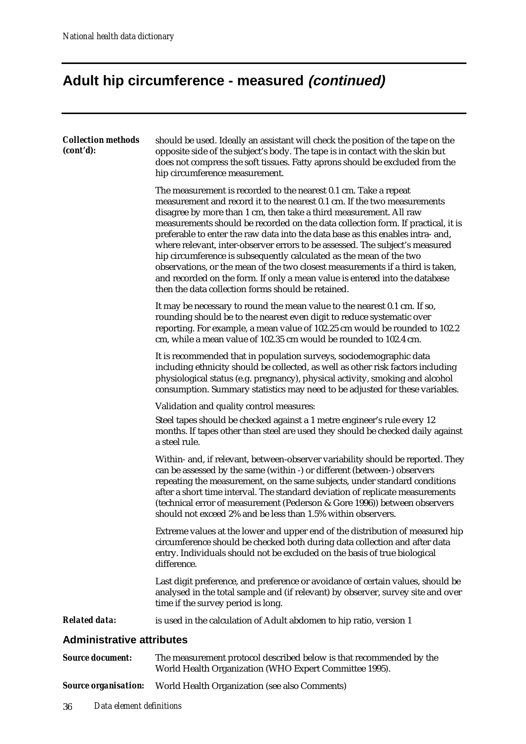# Adult hip circumference - measured *(continued)*

***Collection methods (cont'd):*** should be used. Ideally an assistant will check the position of the tape on the opposite side of the subject's body. The tape is in contact with the skin but does not compress the soft tissues. Fatty aprons should be excluded from the hip circumference measurement.

The measurement is recorded to the nearest 0.1 cm. Take a repeat measurement and record it to the nearest 0.1 cm. If the two measurements disagree by more than 1 cm, then take a third measurement. All raw measurements should be recorded on the data collection form. If practical, it is preferable to enter the raw data into the data base as this enables intra- and, where relevant, inter-observer errors to be assessed. The subject's measured hip circumference is subsequently calculated as the mean of the two observations, or the mean of the two closest measurements if a third is taken, and recorded on the form. If only a mean value is entered into the database then the data collection forms should be retained.

It may be necessary to round the mean value to the nearest 0.1 cm. If so, rounding should be to the nearest even digit to reduce systematic over reporting. For example, a mean value of 102.25 cm would be rounded to 102.2 cm, while a mean value of 102.35 cm would be rounded to 102.4 cm.

It is recommended that in population surveys, sociodemographic data including ethnicity should be collected, as well as other risk factors including physiological status (e.g. pregnancy), physical activity, smoking and alcohol consumption. Summary statistics may need to be adjusted for these variables.

Validation and quality control measures:

Steel tapes should be checked against a 1 metre engineer's rule every 12 months. If tapes other than steel are used they should be checked daily against a steel rule.

Within- and, if relevant, between-observer variability should be reported. They can be assessed by the same (within -) or different (between-) observers repeating the measurement, on the same subjects, under standard conditions after a short time interval. The standard deviation of replicate measurements (technical error of measurement (Pederson & Gore 1996)) between observers should not exceed 2% and be less than 1.5% within observers.

Extreme values at the lower and upper end of the distribution of measured hip circumference should be checked both during data collection and after data entry. Individuals should not be excluded on the basis of true biological difference.

Last digit preference, and preference or avoidance of certain values, should be analysed in the total sample and (if relevant) by observer, survey site and over time if the survey period is long.

***Related data:*** is used in the calculation of Adult abdomen to hip ratio, version 1

## Administrative attributes

***Source document:*** The measurement protocol described below is that recommended by the World Health Organization (WHO Expert Committee 1995).

***Source organisation:*** World Health Organization (see also Comments)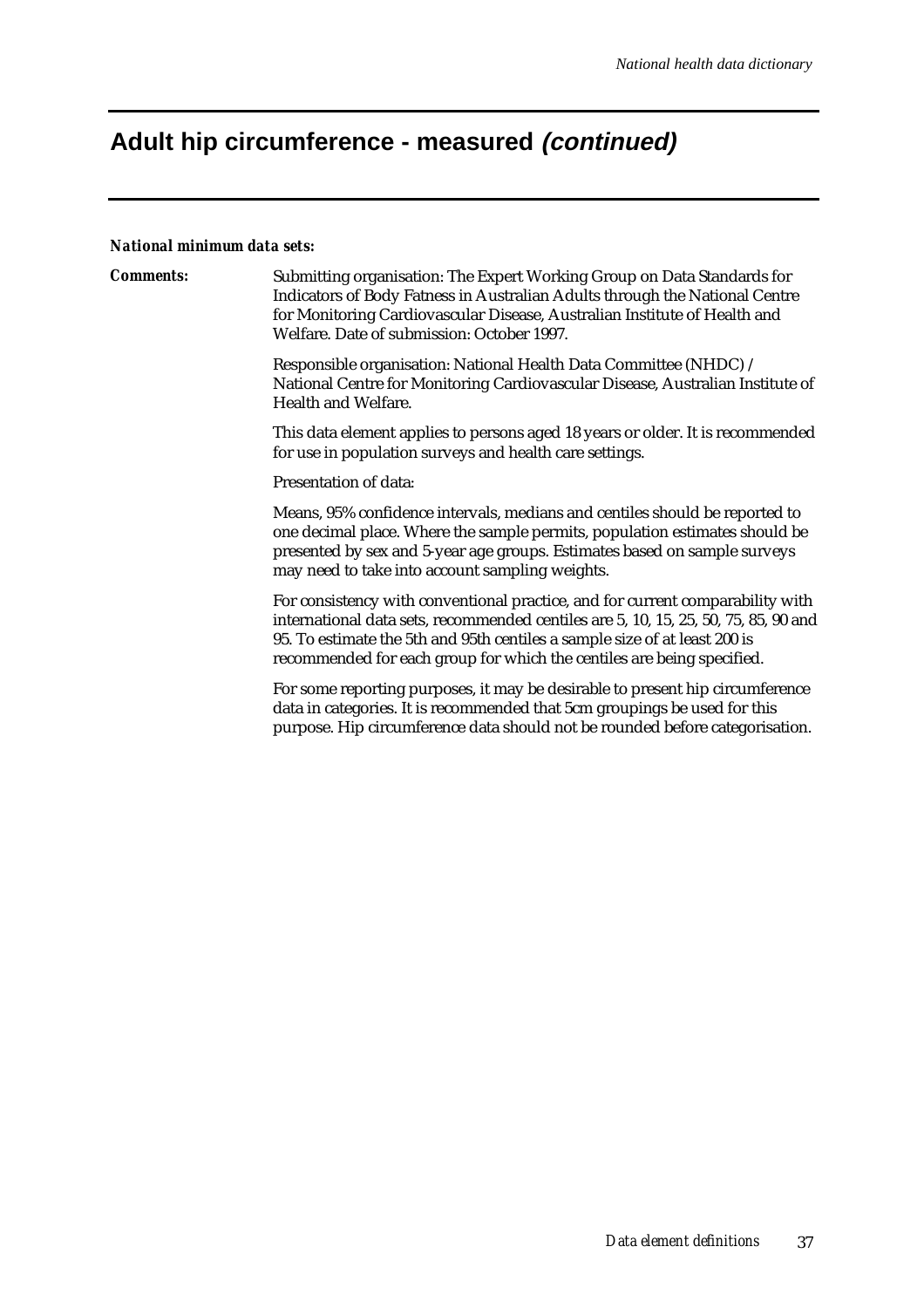# Adult hip circumference - measured *(continued)*

***National minimum data sets:***

***Comments:*** Submitting organisation: The Expert Working Group on Data Standards for Indicators of Body Fatness in Australian Adults through the National Centre for Monitoring Cardiovascular Disease, Australian Institute of Health and Welfare. Date of submission: October 1997.

Responsible organisation: National Health Data Committee (NHDC) / National Centre for Monitoring Cardiovascular Disease, Australian Institute of Health and Welfare.

This data element applies to persons aged 18 years or older. It is recommended for use in population surveys and health care settings.

Presentation of data:

Means, 95% confidence intervals, medians and centiles should be reported to one decimal place. Where the sample permits, population estimates should be presented by sex and 5-year age groups. Estimates based on sample surveys may need to take into account sampling weights.

For consistency with conventional practice, and for current comparability with international data sets, recommended centiles are 5, 10, 15, 25, 50, 75, 85, 90 and 95. To estimate the 5th and 95th centiles a sample size of at least 200 is recommended for each group for which the centiles are being specified.

For some reporting purposes, it may be desirable to present hip circumference data in categories. It is recommended that 5cm groupings be used for this purpose. Hip circumference data should not be rounded before categorisation.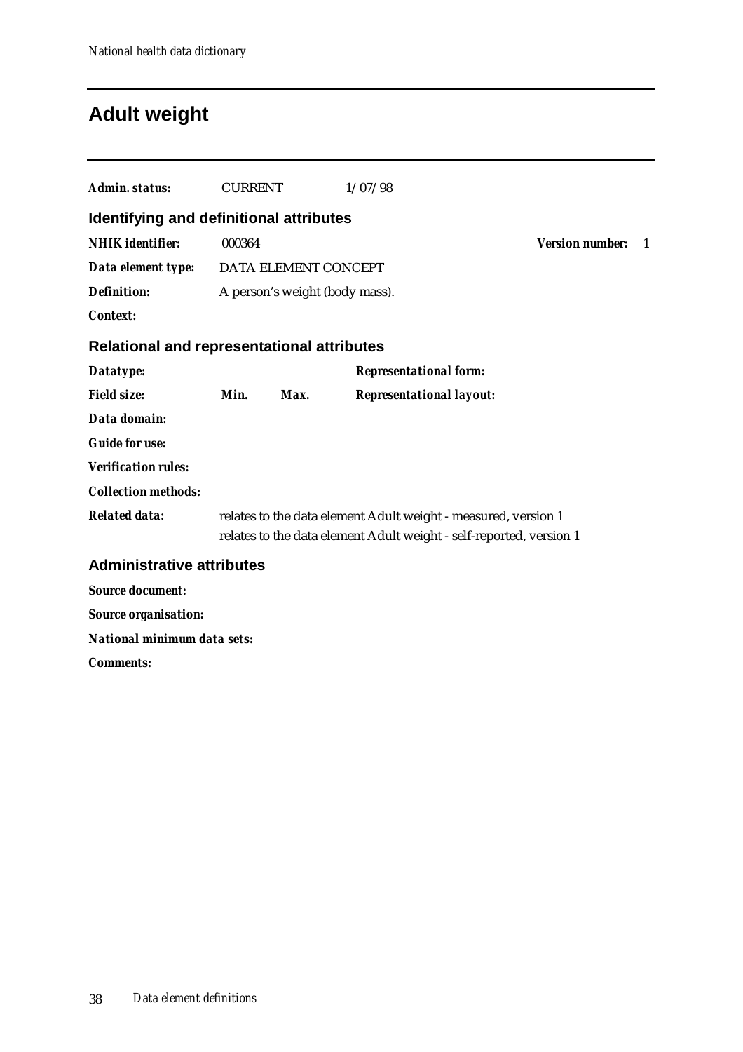# Adult weight

***Admin. status:*** CURRENT 1/07/98

## Identifying and definitional attributes

***NHIK identifier:*** 000364 ***Version number:*** 1

***Data element type:*** DATA ELEMENT CONCEPT

***Definition:*** A person's weight (body mass).

***Context:***

## Relational and representational attributes

***Datatype:*** ***Representational form:***

***Field size:*** ***Min.*** ***Max.*** ***Representational layout:***

***Data domain:***

***Guide for use:***

***Verification rules:***

***Collection methods:***

***Related data:*** relates to the data element Adult weight - measured, version 1
relates to the data element Adult weight - self-reported, version 1

## Administrative attributes

***Source document:***

***Source organisation:***

***National minimum data sets:***

***Comments:***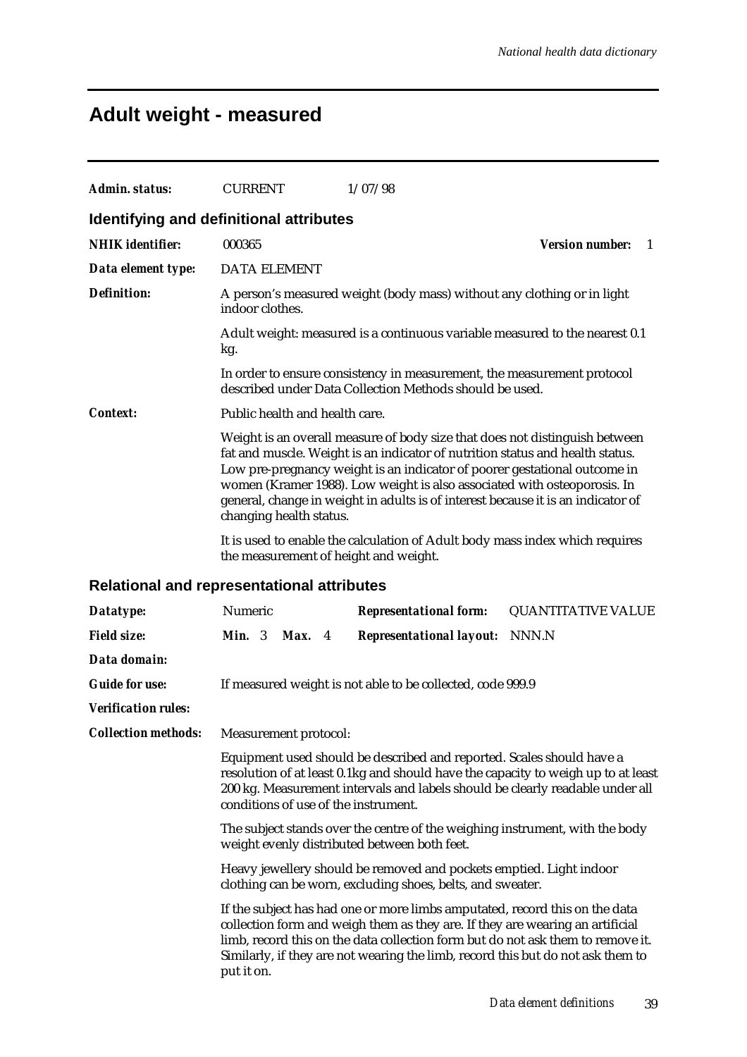# Adult weight - measured

| | | |
|---|---|---|
| ***Admin. status:*** | CURRENT | 1/07/98 |

## Identifying and definitional attributes

***NHIK identifier:*** 000365 ***Version number:*** 1

***Data element type:*** DATA ELEMENT

***Definition:***

A person's measured weight (body mass) without any clothing or in light indoor clothes.

Adult weight: measured is a continuous variable measured to the nearest 0.1 kg.

In order to ensure consistency in measurement, the measurement protocol described under Data Collection Methods should be used.

***Context:***

Public health and health care.

Weight is an overall measure of body size that does not distinguish between fat and muscle. Weight is an indicator of nutrition status and health status. Low pre-pregnancy weight is an indicator of poorer gestational outcome in women (Kramer 1988). Low weight is also associated with osteoporosis. In general, change in weight in adults is of interest because it is an indicator of changing health status.

It is used to enable the calculation of Adult body mass index which requires the measurement of height and weight.

## Relational and representational attributes

| | | | |
|---|---|---|---|
| ***Datatype:*** | Numeric | ***Representational form:*** | QUANTITATIVE VALUE |
| ***Field size:*** | ***Min.*** 3 ***Max.*** 4 | ***Representational layout:*** | NNN.N |

***Data domain:***

***Guide for use:*** If measured weight is not able to be collected, code 999.9

***Verification rules:***

***Collection methods:***

Measurement protocol:

Equipment used should be described and reported. Scales should have a resolution of at least 0.1kg and should have the capacity to weigh up to at least 200 kg. Measurement intervals and labels should be clearly readable under all conditions of use of the instrument.

The subject stands over the centre of the weighing instrument, with the body weight evenly distributed between both feet.

Heavy jewellery should be removed and pockets emptied. Light indoor clothing can be worn, excluding shoes, belts, and sweater.

If the subject has had one or more limbs amputated, record this on the data collection form and weigh them as they are. If they are wearing an artificial limb, record this on the data collection form but do not ask them to remove it. Similarly, if they are not wearing the limb, record this but do not ask them to put it on.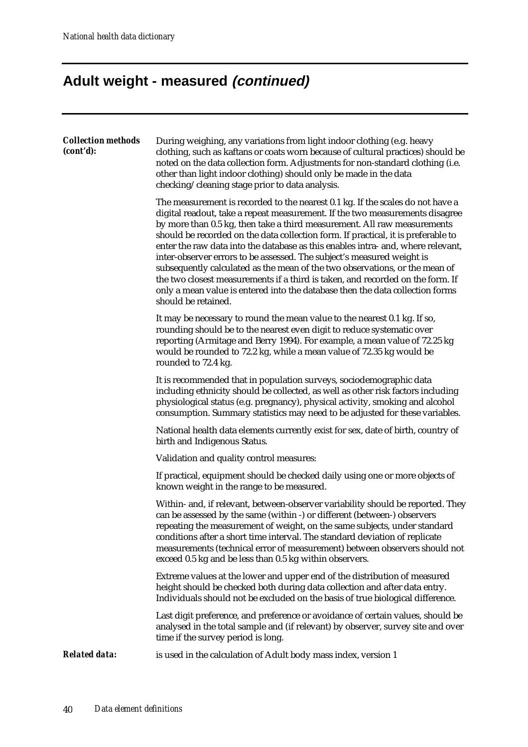## Adult weight - measured *(continued)*

***Collection methods (cont'd):***

During weighing, any variations from light indoor clothing (e.g. heavy clothing, such as kaftans or coats worn because of cultural practices) should be noted on the data collection form. Adjustments for non-standard clothing (i.e. other than light indoor clothing) should only be made in the data checking/cleaning stage prior to data analysis.

The measurement is recorded to the nearest 0.1 kg. If the scales do not have a digital readout, take a repeat measurement. If the two measurements disagree by more than 0.5 kg, then take a third measurement. All raw measurements should be recorded on the data collection form. If practical, it is preferable to enter the raw data into the database as this enables intra- and, where relevant, inter-observer errors to be assessed. The subject's measured weight is subsequently calculated as the mean of the two observations, or the mean of the two closest measurements if a third is taken, and recorded on the form. If only a mean value is entered into the database then the data collection forms should be retained.

It may be necessary to round the mean value to the nearest 0.1 kg. If so, rounding should be to the nearest even digit to reduce systematic over reporting (Armitage and Berry 1994). For example, a mean value of 72.25 kg would be rounded to 72.2 kg, while a mean value of 72.35 kg would be rounded to 72.4 kg.

It is recommended that in population surveys, sociodemographic data including ethnicity should be collected, as well as other risk factors including physiological status (e.g. pregnancy), physical activity, smoking and alcohol consumption. Summary statistics may need to be adjusted for these variables.

National health data elements currently exist for sex, date of birth, country of birth and Indigenous Status.

Validation and quality control measures:

If practical, equipment should be checked daily using one or more objects of known weight in the range to be measured.

Within- and, if relevant, between-observer variability should be reported. They can be assessed by the same (within -) or different (between-) observers repeating the measurement of weight, on the same subjects, under standard conditions after a short time interval. The standard deviation of replicate measurements (technical error of measurement) between observers should not exceed 0.5 kg and be less than 0.5 kg within observers.

Extreme values at the lower and upper end of the distribution of measured height should be checked both during data collection and after data entry. Individuals should not be excluded on the basis of true biological difference.

Last digit preference, and preference or avoidance of certain values, should be analysed in the total sample and (if relevant) by observer, survey site and over time if the survey period is long.

***Related data:*** is used in the calculation of Adult body mass index, version 1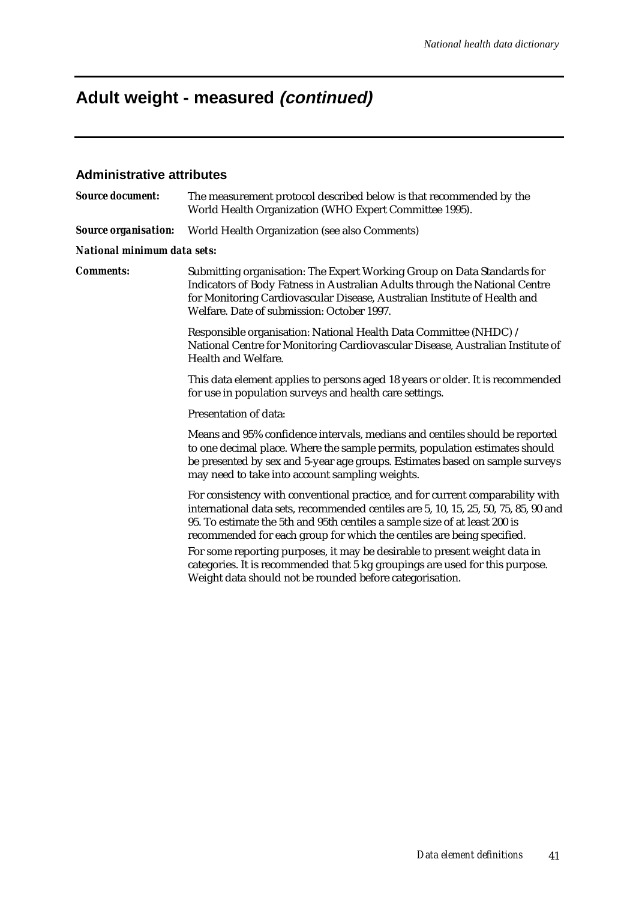# Adult weight - measured *(continued)*

## Administrative attributes

***Source document:*** The measurement protocol described below is that recommended by the World Health Organization (WHO Expert Committee 1995).

***Source organisation:*** World Health Organization (see also Comments)

***National minimum data sets:***

***Comments:*** Submitting organisation: The Expert Working Group on Data Standards for Indicators of Body Fatness in Australian Adults through the National Centre for Monitoring Cardiovascular Disease, Australian Institute of Health and Welfare. Date of submission: October 1997.

Responsible organisation: National Health Data Committee (NHDC) / National Centre for Monitoring Cardiovascular Disease, Australian Institute of Health and Welfare.

This data element applies to persons aged 18 years or older. It is recommended for use in population surveys and health care settings.

Presentation of data:

Means and 95% confidence intervals, medians and centiles should be reported to one decimal place. Where the sample permits, population estimates should be presented by sex and 5-year age groups. Estimates based on sample surveys may need to take into account sampling weights.

For consistency with conventional practice, and for current comparability with international data sets, recommended centiles are 5, 10, 15, 25, 50, 75, 85, 90 and 95. To estimate the 5th and 95th centiles a sample size of at least 200 is recommended for each group for which the centiles are being specified.

For some reporting purposes, it may be desirable to present weight data in categories. It is recommended that 5 kg groupings are used for this purpose. Weight data should not be rounded before categorisation.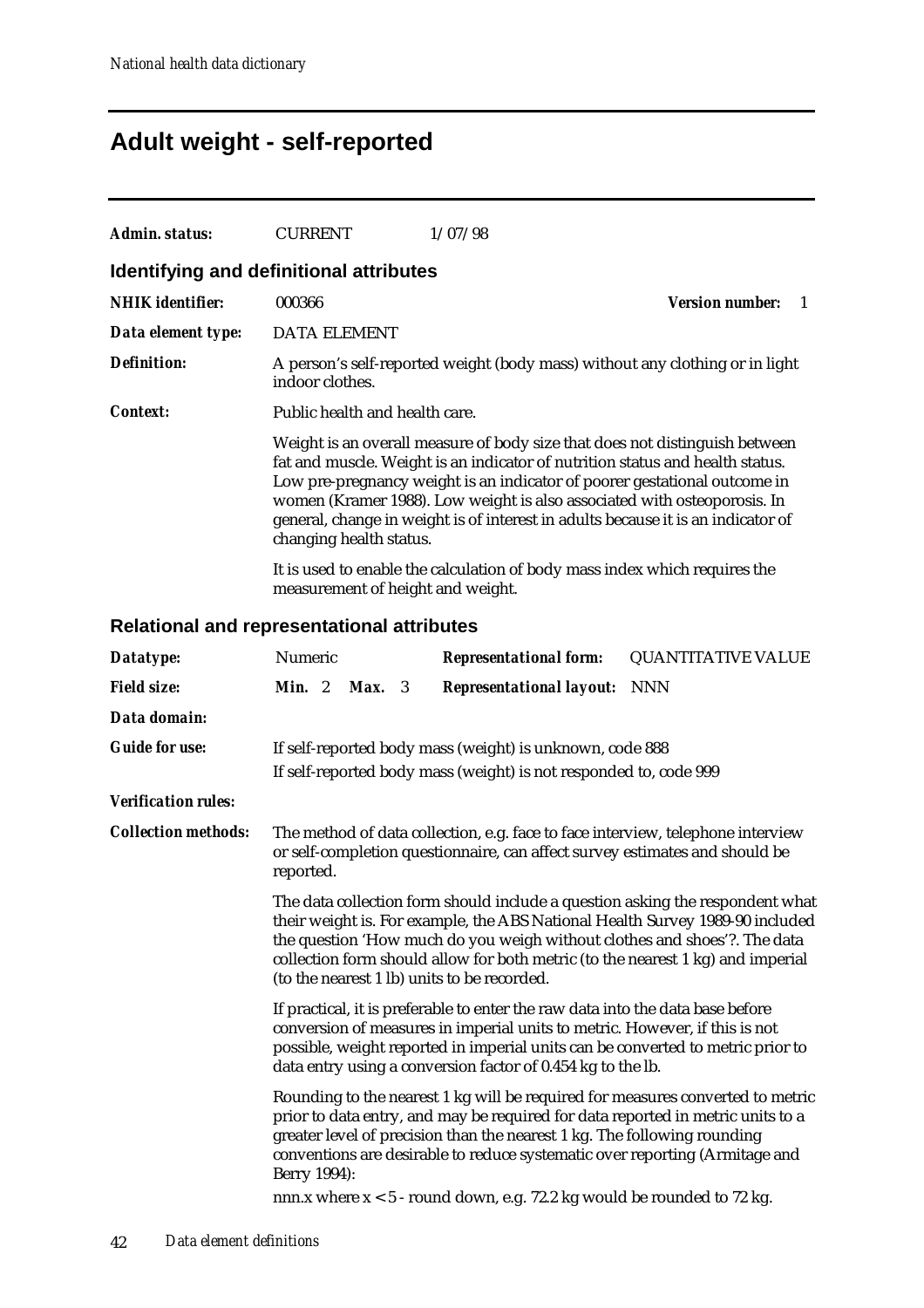# Adult weight - self-reported

**Admin. status:** CURRENT 1/07/98

## Identifying and definitional attributes

**NHIK identifier:** 000366 **Version number:** 1

**Data element type:** DATA ELEMENT

**Definition:** A person's self-reported weight (body mass) without any clothing or in light indoor clothes.

**Context:** Public health and health care.

Weight is an overall measure of body size that does not distinguish between fat and muscle. Weight is an indicator of nutrition status and health status. Low pre-pregnancy weight is an indicator of poorer gestational outcome in women (Kramer 1988). Low weight is also associated with osteoporosis. In general, change in weight is of interest in adults because it is an indicator of changing health status.

It is used to enable the calculation of body mass index which requires the measurement of height and weight.

## Relational and representational attributes

**Datatype:** Numeric **Representational form:** QUANTITATIVE VALUE

**Field size:** **Min.** 2 **Max.** 3 **Representational layout:** NNN

**Data domain:**

**Guide for use:** If self-reported body mass (weight) is unknown, code 888

If self-reported body mass (weight) is not responded to, code 999

**Verification rules:**

**Collection methods:** The method of data collection, e.g. face to face interview, telephone interview or self-completion questionnaire, can affect survey estimates and should be reported.

The data collection form should include a question asking the respondent what their weight is. For example, the ABS National Health Survey 1989-90 included the question 'How much do you weigh without clothes and shoes'?. The data collection form should allow for both metric (to the nearest 1 kg) and imperial (to the nearest 1 lb) units to be recorded.

If practical, it is preferable to enter the raw data into the data base before conversion of measures in imperial units to metric. However, if this is not possible, weight reported in imperial units can be converted to metric prior to data entry using a conversion factor of 0.454 kg to the lb.

Rounding to the nearest 1 kg will be required for measures converted to metric prior to data entry, and may be required for data reported in metric units to a greater level of precision than the nearest 1 kg. The following rounding conventions are desirable to reduce systematic over reporting (Armitage and Berry 1994):

nnn.x where x < 5 - round down, e.g. 72.2 kg would be rounded to 72 kg.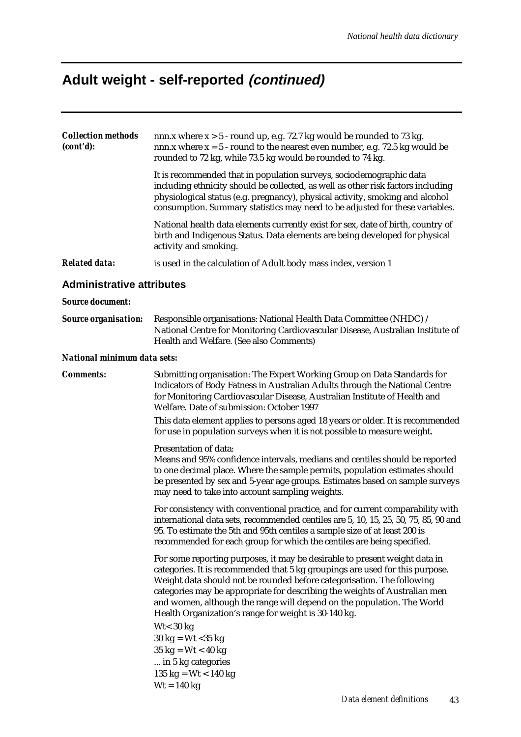# Adult weight - self-reported *(continued)*

***Collection methods (cont'd):***

nnn.x where x > 5 - round up, e.g. 72.7 kg would be rounded to 73 kg.
nnn.x where x = 5 - round to the nearest even number, e.g. 72.5 kg would be rounded to 72 kg, while 73.5 kg would be rounded to 74 kg.

It is recommended that in population surveys, sociodemographic data including ethnicity should be collected, as well as other risk factors including physiological status (e.g. pregnancy), physical activity, smoking and alcohol consumption. Summary statistics may need to be adjusted for these variables.

National health data elements currently exist for sex, date of birth, country of birth and Indigenous Status. Data elements are being developed for physical activity and smoking.

***Related data:*** is used in the calculation of Adult body mass index, version 1

## Administrative attributes

***Source document:***

***Source organisation:*** Responsible organisations: National Health Data Committee (NHDC) / National Centre for Monitoring Cardiovascular Disease, Australian Institute of Health and Welfare. (See also Comments)

***National minimum data sets:***

***Comments:***

Submitting organisation: The Expert Working Group on Data Standards for Indicators of Body Fatness in Australian Adults through the National Centre for Monitoring Cardiovascular Disease, Australian Institute of Health and Welfare. Date of submission: October 1997

This data element applies to persons aged 18 years or older. It is recommended for use in population surveys when it is not possible to measure weight.

Presentation of data:
Means and 95% confidence intervals, medians and centiles should be reported to one decimal place. Where the sample permits, population estimates should be presented by sex and 5-year age groups. Estimates based on sample surveys may need to take into account sampling weights.

For consistency with conventional practice, and for current comparability with international data sets, recommended centiles are 5, 10, 15, 25, 50, 75, 85, 90 and 95. To estimate the 5th and 95th centiles a sample size of at least 200 is recommended for each group for which the centiles are being specified.

For some reporting purposes, it may be desirable to present weight data in categories. It is recommended that 5 kg groupings are used for this purpose. Weight data should not be rounded before categorisation. The following categories may be appropriate for describing the weights of Australian men and women, although the range will depend on the population. The World Health Organization's range for weight is 30-140 kg.

Wt< 30 kg
30 kg = Wt <35 kg
35 kg = Wt < 40 kg
... in 5 kg categories
135 kg = Wt < 140 kg
Wt = 140 kg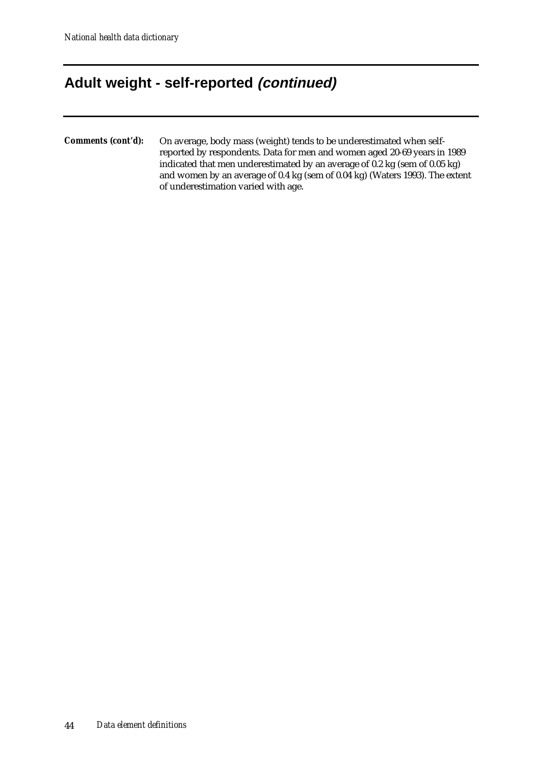## Adult weight - self-reported *(continued)*

***Comments (cont'd):*** On average, body mass (weight) tends to be underestimated when self-reported by respondents. Data for men and women aged 20-69 years in 1989 indicated that men underestimated by an average of 0.2 kg (sem of 0.05 kg) and women by an average of 0.4 kg (sem of 0.04 kg) (Waters 1993). The extent of underestimation varied with age.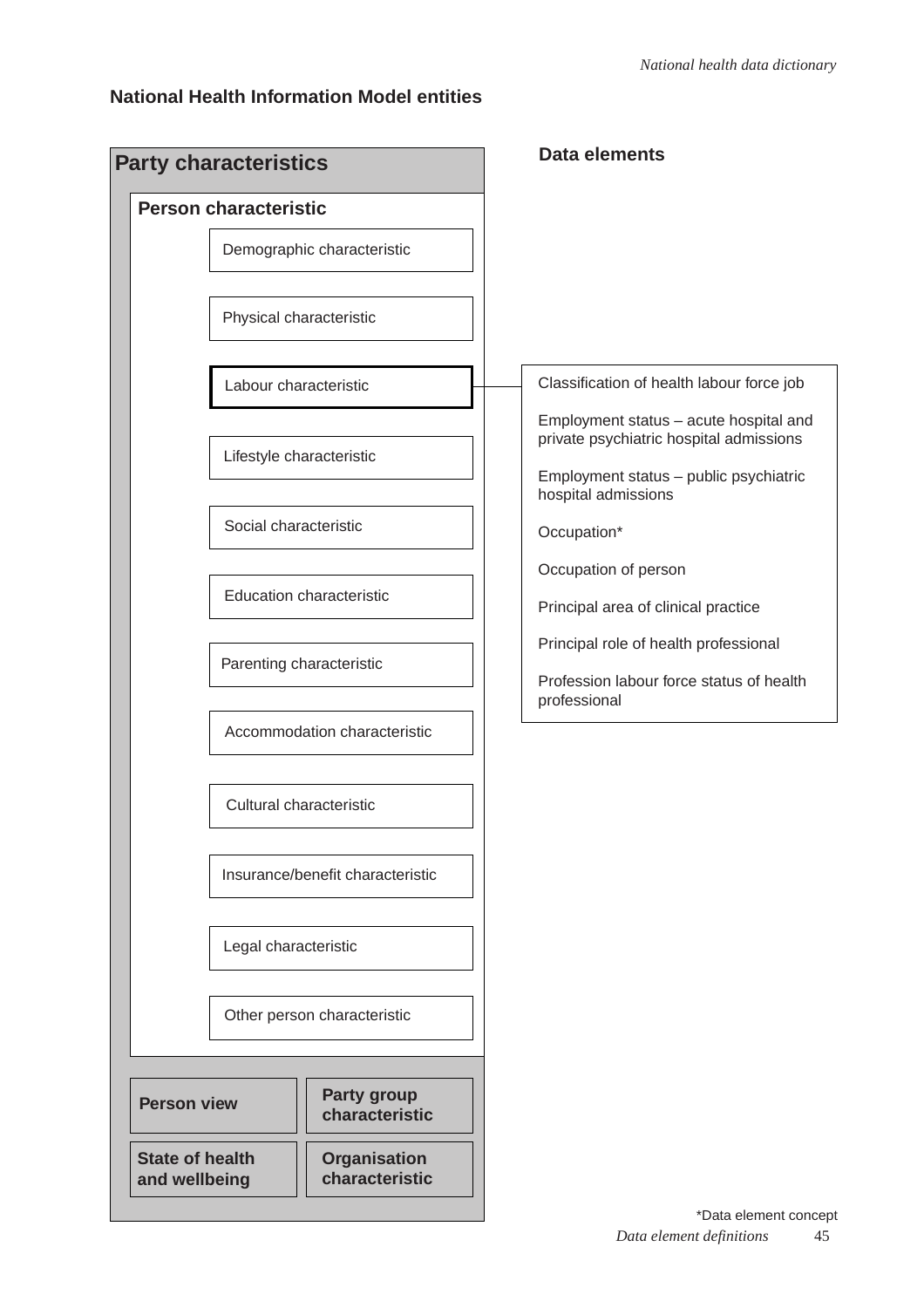## National Health Information Model entities

**Party characteristics**

**Person characteristic**

- Demographic characteristic
- Physical characteristic
- Labour characteristic
- Lifestyle characteristic
- Social characteristic
- Education characteristic
- Parenting characteristic
- Accommodation characteristic
- Cultural characteristic
- Insurance/benefit characteristic
- Legal characteristic
- Other person characteristic

**Person view**

**Party group characteristic**

**State of health and wellbeing**

**Organisation characteristic**

**Data elements**

Labour characteristic:

- Classification of health labour force job
- Employment status – acute hospital and private psychiatric hospital admissions
- Employment status – public psychiatric hospital admissions
- Occupation*
- Occupation of person
- Principal area of clinical practice
- Principal role of health professional
- Profession labour force status of health professional

*Data element concept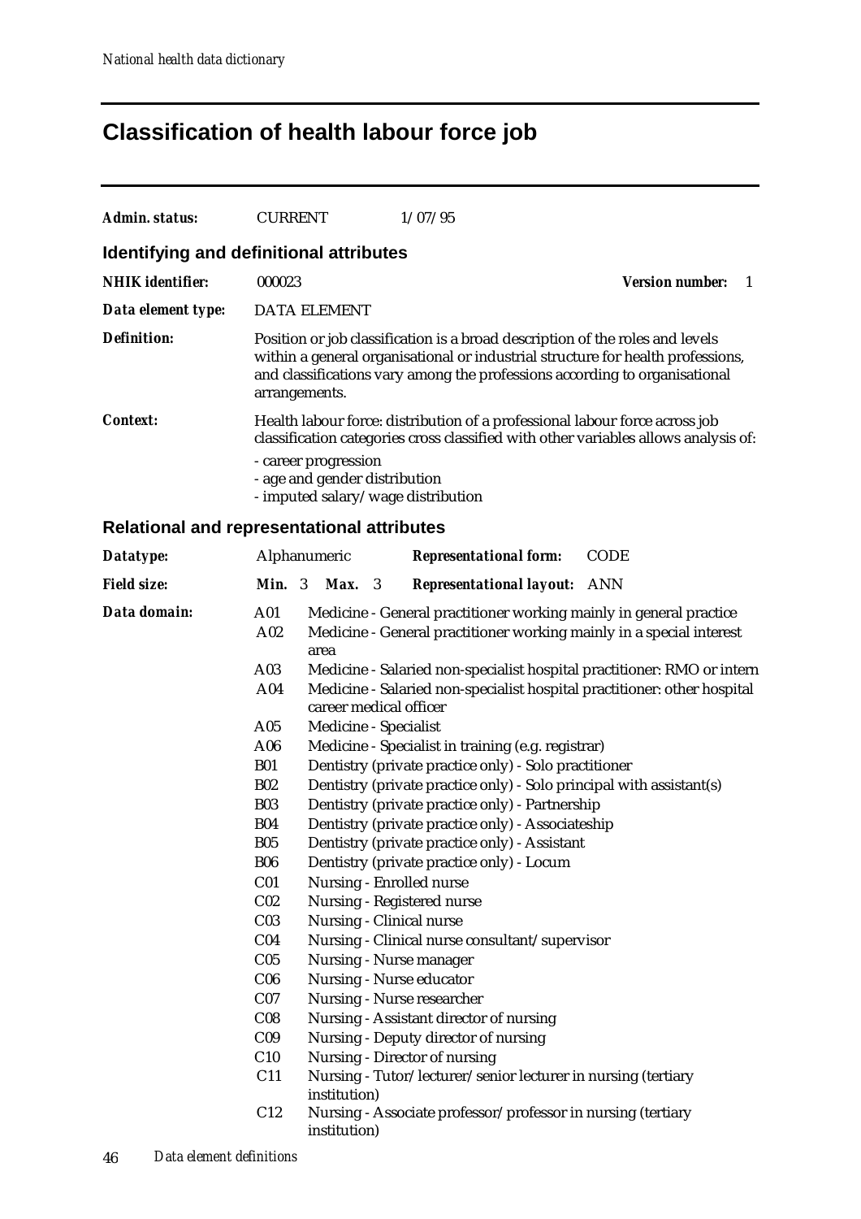# Classification of health labour force job

| | | |
|---|---|---|
| ***Admin. status:*** | CURRENT | 1/07/95 |

## Identifying and definitional attributes

| | |
|---|---|
| ***NHIK identifier:*** | 000023 &nbsp;&nbsp;&nbsp;&nbsp; ***Version number:*** 1 |
| ***Data element type:*** | DATA ELEMENT |
| ***Definition:*** | Position or job classification is a broad description of the roles and levels within a general organisational or industrial structure for health professions, and classifications vary among the professions according to organisational arrangements. |
| ***Context:*** | Health labour force: distribution of a professional labour force across job classification categories cross classified with other variables allows analysis of:<br>- career progression<br>- age and gender distribution<br>- imputed salary/wage distribution |

## Relational and representational attributes

| | | | |
|---|---|---|---|
| ***Datatype:*** | Alphanumeric | ***Representational form:*** | CODE |
| ***Field size:*** | ***Min.*** 3 ***Max.*** 3 | ***Representational layout:*** | ANN |

***Data domain:***

| Code | Description |
|---|---|
| A01 | Medicine - General practitioner working mainly in general practice |
| A02 | Medicine - General practitioner working mainly in a special interest area |
| A03 | Medicine - Salaried non-specialist hospital practitioner: RMO or intern |
| A04 | Medicine - Salaried non-specialist hospital practitioner: other hospital career medical officer |
| A05 | Medicine - Specialist |
| A06 | Medicine - Specialist in training (e.g. registrar) |
| B01 | Dentistry (private practice only) - Solo practitioner |
| B02 | Dentistry (private practice only) - Solo principal with assistant(s) |
| B03 | Dentistry (private practice only) - Partnership |
| B04 | Dentistry (private practice only) - Associateship |
| B05 | Dentistry (private practice only) - Assistant |
| B06 | Dentistry (private practice only) - Locum |
| C01 | Nursing - Enrolled nurse |
| C02 | Nursing - Registered nurse |
| C03 | Nursing - Clinical nurse |
| C04 | Nursing - Clinical nurse consultant/supervisor |
| C05 | Nursing - Nurse manager |
| C06 | Nursing - Nurse educator |
| C07 | Nursing - Nurse researcher |
| C08 | Nursing - Assistant director of nursing |
| C09 | Nursing - Deputy director of nursing |
| C10 | Nursing - Director of nursing |
| C11 | Nursing - Tutor/lecturer/senior lecturer in nursing (tertiary institution) |
| C12 | Nursing - Associate professor/professor in nursing (tertiary institution) |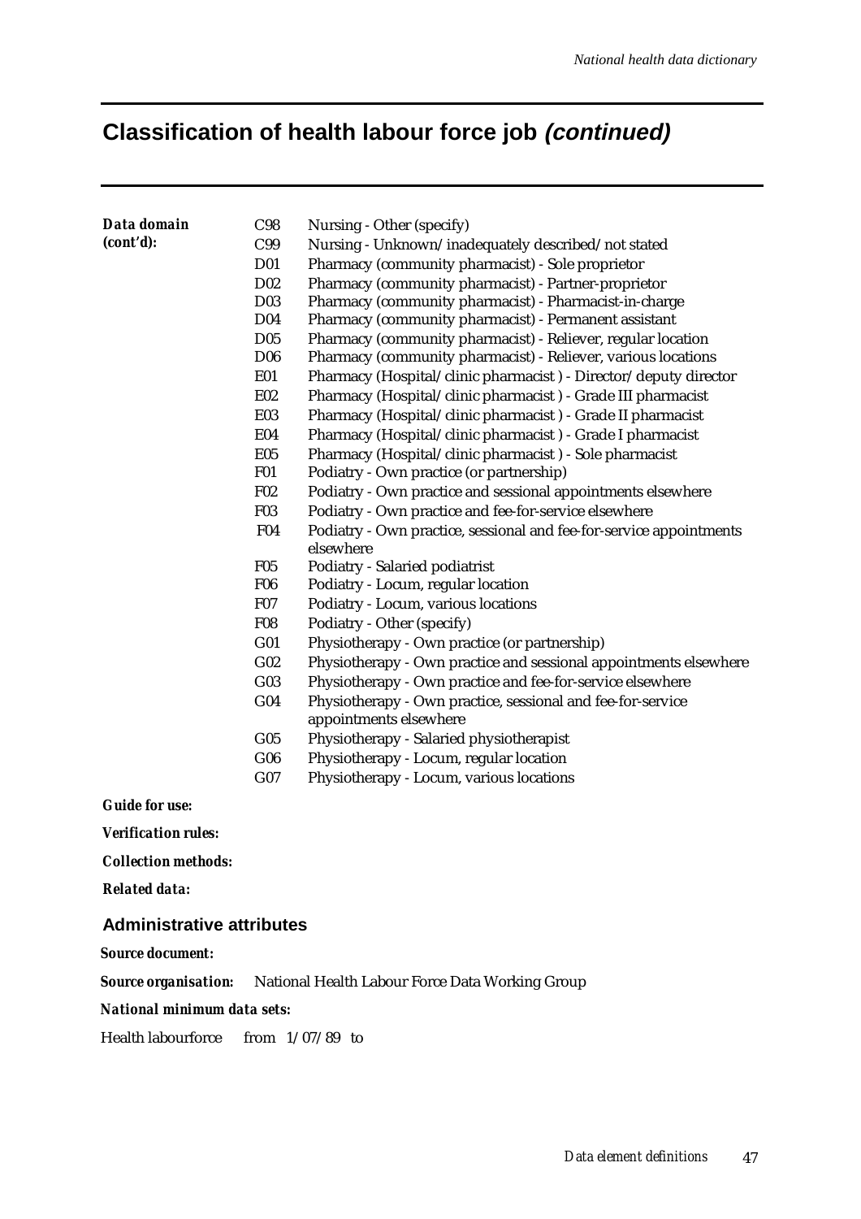# Classification of health labour force job *(continued)*

***Data domain (cont'd):***

| | |
|---|---|
| C98 | Nursing - Other (specify) |
| C99 | Nursing - Unknown/inadequately described/not stated |
| D01 | Pharmacy (community pharmacist) - Sole proprietor |
| D02 | Pharmacy (community pharmacist) - Partner-proprietor |
| D03 | Pharmacy (community pharmacist) - Pharmacist-in-charge |
| D04 | Pharmacy (community pharmacist) - Permanent assistant |
| D05 | Pharmacy (community pharmacist) - Reliever, regular location |
| D06 | Pharmacy (community pharmacist) - Reliever, various locations |
| E01 | Pharmacy (Hospital/clinic pharmacist ) - Director/deputy director |
| E02 | Pharmacy (Hospital/clinic pharmacist ) - Grade III pharmacist |
| E03 | Pharmacy (Hospital/clinic pharmacist ) - Grade II pharmacist |
| E04 | Pharmacy (Hospital/clinic pharmacist ) - Grade I pharmacist |
| E05 | Pharmacy (Hospital/clinic pharmacist ) - Sole pharmacist |
| F01 | Podiatry - Own practice (or partnership) |
| F02 | Podiatry - Own practice and sessional appointments elsewhere |
| F03 | Podiatry - Own practice and fee-for-service elsewhere |
| F04 | Podiatry - Own practice, sessional and fee-for-service appointments elsewhere |
| F05 | Podiatry - Salaried podiatrist |
| F06 | Podiatry - Locum, regular location |
| F07 | Podiatry - Locum, various locations |
| F08 | Podiatry - Other (specify) |
| G01 | Physiotherapy - Own practice (or partnership) |
| G02 | Physiotherapy - Own practice and sessional appointments elsewhere |
| G03 | Physiotherapy - Own practice and fee-for-service elsewhere |
| G04 | Physiotherapy - Own practice, sessional and fee-for-service appointments elsewhere |
| G05 | Physiotherapy - Salaried physiotherapist |
| G06 | Physiotherapy - Locum, regular location |
| G07 | Physiotherapy - Locum, various locations |

***Guide for use:***

***Verification rules:***

***Collection methods:***

***Related data:***

## Administrative attributes

***Source document:***

***Source organisation:*** National Health Labour Force Data Working Group

***National minimum data sets:***

Health labourforce from 1/07/89 to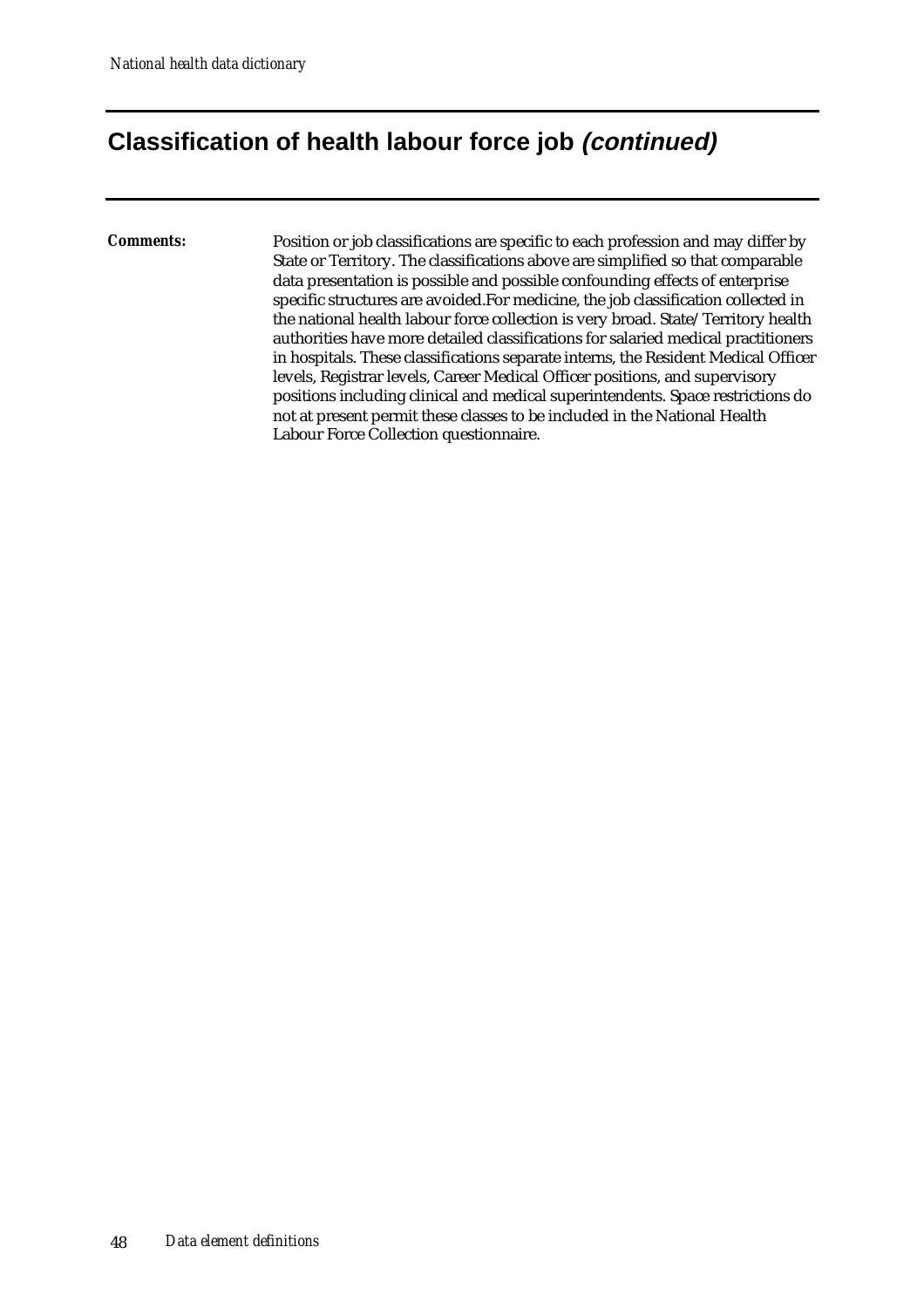## Classification of health labour force job *(continued)*

**Comments:** Position or job classifications are specific to each profession and may differ by State or Territory. The classifications above are simplified so that comparable data presentation is possible and possible confounding effects of enterprise specific structures are avoided.For medicine, the job classification collected in the national health labour force collection is very broad. State/Territory health authorities have more detailed classifications for salaried medical practitioners in hospitals. These classifications separate interns, the Resident Medical Officer levels, Registrar levels, Career Medical Officer positions, and supervisory positions including clinical and medical superintendents. Space restrictions do not at present permit these classes to be included in the National Health Labour Force Collection questionnaire.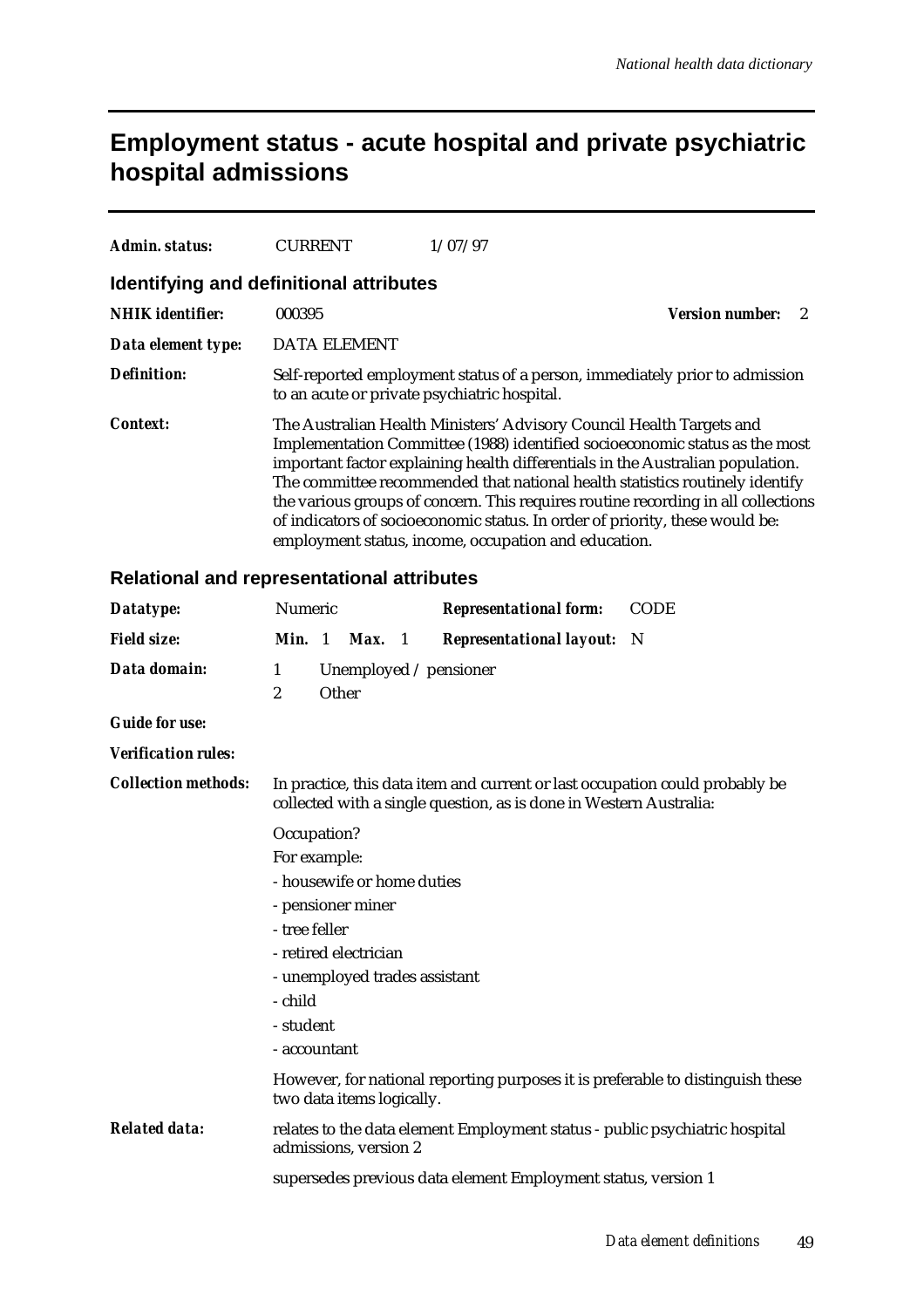# Employment status - acute hospital and private psychiatric hospital admissions

***Admin. status:*** CURRENT 1/07/97

## Identifying and definitional attributes

***NHIK identifier:*** 000395 ***Version number:*** 2

***Data element type:*** DATA ELEMENT

***Definition:*** Self-reported employment status of a person, immediately prior to admission to an acute or private psychiatric hospital.

***Context:*** The Australian Health Ministers' Advisory Council Health Targets and Implementation Committee (1988) identified socioeconomic status as the most important factor explaining health differentials in the Australian population. The committee recommended that national health statistics routinely identify the various groups of concern. This requires routine recording in all collections of indicators of socioeconomic status. In order of priority, these would be: employment status, income, occupation and education.

## Relational and representational attributes

***Datatype:*** Numeric ***Representational form:*** CODE

***Field size:*** ***Min.*** 1 ***Max.*** 1 ***Representational layout:*** N

***Data domain:***

1 Unemployed / pensioner
2 Other

***Guide for use:***

***Verification rules:***

***Collection methods:*** In practice, this data item and current or last occupation could probably be collected with a single question, as is done in Western Australia:

Occupation?

For example:

- housewife or home duties
- pensioner miner
- tree feller
- retired electrician
- unemployed trades assistant
- child
- student
- accountant

However, for national reporting purposes it is preferable to distinguish these two data items logically.

***Related data:*** relates to the data element Employment status - public psychiatric hospital admissions, version 2

supersedes previous data element Employment status, version 1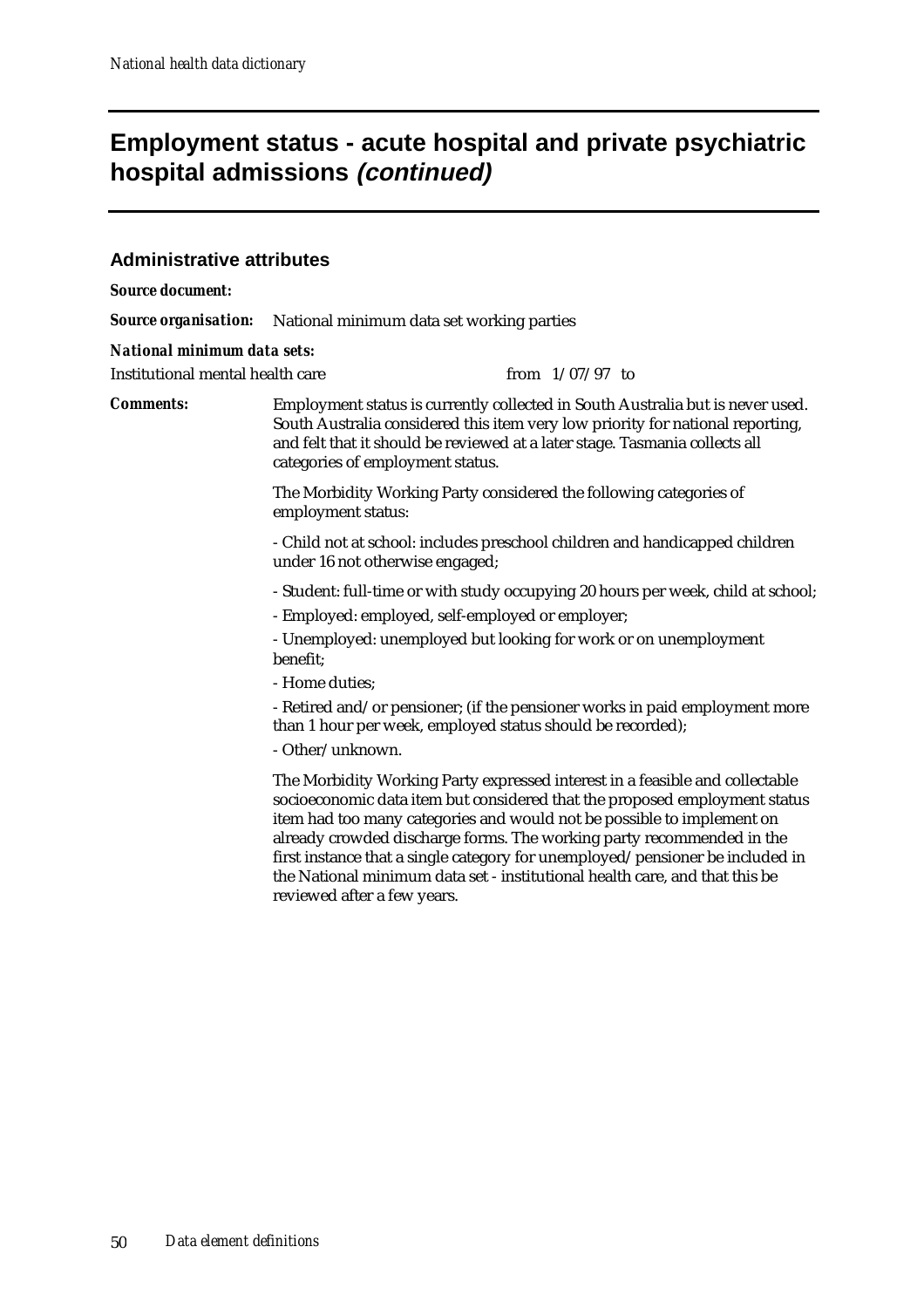# Employment status - acute hospital and private psychiatric hospital admissions *(continued)*

## Administrative attributes

***Source document:***

***Source organisation:*** National minimum data set working parties

***National minimum data sets:***

Institutional mental health care from 1/07/97 to

***Comments:*** Employment status is currently collected in South Australia but is never used. South Australia considered this item very low priority for national reporting, and felt that it should be reviewed at a later stage. Tasmania collects all categories of employment status.

The Morbidity Working Party considered the following categories of employment status:

- Child not at school: includes preschool children and handicapped children under 16 not otherwise engaged;
- Student: full-time or with study occupying 20 hours per week, child at school;
- Employed: employed, self-employed or employer;
- Unemployed: unemployed but looking for work or on unemployment benefit;
- Home duties;
- Retired and/or pensioner; (if the pensioner works in paid employment more than 1 hour per week, employed status should be recorded);
- Other/unknown.

The Morbidity Working Party expressed interest in a feasible and collectable socioeconomic data item but considered that the proposed employment status item had too many categories and would not be possible to implement on already crowded discharge forms. The working party recommended in the first instance that a single category for unemployed/pensioner be included in the National minimum data set - institutional health care, and that this be reviewed after a few years.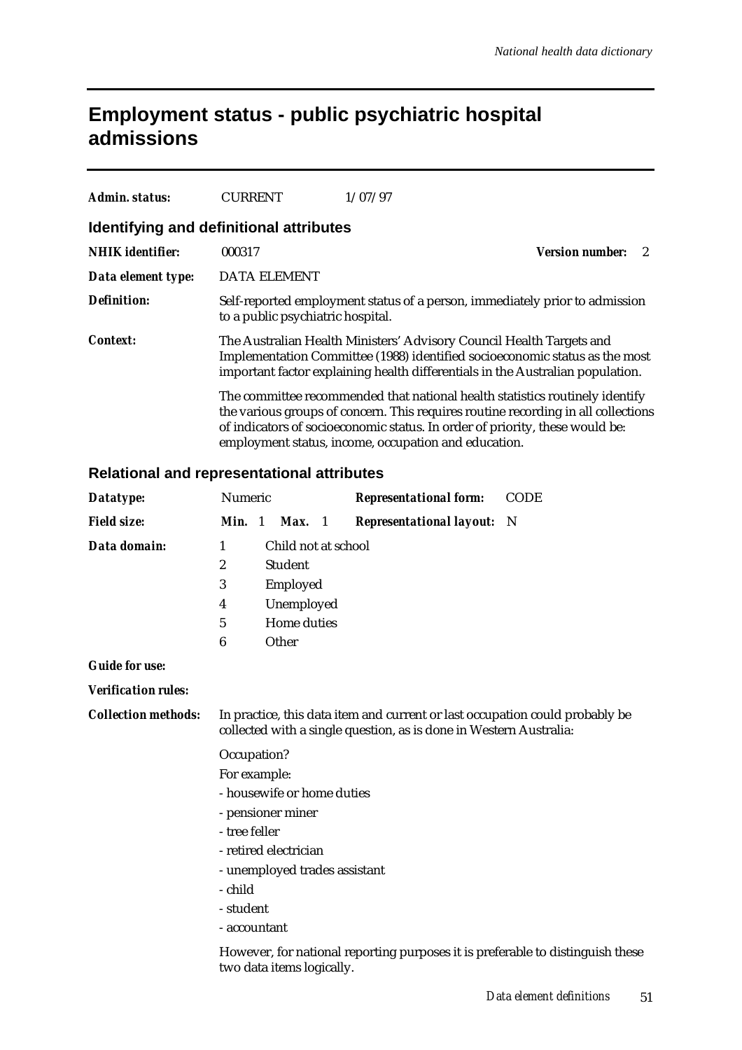# Employment status - public psychiatric hospital admissions

***Admin. status:*** CURRENT 1/07/97

## Identifying and definitional attributes

***NHIK identifier:*** 000317 ***Version number:*** 2

***Data element type:*** DATA ELEMENT

***Definition:*** Self-reported employment status of a person, immediately prior to admission to a public psychiatric hospital.

***Context:*** The Australian Health Ministers' Advisory Council Health Targets and Implementation Committee (1988) identified socioeconomic status as the most important factor explaining health differentials in the Australian population.

The committee recommended that national health statistics routinely identify the various groups of concern. This requires routine recording in all collections of indicators of socioeconomic status. In order of priority, these would be: employment status, income, occupation and education.

## Relational and representational attributes

***Datatype:*** Numeric ***Representational form:*** CODE

***Field size:*** ***Min.*** 1 ***Max.*** 1 ***Representational layout:*** N

***Data domain:***

1 Child not at school
2 Student
3 Employed
4 Unemployed
5 Home duties
6 Other

***Guide for use:***

***Verification rules:***

***Collection methods:*** In practice, this data item and current or last occupation could probably be collected with a single question, as is done in Western Australia:

Occupation?

For example:

- housewife or home duties
- pensioner miner
- tree feller
- retired electrician
- unemployed trades assistant
- child
- student
- accountant

However, for national reporting purposes it is preferable to distinguish these two data items logically.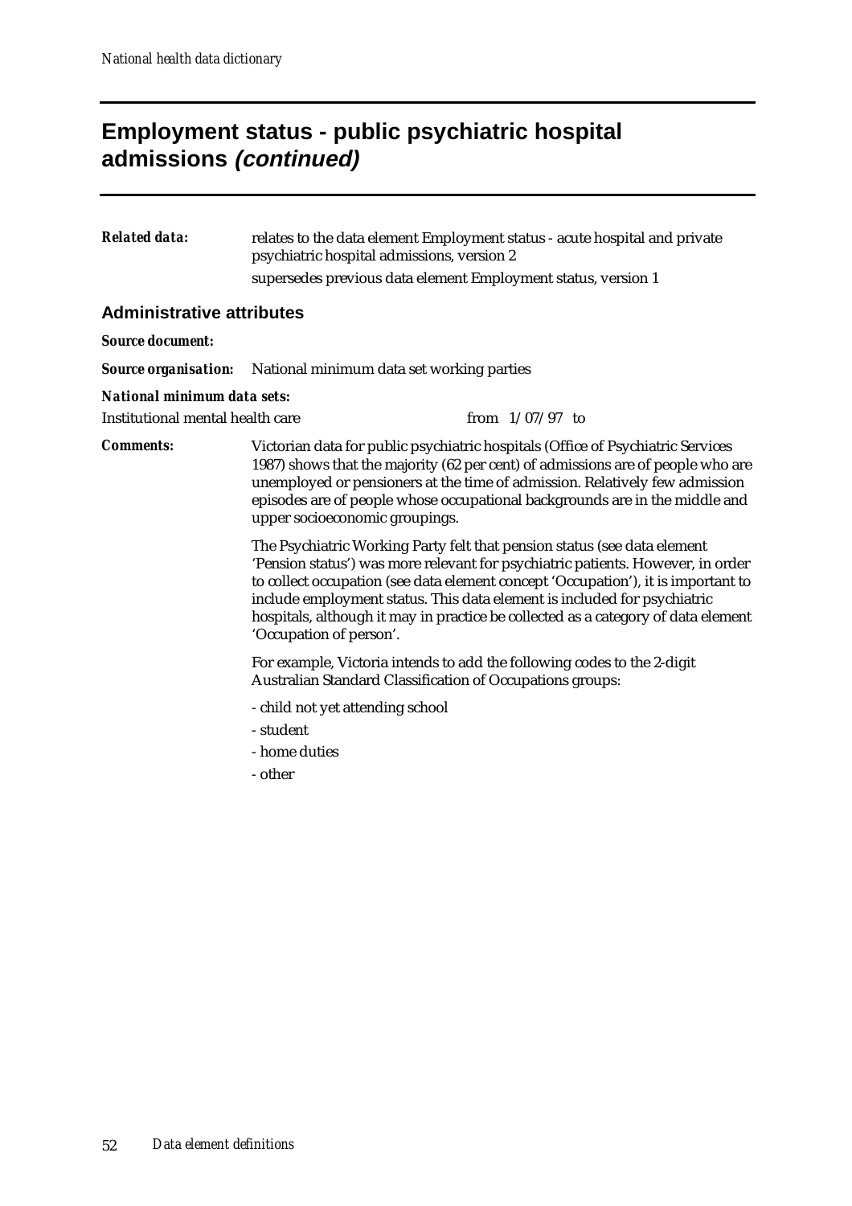# Employment status - public psychiatric hospital admissions *(continued)*

***Related data:*** relates to the data element Employment status - acute hospital and private psychiatric hospital admissions, version 2

supersedes previous data element Employment status, version 1

## Administrative attributes

***Source document:***

***Source organisation:*** National minimum data set working parties

***National minimum data sets:***

Institutional mental health care from 1/07/97 to

***Comments:*** Victorian data for public psychiatric hospitals (Office of Psychiatric Services 1987) shows that the majority (62 per cent) of admissions are of people who are unemployed or pensioners at the time of admission. Relatively few admission episodes are of people whose occupational backgrounds are in the middle and upper socioeconomic groupings.

The Psychiatric Working Party felt that pension status (see data element 'Pension status') was more relevant for psychiatric patients. However, in order to collect occupation (see data element concept 'Occupation'), it is important to include employment status. This data element is included for psychiatric hospitals, although it may in practice be collected as a category of data element 'Occupation of person'.

For example, Victoria intends to add the following codes to the 2-digit Australian Standard Classification of Occupations groups:

- child not yet attending school
- student
- home duties
- other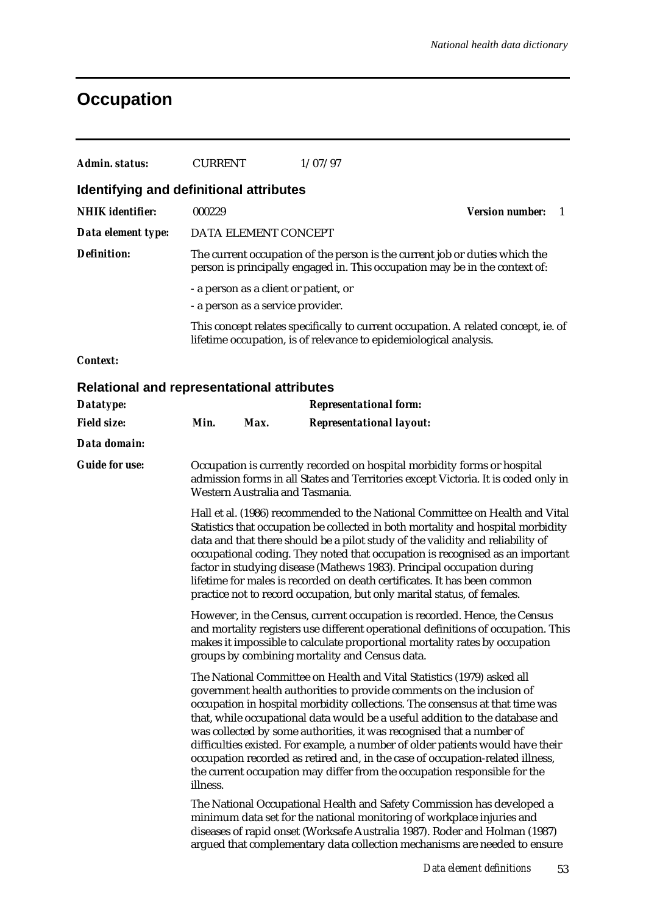# Occupation

***Admin. status:*** CURRENT 1/07/97

## Identifying and definitional attributes

***NHIK identifier:*** 000229 ***Version number:*** 1

***Data element type:*** DATA ELEMENT CONCEPT

***Definition:*** The current occupation of the person is the current job or duties which the person is principally engaged in. This occupation may be in the context of:

- a person as a client or patient, or
- a person as a service provider.

This concept relates specifically to current occupation. A related concept, ie. of lifetime occupation, is of relevance to epidemiological analysis.

***Context:***

## Relational and representational attributes

***Datatype:*** ***Representational form:***

***Field size:*** ***Min.*** ***Max.*** ***Representational layout:***

***Data domain:***

***Guide for use:*** Occupation is currently recorded on hospital morbidity forms or hospital admission forms in all States and Territories except Victoria. It is coded only in Western Australia and Tasmania.

Hall et al. (1986) recommended to the National Committee on Health and Vital Statistics that occupation be collected in both mortality and hospital morbidity data and that there should be a pilot study of the validity and reliability of occupational coding. They noted that occupation is recognised as an important factor in studying disease (Mathews 1983). Principal occupation during lifetime for males is recorded on death certificates. It has been common practice not to record occupation, but only marital status, of females.

However, in the Census, current occupation is recorded. Hence, the Census and mortality registers use different operational definitions of occupation. This makes it impossible to calculate proportional mortality rates by occupation groups by combining mortality and Census data.

The National Committee on Health and Vital Statistics (1979) asked all government health authorities to provide comments on the inclusion of occupation in hospital morbidity collections. The consensus at that time was that, while occupational data would be a useful addition to the database and was collected by some authorities, it was recognised that a number of difficulties existed. For example, a number of older patients would have their occupation recorded as retired and, in the case of occupation-related illness, the current occupation may differ from the occupation responsible for the illness.

The National Occupational Health and Safety Commission has developed a minimum data set for the national monitoring of workplace injuries and diseases of rapid onset (Worksafe Australia 1987). Roder and Holman (1987) argued that complementary data collection mechanisms are needed to ensure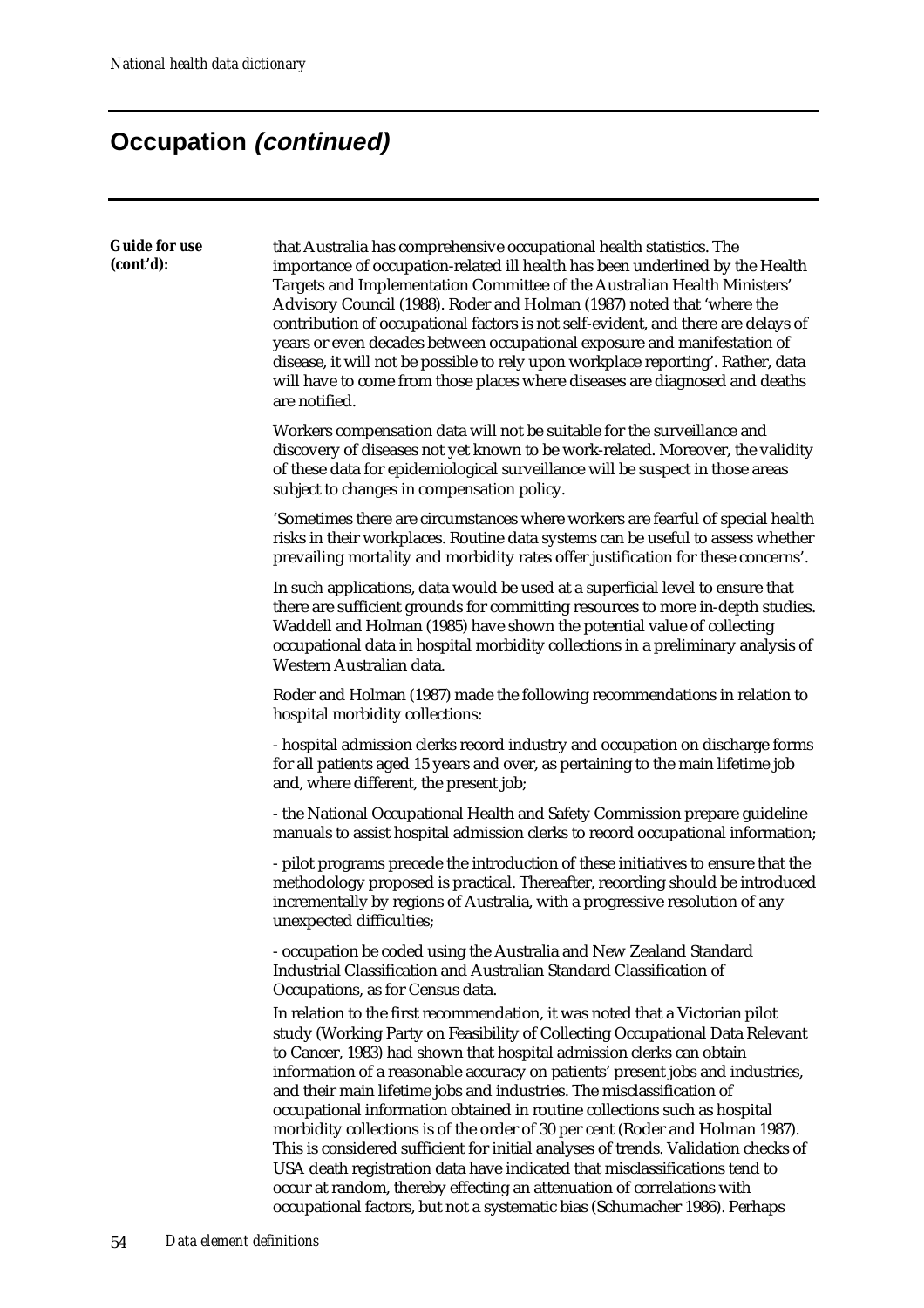# Occupation *(continued)*

***Guide for use (cont'd):***

that Australia has comprehensive occupational health statistics. The importance of occupation-related ill health has been underlined by the Health Targets and Implementation Committee of the Australian Health Ministers' Advisory Council (1988). Roder and Holman (1987) noted that 'where the contribution of occupational factors is not self-evident, and there are delays of years or even decades between occupational exposure and manifestation of disease, it will not be possible to rely upon workplace reporting'. Rather, data will have to come from those places where diseases are diagnosed and deaths are notified.

Workers compensation data will not be suitable for the surveillance and discovery of diseases not yet known to be work-related. Moreover, the validity of these data for epidemiological surveillance will be suspect in those areas subject to changes in compensation policy.

'Sometimes there are circumstances where workers are fearful of special health risks in their workplaces. Routine data systems can be useful to assess whether prevailing mortality and morbidity rates offer justification for these concerns'.

In such applications, data would be used at a superficial level to ensure that there are sufficient grounds for committing resources to more in-depth studies. Waddell and Holman (1985) have shown the potential value of collecting occupational data in hospital morbidity collections in a preliminary analysis of Western Australian data.

Roder and Holman (1987) made the following recommendations in relation to hospital morbidity collections:

- hospital admission clerks record industry and occupation on discharge forms for all patients aged 15 years and over, as pertaining to the main lifetime job and, where different, the present job;

- the National Occupational Health and Safety Commission prepare guideline manuals to assist hospital admission clerks to record occupational information;

- pilot programs precede the introduction of these initiatives to ensure that the methodology proposed is practical. Thereafter, recording should be introduced incrementally by regions of Australia, with a progressive resolution of any unexpected difficulties;

- occupation be coded using the Australia and New Zealand Standard Industrial Classification and Australian Standard Classification of Occupations, as for Census data.

In relation to the first recommendation, it was noted that a Victorian pilot study (Working Party on Feasibility of Collecting Occupational Data Relevant to Cancer, 1983) had shown that hospital admission clerks can obtain information of a reasonable accuracy on patients' present jobs and industries, and their main lifetime jobs and industries. The misclassification of occupational information obtained in routine collections such as hospital morbidity collections is of the order of 30 per cent (Roder and Holman 1987). This is considered sufficient for initial analyses of trends. Validation checks of USA death registration data have indicated that misclassifications tend to occur at random, thereby effecting an attenuation of correlations with occupational factors, but not a systematic bias (Schumacher 1986). Perhaps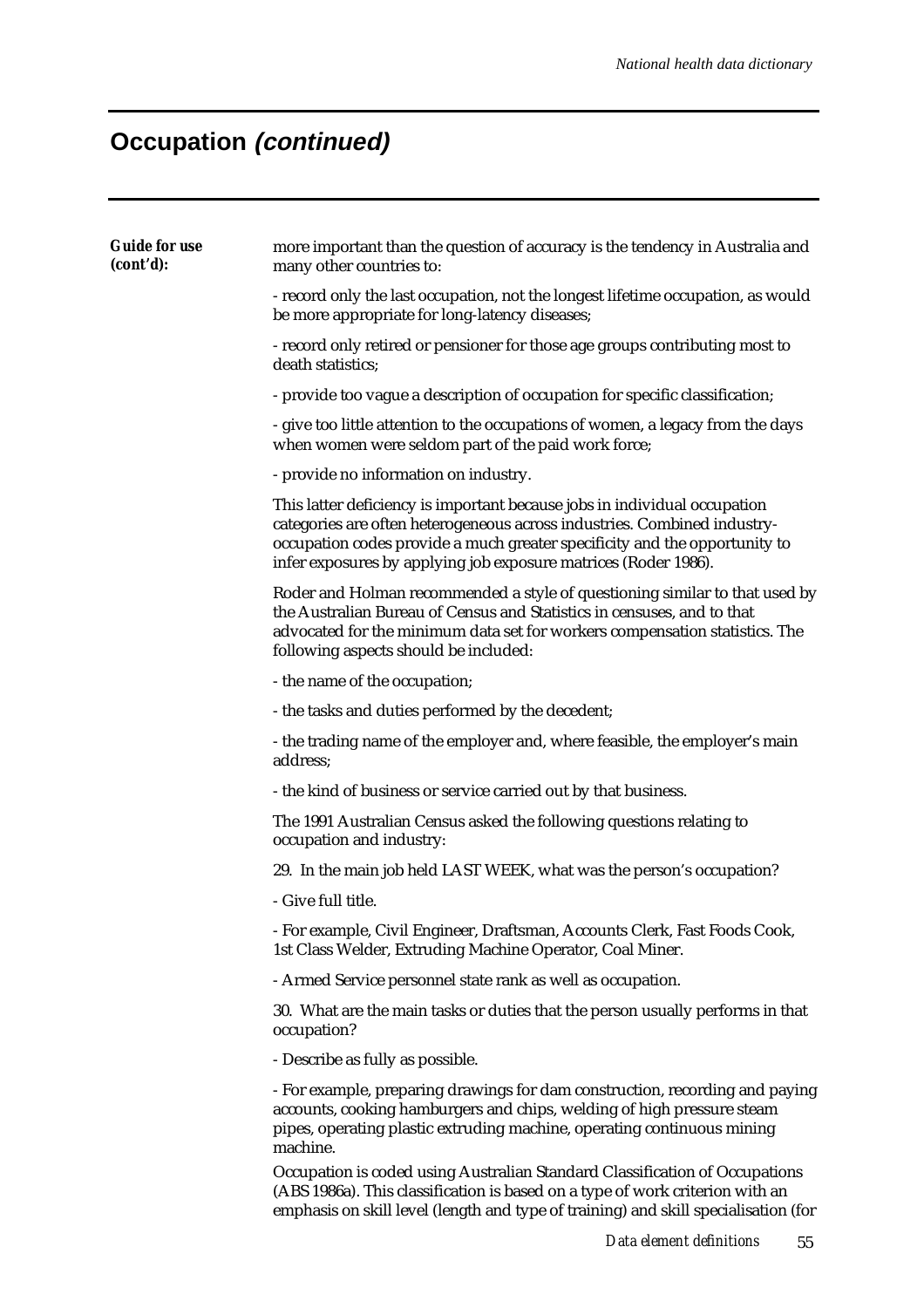# Occupation *(continued)*

***Guide for use (cont'd):***

more important than the question of accuracy is the tendency in Australia and many other countries to:

- record only the last occupation, not the longest lifetime occupation, as would be more appropriate for long-latency diseases;

- record only retired or pensioner for those age groups contributing most to death statistics;

- provide too vague a description of occupation for specific classification;

- give too little attention to the occupations of women, a legacy from the days when women were seldom part of the paid work force;

- provide no information on industry.

This latter deficiency is important because jobs in individual occupation categories are often heterogeneous across industries. Combined industry-occupation codes provide a much greater specificity and the opportunity to infer exposures by applying job exposure matrices (Roder 1986).

Roder and Holman recommended a style of questioning similar to that used by the Australian Bureau of Census and Statistics in censuses, and to that advocated for the minimum data set for workers compensation statistics. The following aspects should be included:

- the name of the occupation;

- the tasks and duties performed by the decedent;

- the trading name of the employer and, where feasible, the employer's main address;

- the kind of business or service carried out by that business.

The 1991 Australian Census asked the following questions relating to occupation and industry:

29. In the main job held LAST WEEK, what was the person's occupation?

- Give full title.

- For example, Civil Engineer, Draftsman, Accounts Clerk, Fast Foods Cook, 1st Class Welder, Extruding Machine Operator, Coal Miner.

- Armed Service personnel state rank as well as occupation.

30. What are the main tasks or duties that the person usually performs in that occupation?

- Describe as fully as possible.

- For example, preparing drawings for dam construction, recording and paying accounts, cooking hamburgers and chips, welding of high pressure steam pipes, operating plastic extruding machine, operating continuous mining machine.

Occupation is coded using Australian Standard Classification of Occupations (ABS 1986a). This classification is based on a type of work criterion with an emphasis on skill level (length and type of training) and skill specialisation (for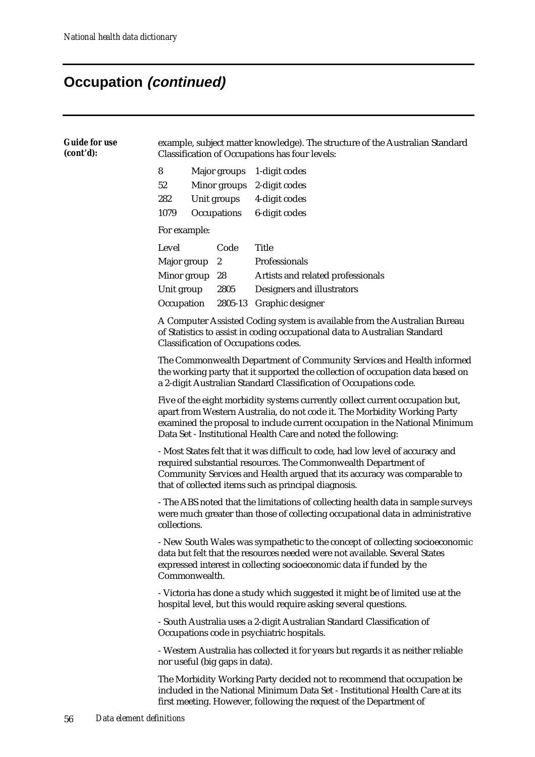# Occupation *(continued)*

***Guide for use (cont'd):*** example, subject matter knowledge). The structure of the Australian Standard Classification of Occupations has four levels:

| | | |
|---|---|---|
| 8 | Major groups | 1-digit codes |
| 52 | Minor groups | 2-digit codes |
| 282 | Unit groups | 4-digit codes |
| 1079 | Occupations | 6-digit codes |

For example:

| Level | Code | Title |
|---|---|---|
| Major group | 2 | Professionals |
| Minor group | 28 | Artists and related professionals |
| Unit group | 2805 | Designers and illustrators |
| Occupation | 2805-13 | Graphic designer |

A Computer Assisted Coding system is available from the Australian Bureau of Statistics to assist in coding occupational data to Australian Standard Classification of Occupations codes.

The Commonwealth Department of Community Services and Health informed the working party that it supported the collection of occupation data based on a 2-digit Australian Standard Classification of Occupations code.

Five of the eight morbidity systems currently collect current occupation but, apart from Western Australia, do not code it. The Morbidity Working Party examined the proposal to include current occupation in the National Minimum Data Set - Institutional Health Care and noted the following:

- Most States felt that it was difficult to code, had low level of accuracy and required substantial resources. The Commonwealth Department of Community Services and Health argued that its accuracy was comparable to that of collected items such as principal diagnosis.

- The ABS noted that the limitations of collecting health data in sample surveys were much greater than those of collecting occupational data in administrative collections.

- New South Wales was sympathetic to the concept of collecting socioeconomic data but felt that the resources needed were not available. Several States expressed interest in collecting socioeconomic data if funded by the Commonwealth.

- Victoria has done a study which suggested it might be of limited use at the hospital level, but this would require asking several questions.

- South Australia uses a 2-digit Australian Standard Classification of Occupations code in psychiatric hospitals.

- Western Australia has collected it for years but regards it as neither reliable nor useful (big gaps in data).

The Morbidity Working Party decided not to recommend that occupation be included in the National Minimum Data Set - Institutional Health Care at its first meeting. However, following the request of the Department of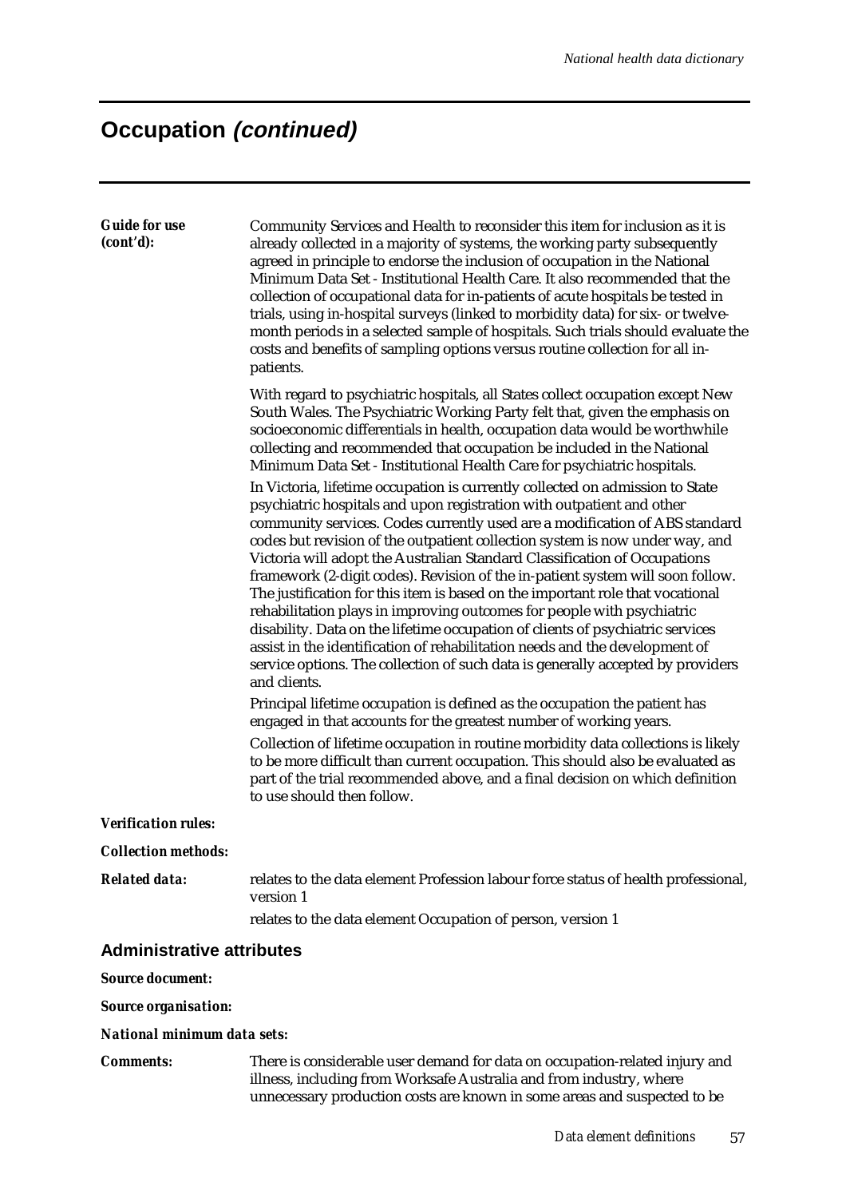## Occupation *(continued)*

***Guide for use (cont'd):*** Community Services and Health to reconsider this item for inclusion as it is already collected in a majority of systems, the working party subsequently agreed in principle to endorse the inclusion of occupation in the National Minimum Data Set - Institutional Health Care. It also recommended that the collection of occupational data for in-patients of acute hospitals be tested in trials, using in-hospital surveys (linked to morbidity data) for six- or twelve-month periods in a selected sample of hospitals. Such trials should evaluate the costs and benefits of sampling options versus routine collection for all in-patients.

With regard to psychiatric hospitals, all States collect occupation except New South Wales. The Psychiatric Working Party felt that, given the emphasis on socioeconomic differentials in health, occupation data would be worthwhile collecting and recommended that occupation be included in the National Minimum Data Set - Institutional Health Care for psychiatric hospitals.

In Victoria, lifetime occupation is currently collected on admission to State psychiatric hospitals and upon registration with outpatient and other community services. Codes currently used are a modification of ABS standard codes but revision of the outpatient collection system is now under way, and Victoria will adopt the Australian Standard Classification of Occupations framework (2-digit codes). Revision of the in-patient system will soon follow. The justification for this item is based on the important role that vocational rehabilitation plays in improving outcomes for people with psychiatric disability. Data on the lifetime occupation of clients of psychiatric services assist in the identification of rehabilitation needs and the development of service options. The collection of such data is generally accepted by providers and clients.

Principal lifetime occupation is defined as the occupation the patient has engaged in that accounts for the greatest number of working years.

Collection of lifetime occupation in routine morbidity data collections is likely to be more difficult than current occupation. This should also be evaluated as part of the trial recommended above, and a final decision on which definition to use should then follow.

***Verification rules:***

***Collection methods:***

***Related data:*** relates to the data element Profession labour force status of health professional, version 1

relates to the data element Occupation of person, version 1

### Administrative attributes

***Source document:***

***Source organisation:***

***National minimum data sets:***

***Comments:*** There is considerable user demand for data on occupation-related injury and illness, including from Worksafe Australia and from industry, where unnecessary production costs are known in some areas and suspected to be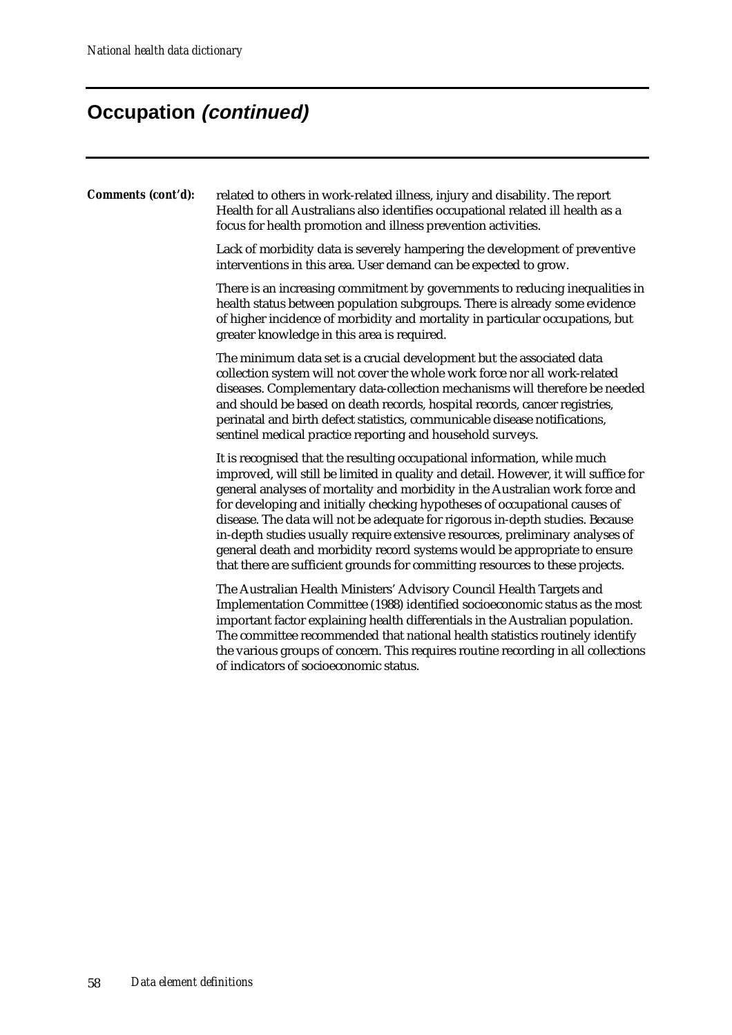# Occupation *(continued)*

***Comments (cont'd):*** related to others in work-related illness, injury and disability. The report Health for all Australians also identifies occupational related ill health as a focus for health promotion and illness prevention activities.

Lack of morbidity data is severely hampering the development of preventive interventions in this area. User demand can be expected to grow.

There is an increasing commitment by governments to reducing inequalities in health status between population subgroups. There is already some evidence of higher incidence of morbidity and mortality in particular occupations, but greater knowledge in this area is required.

The minimum data set is a crucial development but the associated data collection system will not cover the whole work force nor all work-related diseases. Complementary data-collection mechanisms will therefore be needed and should be based on death records, hospital records, cancer registries, perinatal and birth defect statistics, communicable disease notifications, sentinel medical practice reporting and household surveys.

It is recognised that the resulting occupational information, while much improved, will still be limited in quality and detail. However, it will suffice for general analyses of mortality and morbidity in the Australian work force and for developing and initially checking hypotheses of occupational causes of disease. The data will not be adequate for rigorous in-depth studies. Because in-depth studies usually require extensive resources, preliminary analyses of general death and morbidity record systems would be appropriate to ensure that there are sufficient grounds for committing resources to these projects.

The Australian Health Ministers' Advisory Council Health Targets and Implementation Committee (1988) identified socioeconomic status as the most important factor explaining health differentials in the Australian population. The committee recommended that national health statistics routinely identify the various groups of concern. This requires routine recording in all collections of indicators of socioeconomic status.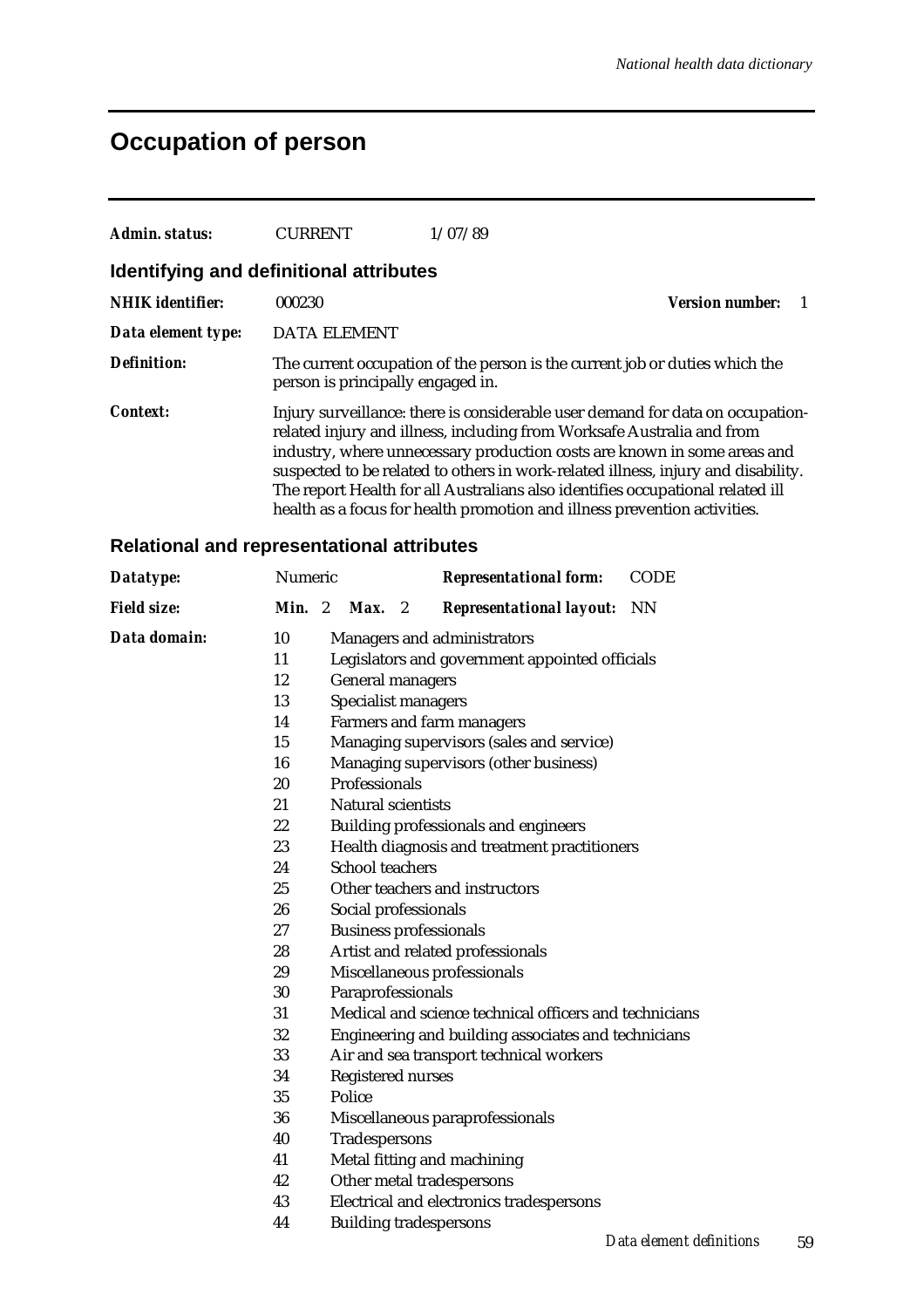# Occupation of person

***Admin. status:*** CURRENT 1/07/89

## Identifying and definitional attributes

***NHIK identifier:*** 000230 ***Version number:*** 1

***Data element type:*** DATA ELEMENT

***Definition:*** The current occupation of the person is the current job or duties which the person is principally engaged in.

***Context:*** Injury surveillance: there is considerable user demand for data on occupation-related injury and illness, including from Worksafe Australia and from industry, where unnecessary production costs are known in some areas and suspected to be related to others in work-related illness, injury and disability. The report Health for all Australians also identifies occupational related ill health as a focus for health promotion and illness prevention activities.

## Relational and representational attributes

***Datatype:*** Numeric ***Representational form:*** CODE

***Field size:*** ***Min.*** 2 ***Max.*** 2 ***Representational layout:*** NN

***Data domain:***

10 Managers and administrators
11 Legislators and government appointed officials
12 General managers
13 Specialist managers
14 Farmers and farm managers
15 Managing supervisors (sales and service)
16 Managing supervisors (other business)
20 Professionals
21 Natural scientists
22 Building professionals and engineers
23 Health diagnosis and treatment practitioners
24 School teachers
25 Other teachers and instructors
26 Social professionals
27 Business professionals
28 Artist and related professionals
29 Miscellaneous professionals
30 Paraprofessionals
31 Medical and science technical officers and technicians
32 Engineering and building associates and technicians
33 Air and sea transport technical workers
34 Registered nurses
35 Police
36 Miscellaneous paraprofessionals
40 Tradespersons
41 Metal fitting and machining
42 Other metal tradespersons
43 Electrical and electronics tradespersons
44 Building tradespersons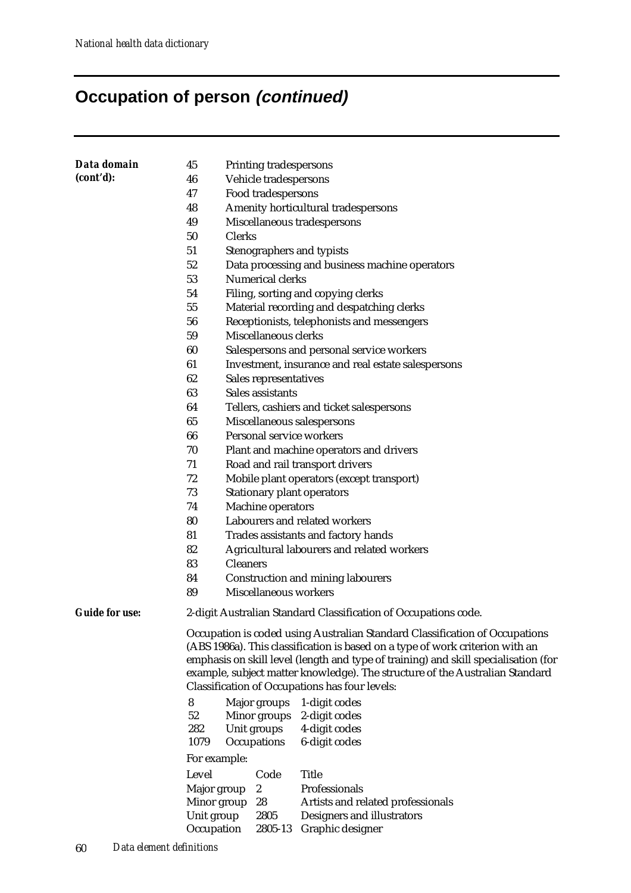# Occupation of person *(continued)*

**Data domain (cont'd):**

| Code | Description |
|---|---|
| 45 | Printing tradespersons |
| 46 | Vehicle tradespersons |
| 47 | Food tradespersons |
| 48 | Amenity horticultural tradespersons |
| 49 | Miscellaneous tradespersons |
| 50 | Clerks |
| 51 | Stenographers and typists |
| 52 | Data processing and business machine operators |
| 53 | Numerical clerks |
| 54 | Filing, sorting and copying clerks |
| 55 | Material recording and despatching clerks |
| 56 | Receptionists, telephonists and messengers |
| 59 | Miscellaneous clerks |
| 60 | Salespersons and personal service workers |
| 61 | Investment, insurance and real estate salespersons |
| 62 | Sales representatives |
| 63 | Sales assistants |
| 64 | Tellers, cashiers and ticket salespersons |
| 65 | Miscellaneous salespersons |
| 66 | Personal service workers |
| 70 | Plant and machine operators and drivers |
| 71 | Road and rail transport drivers |
| 72 | Mobile plant operators (except transport) |
| 73 | Stationary plant operators |
| 74 | Machine operators |
| 80 | Labourers and related workers |
| 81 | Trades assistants and factory hands |
| 82 | Agricultural labourers and related workers |
| 83 | Cleaners |
| 84 | Construction and mining labourers |
| 89 | Miscellaneous workers |

**Guide for use:**

2-digit Australian Standard Classification of Occupations code.

Occupation is coded using Australian Standard Classification of Occupations (ABS 1986a). This classification is based on a type of work criterion with an emphasis on skill level (length and type of training) and skill specialisation (for example, subject matter knowledge). The structure of the Australian Standard Classification of Occupations has four levels:

| | | |
|---|---|---|
| 8 | Major groups | 1-digit codes |
| 52 | Minor groups | 2-digit codes |
| 282 | Unit groups | 4-digit codes |
| 1079 | Occupations | 6-digit codes |

For example:

| Level | Code | Title |
|---|---|---|
| Major group | 2 | Professionals |
| Minor group | 28 | Artists and related professionals |
| Unit group | 2805 | Designers and illustrators |
| Occupation | 2805-13 | Graphic designer |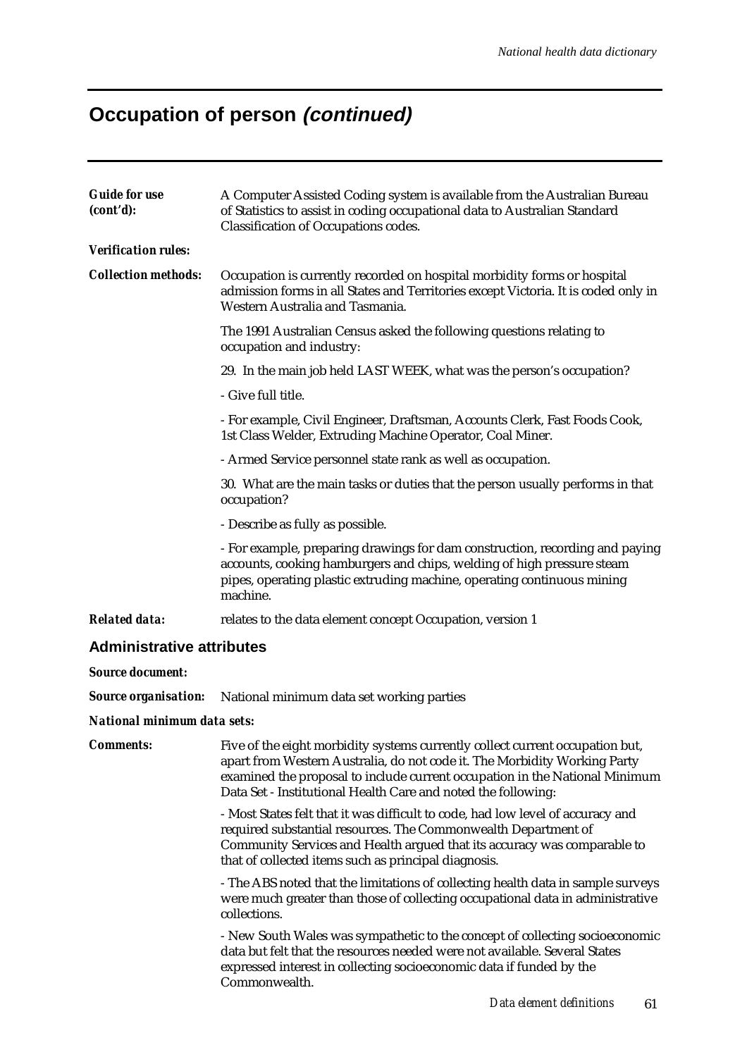# Occupation of person *(continued)*

***Guide for use (cont'd):*** A Computer Assisted Coding system is available from the Australian Bureau of Statistics to assist in coding occupational data to Australian Standard Classification of Occupations codes.

***Verification rules:***

***Collection methods:*** Occupation is currently recorded on hospital morbidity forms or hospital admission forms in all States and Territories except Victoria. It is coded only in Western Australia and Tasmania.

The 1991 Australian Census asked the following questions relating to occupation and industry:

29. In the main job held LAST WEEK, what was the person's occupation?

- Give full title.

- For example, Civil Engineer, Draftsman, Accounts Clerk, Fast Foods Cook, 1st Class Welder, Extruding Machine Operator, Coal Miner.

- Armed Service personnel state rank as well as occupation.

30. What are the main tasks or duties that the person usually performs in that occupation?

- Describe as fully as possible.

- For example, preparing drawings for dam construction, recording and paying accounts, cooking hamburgers and chips, welding of high pressure steam pipes, operating plastic extruding machine, operating continuous mining machine.

***Related data:*** relates to the data element concept Occupation, version 1

## Administrative attributes

***Source document:***

***Source organisation:*** National minimum data set working parties

***National minimum data sets:***

***Comments:*** Five of the eight morbidity systems currently collect current occupation but, apart from Western Australia, do not code it. The Morbidity Working Party examined the proposal to include current occupation in the National Minimum Data Set - Institutional Health Care and noted the following:

- Most States felt that it was difficult to code, had low level of accuracy and required substantial resources. The Commonwealth Department of Community Services and Health argued that its accuracy was comparable to that of collected items such as principal diagnosis.

- The ABS noted that the limitations of collecting health data in sample surveys were much greater than those of collecting occupational data in administrative collections.

- New South Wales was sympathetic to the concept of collecting socioeconomic data but felt that the resources needed were not available. Several States expressed interest in collecting socioeconomic data if funded by the Commonwealth.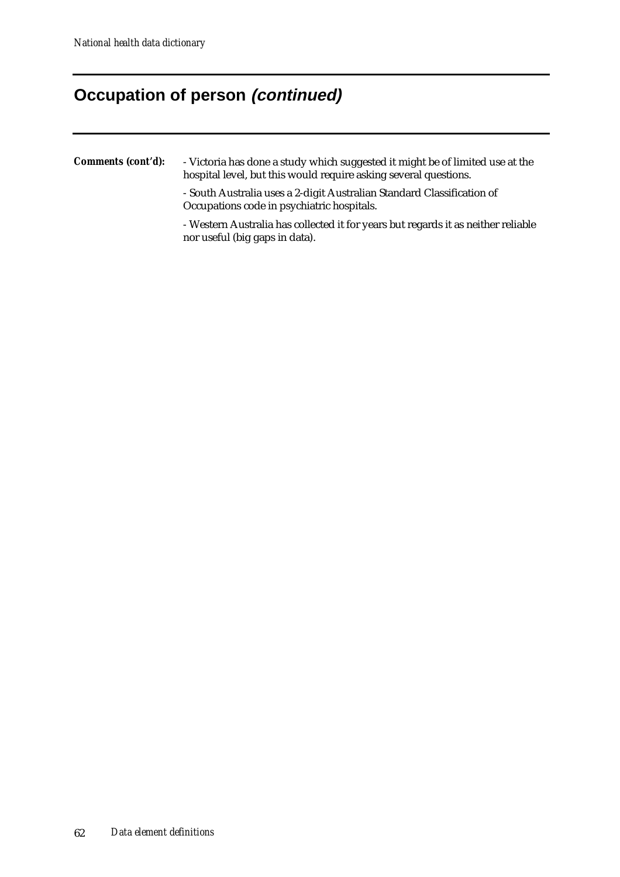# Occupation of person *(continued)*

**Comments (cont'd):**

- Victoria has done a study which suggested it might be of limited use at the hospital level, but this would require asking several questions.

- South Australia uses a 2-digit Australian Standard Classification of Occupations code in psychiatric hospitals.

- Western Australia has collected it for years but regards it as neither reliable nor useful (big gaps in data).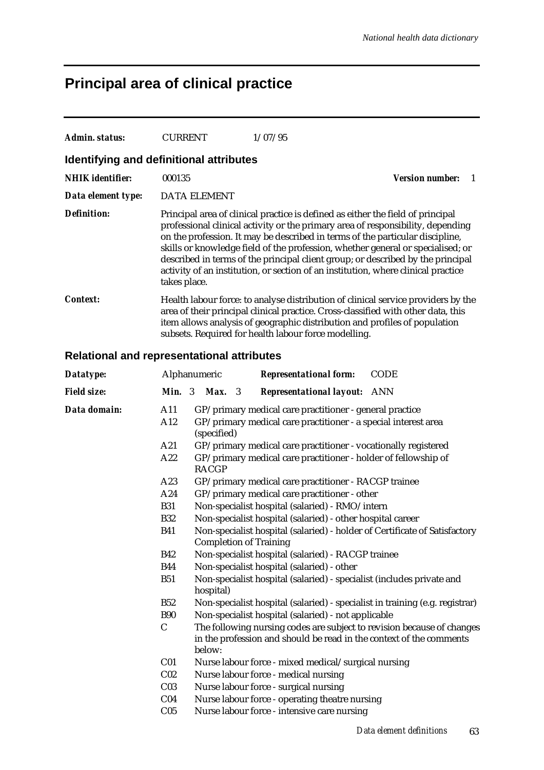# Principal area of clinical practice

| | | |
|---|---|---|
| ***Admin. status:*** | CURRENT | 1/07/95 |

## Identifying and definitional attributes

| | |
|---|---|
| ***NHIK identifier:*** | 000135 &nbsp;&nbsp;&nbsp;&nbsp; ***Version number:*** 1 |
| ***Data element type:*** | DATA ELEMENT |
| ***Definition:*** | Principal area of clinical practice is defined as either the field of principal professional clinical activity or the primary area of responsibility, depending on the profession. It may be described in terms of the particular discipline, skills or knowledge field of the profession, whether general or specialised; or described in terms of the principal client group; or described by the principal activity of an institution, or section of an institution, where clinical practice takes place. |
| ***Context:*** | Health labour force: to analyse distribution of clinical service providers by the area of their principal clinical practice. Cross-classified with other data, this item allows analysis of geographic distribution and profiles of population subsets. Required for health labour force modelling. |

## Relational and representational attributes

| | | | |
|---|---|---|---|
| ***Datatype:*** | Alphanumeric | ***Representational form:*** | CODE |
| ***Field size:*** | ***Min.*** 3 ***Max.*** 3 | ***Representational layout:*** | ANN |

***Data domain:***

| Code | Description |
|---|---|
| A11 | GP/primary medical care practitioner - general practice |
| A12 | GP/primary medical care practitioner - a special interest area (specified) |
| A21 | GP/primary medical care practitioner - vocationally registered |
| A22 | GP/primary medical care practitioner - holder of fellowship of RACGP |
| A23 | GP/primary medical care practitioner - RACGP trainee |
| A24 | GP/primary medical care practitioner - other |
| B31 | Non-specialist hospital (salaried) - RMO/intern |
| B32 | Non-specialist hospital (salaried) - other hospital career |
| B41 | Non-specialist hospital (salaried) - holder of Certificate of Satisfactory Completion of Training |
| B42 | Non-specialist hospital (salaried) - RACGP trainee |
| B44 | Non-specialist hospital (salaried) - other |
| B51 | Non-specialist hospital (salaried) - specialist (includes private and hospital) |
| B52 | Non-specialist hospital (salaried) - specialist in training (e.g. registrar) |
| B90 | Non-specialist hospital (salaried) - not applicable |
| C | The following nursing codes are subject to revision because of changes in the profession and should be read in the context of the comments below: |
| C01 | Nurse labour force - mixed medical/surgical nursing |
| C02 | Nurse labour force - medical nursing |
| C03 | Nurse labour force - surgical nursing |
| C04 | Nurse labour force - operating theatre nursing |
| C05 | Nurse labour force - intensive care nursing |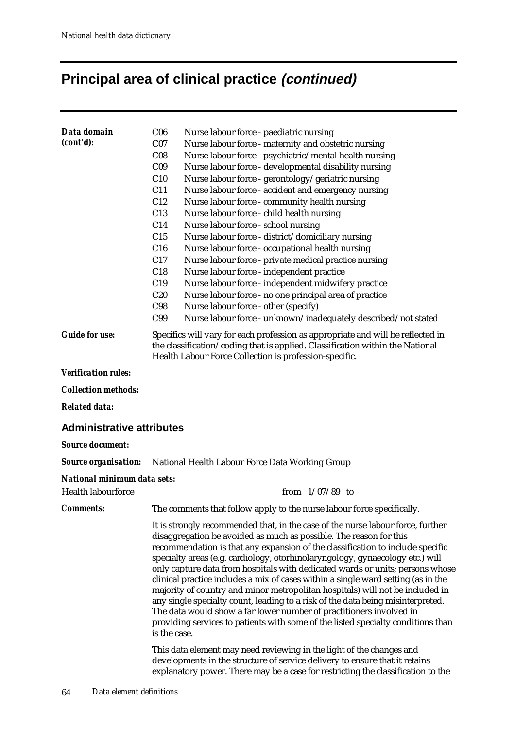# Principal area of clinical practice *(continued)*

***Data domain (cont'd):***

| | |
|---|---|
| C06 | Nurse labour force - paediatric nursing |
| C07 | Nurse labour force - maternity and obstetric nursing |
| C08 | Nurse labour force - psychiatric/mental health nursing |
| C09 | Nurse labour force - developmental disability nursing |
| C10 | Nurse labour force - gerontology/geriatric nursing |
| C11 | Nurse labour force - accident and emergency nursing |
| C12 | Nurse labour force - community health nursing |
| C13 | Nurse labour force - child health nursing |
| C14 | Nurse labour force - school nursing |
| C15 | Nurse labour force - district/domiciliary nursing |
| C16 | Nurse labour force - occupational health nursing |
| C17 | Nurse labour force - private medical practice nursing |
| C18 | Nurse labour force - independent practice |
| C19 | Nurse labour force - independent midwifery practice |
| C20 | Nurse labour force - no one principal area of practice |
| C98 | Nurse labour force - other (specify) |
| C99 | Nurse labour force - unknown/inadequately described/not stated |

***Guide for use:*** Specifics will vary for each profession as appropriate and will be reflected in the classification/coding that is applied. Classification within the National Health Labour Force Collection is profession-specific.

***Verification rules:***

***Collection methods:***

***Related data:***

## Administrative attributes

***Source document:***

***Source organisation:*** National Health Labour Force Data Working Group

***National minimum data sets:***

Health labourforce from 1/07/89 to

***Comments:*** The comments that follow apply to the nurse labour force specifically.

It is strongly recommended that, in the case of the nurse labour force, further disaggregation be avoided as much as possible. The reason for this recommendation is that any expansion of the classification to include specific specialty areas (e.g. cardiology, otorhinolaryngology, gynaecology etc.) will only capture data from hospitals with dedicated wards or units; persons whose clinical practice includes a mix of cases within a single ward setting (as in the majority of country and minor metropolitan hospitals) will not be included in any single specialty count, leading to a risk of the data being misinterpreted. The data would show a far lower number of practitioners involved in providing services to patients with some of the listed specialty conditions than is the case.

This data element may need reviewing in the light of the changes and developments in the structure of service delivery to ensure that it retains explanatory power. There may be a case for restricting the classification to the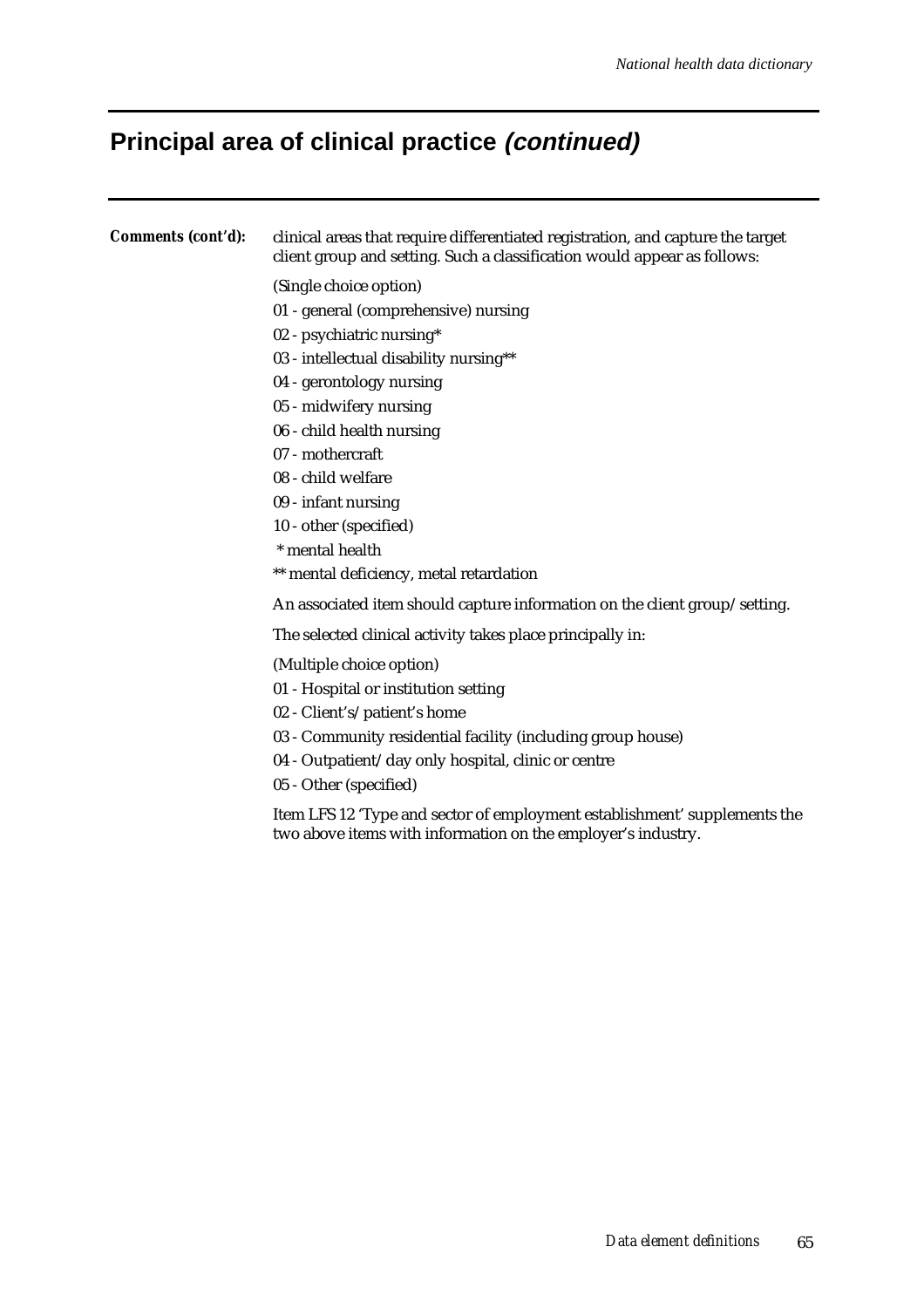## Principal area of clinical practice *(continued)*

***Comments (cont'd):*** clinical areas that require differentiated registration, and capture the target client group and setting. Such a classification would appear as follows:

(Single choice option)

01 - general (comprehensive) nursing

02 - psychiatric nursing*

03 - intellectual disability nursing**

04 - gerontology nursing

05 - midwifery nursing

06 - child health nursing

07 - mothercraft

08 - child welfare

09 - infant nursing

10 - other (specified)

\* mental health

** mental deficiency, metal retardation

An associated item should capture information on the client group/setting.

The selected clinical activity takes place principally in:

(Multiple choice option)

01 - Hospital or institution setting

02 - Client's/patient's home

03 - Community residential facility (including group house)

04 - Outpatient/day only hospital, clinic or centre

05 - Other (specified)

Item LFS 12 'Type and sector of employment establishment' supplements the two above items with information on the employer's industry.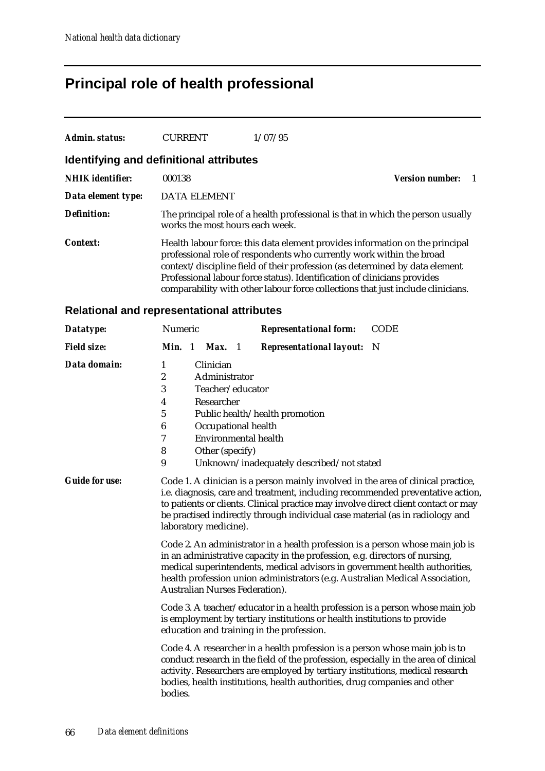# Principal role of health professional

**Admin. status:** CURRENT 1/07/95

## Identifying and definitional attributes

**NHIK identifier:** 000138 **Version number:** 1

**Data element type:** DATA ELEMENT

**Definition:** The principal role of a health professional is that in which the person usually works the most hours each week.

**Context:** Health labour force: this data element provides information on the principal professional role of respondents who currently work within the broad context/discipline field of their profession (as determined by data element Professional labour force status). Identification of clinicians provides comparability with other labour force collections that just include clinicians.

## Relational and representational attributes

**Datatype:** Numeric **Representational form:** CODE

**Field size:** **Min.** 1 **Max.** 1 **Representational layout:** N

**Data domain:**

1 Clinician
2 Administrator
3 Teacher/educator
4 Researcher
5 Public health/health promotion
6 Occupational health
7 Environmental health
8 Other (specify)
9 Unknown/inadequately described/not stated

**Guide for use:** Code 1. A clinician is a person mainly involved in the area of clinical practice, i.e. diagnosis, care and treatment, including recommended preventative action, to patients or clients. Clinical practice may involve direct client contact or may be practised indirectly through individual case material (as in radiology and laboratory medicine).

Code 2. An administrator in a health profession is a person whose main job is in an administrative capacity in the profession, e.g. directors of nursing, medical superintendents, medical advisors in government health authorities, health profession union administrators (e.g. Australian Medical Association, Australian Nurses Federation).

Code 3. A teacher/educator in a health profession is a person whose main job is employment by tertiary institutions or health institutions to provide education and training in the profession.

Code 4. A researcher in a health profession is a person whose main job is to conduct research in the field of the profession, especially in the area of clinical activity. Researchers are employed by tertiary institutions, medical research bodies, health institutions, health authorities, drug companies and other bodies.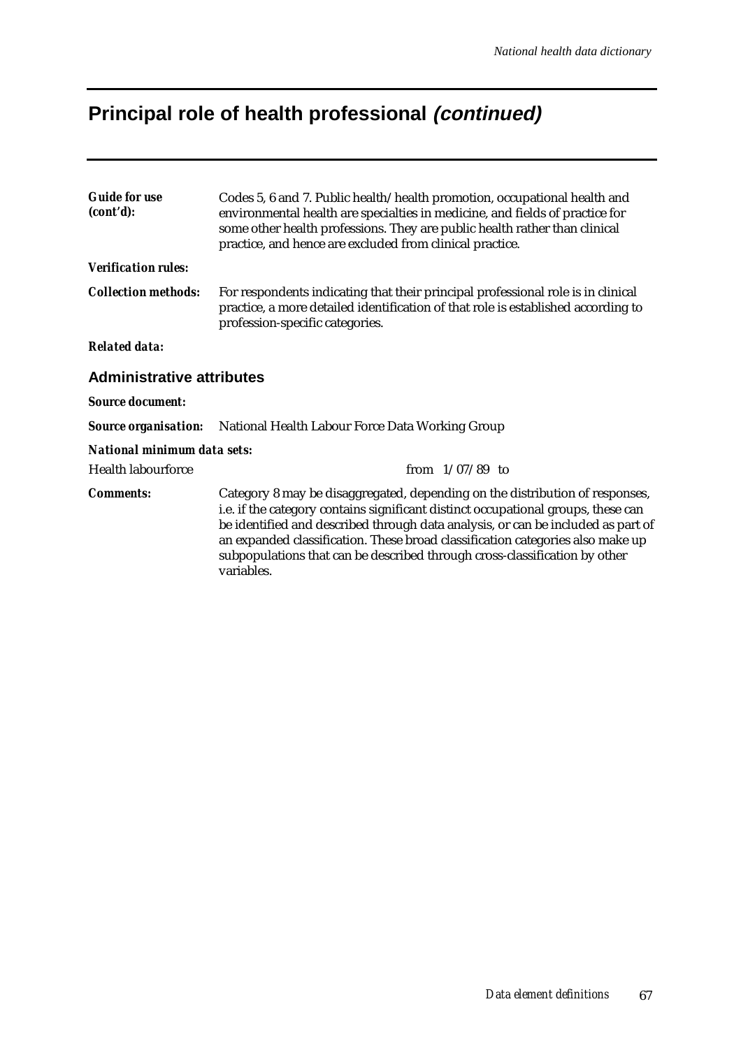# Principal role of health professional *(continued)*

***Guide for use (cont'd):*** Codes 5, 6 and 7. Public health/health promotion, occupational health and environmental health are specialties in medicine, and fields of practice for some other health professions. They are public health rather than clinical practice, and hence are excluded from clinical practice.

***Verification rules:***

***Collection methods:*** For respondents indicating that their principal professional role is in clinical practice, a more detailed identification of that role is established according to profession-specific categories.

***Related data:***

## Administrative attributes

***Source document:***

***Source organisation:*** National Health Labour Force Data Working Group

***National minimum data sets:***

Health labourforce from 1/07/89 to

***Comments:*** Category 8 may be disaggregated, depending on the distribution of responses, i.e. if the category contains significant distinct occupational groups, these can be identified and described through data analysis, or can be included as part of an expanded classification. These broad classification categories also make up subpopulations that can be described through cross-classification by other variables.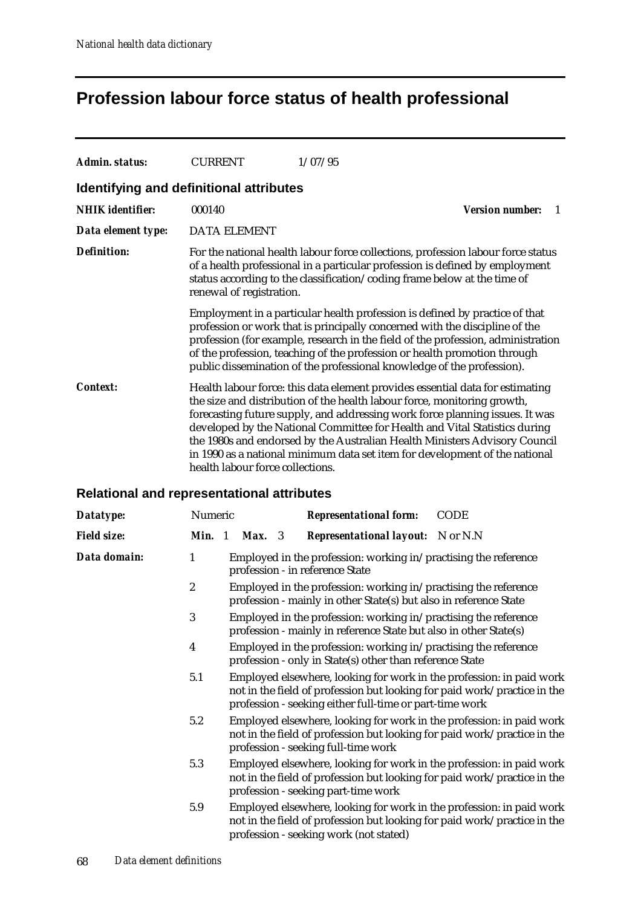# Profession labour force status of health professional

**Admin. status:** CURRENT 1/07/95

## Identifying and definitional attributes

**NHIK identifier:** 000140 **Version number:** 1

**Data element type:** DATA ELEMENT

**Definition:** For the national health labour force collections, profession labour force status of a health professional in a particular profession is defined by employment status according to the classification/coding frame below at the time of renewal of registration.

Employment in a particular health profession is defined by practice of that profession or work that is principally concerned with the discipline of the profession (for example, research in the field of the profession, administration of the profession, teaching of the profession or health promotion through public dissemination of the professional knowledge of the profession).

**Context:** Health labour force: this data element provides essential data for estimating the size and distribution of the health labour force, monitoring growth, forecasting future supply, and addressing work force planning issues. It was developed by the National Committee for Health and Vital Statistics during the 1980s and endorsed by the Australian Health Ministers Advisory Council in 1990 as a national minimum data set item for development of the national health labour force collections.

## Relational and representational attributes

**Datatype:** Numeric **Representational form:** CODE

**Field size:** **Min.** 1 **Max.** 3 **Representational layout:** N or N.N

**Data domain:**

| Code | Description |
|---|---|
| 1 | Employed in the profession: working in/practising the reference profession - in reference State |
| 2 | Employed in the profession: working in/practising the reference profession - mainly in other State(s) but also in reference State |
| 3 | Employed in the profession: working in/practising the reference profession - mainly in reference State but also in other State(s) |
| 4 | Employed in the profession: working in/practising the reference profession - only in State(s) other than reference State |
| 5.1 | Employed elsewhere, looking for work in the profession: in paid work not in the field of profession but looking for paid work/practice in the profession - seeking either full-time or part-time work |
| 5.2 | Employed elsewhere, looking for work in the profession: in paid work not in the field of profession but looking for paid work/practice in the profession - seeking full-time work |
| 5.3 | Employed elsewhere, looking for work in the profession: in paid work not in the field of profession but looking for paid work/practice in the profession - seeking part-time work |
| 5.9 | Employed elsewhere, looking for work in the profession: in paid work not in the field of profession but looking for paid work/practice in the profession - seeking work (not stated) |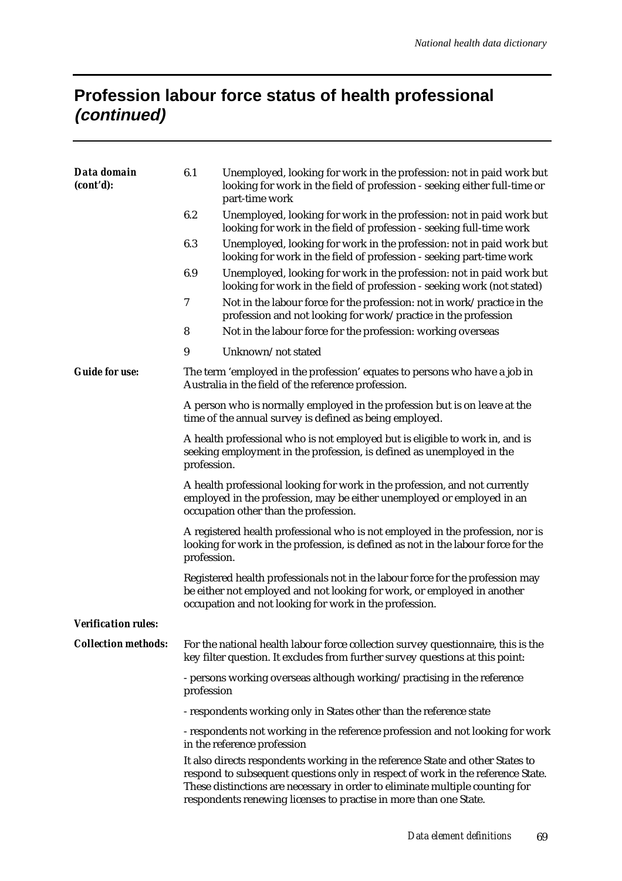## Profession labour force status of health professional *(continued)*

***Data domain (cont'd):***

| | |
|---|---|
| 6.1 | Unemployed, looking for work in the profession: not in paid work but looking for work in the field of profession - seeking either full-time or part-time work |
| 6.2 | Unemployed, looking for work in the profession: not in paid work but looking for work in the field of profession - seeking full-time work |
| 6.3 | Unemployed, looking for work in the profession: not in paid work but looking for work in the field of profession - seeking part-time work |
| 6.9 | Unemployed, looking for work in the profession: not in paid work but looking for work in the field of profession - seeking work (not stated) |
| 7 | Not in the labour force for the profession: not in work/practice in the profession and not looking for work/practice in the profession |
| 8 | Not in the labour force for the profession: working overseas |
| 9 | Unknown/not stated |

***Guide for use:***

The term 'employed in the profession' equates to persons who have a job in Australia in the field of the reference profession.

A person who is normally employed in the profession but is on leave at the time of the annual survey is defined as being employed.

A health professional who is not employed but is eligible to work in, and is seeking employment in the profession, is defined as unemployed in the profession.

A health professional looking for work in the profession, and not currently employed in the profession, may be either unemployed or employed in an occupation other than the profession.

A registered health professional who is not employed in the profession, nor is looking for work in the profession, is defined as not in the labour force for the profession.

Registered health professionals not in the labour force for the profession may be either not employed and not looking for work, or employed in another occupation and not looking for work in the profession.

***Verification rules:***

***Collection methods:***

For the national health labour force collection survey questionnaire, this is the key filter question. It excludes from further survey questions at this point:

- persons working overseas although working/practising in the reference profession

- respondents working only in States other than the reference state

- respondents not working in the reference profession and not looking for work in the reference profession

It also directs respondents working in the reference State and other States to respond to subsequent questions only in respect of work in the reference State. These distinctions are necessary in order to eliminate multiple counting for respondents renewing licenses to practise in more than one State.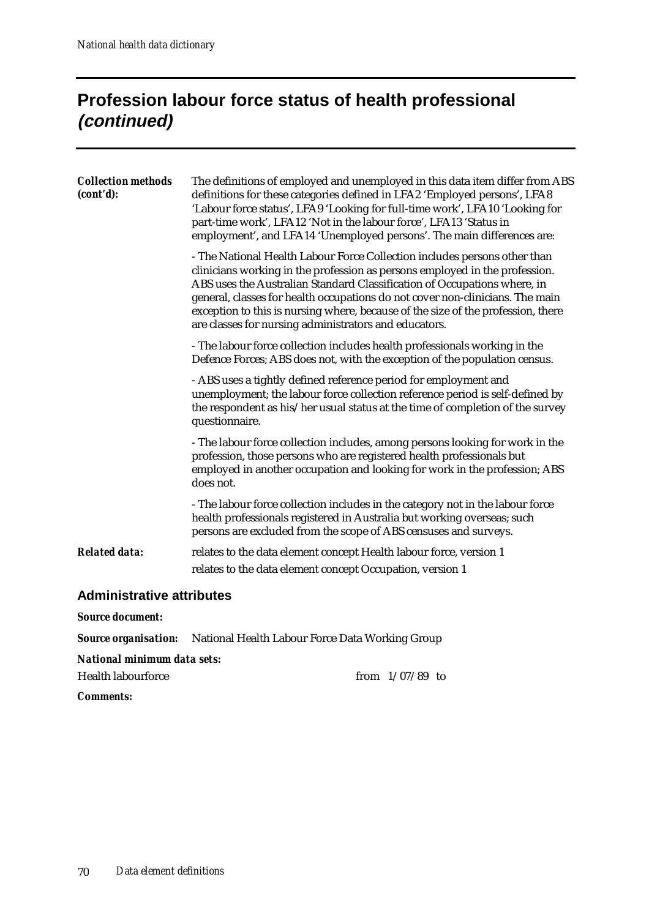# Profession labour force status of health professional *(continued)*

***Collection methods (cont'd):*** The definitions of employed and unemployed in this data item differ from ABS definitions for these categories defined in LFA2 'Employed persons', LFA8 'Labour force status', LFA9 'Looking for full-time work', LFA10 'Looking for part-time work', LFA12 'Not in the labour force', LFA13 'Status in employment', and LFA14 'Unemployed persons'. The main differences are:

- The National Health Labour Force Collection includes persons other than clinicians working in the profession as persons employed in the profession. ABS uses the Australian Standard Classification of Occupations where, in general, classes for health occupations do not cover non-clinicians. The main exception to this is nursing where, because of the size of the profession, there are classes for nursing administrators and educators.

- The labour force collection includes health professionals working in the Defence Forces; ABS does not, with the exception of the population census.

- ABS uses a tightly defined reference period for employment and unemployment; the labour force collection reference period is self-defined by the respondent as his/her usual status at the time of completion of the survey questionnaire.

- The labour force collection includes, among persons looking for work in the profession, those persons who are registered health professionals but employed in another occupation and looking for work in the profession; ABS does not.

- The labour force collection includes in the category not in the labour force health professionals registered in Australia but working overseas; such persons are excluded from the scope of ABS censuses and surveys.

***Related data:*** relates to the data element concept Health labour force, version 1

relates to the data element concept Occupation, version 1

## Administrative attributes

***Source document:***

***Source organisation:*** National Health Labour Force Data Working Group

***National minimum data sets:***

Health labourforce from 1/07/89 to

***Comments:***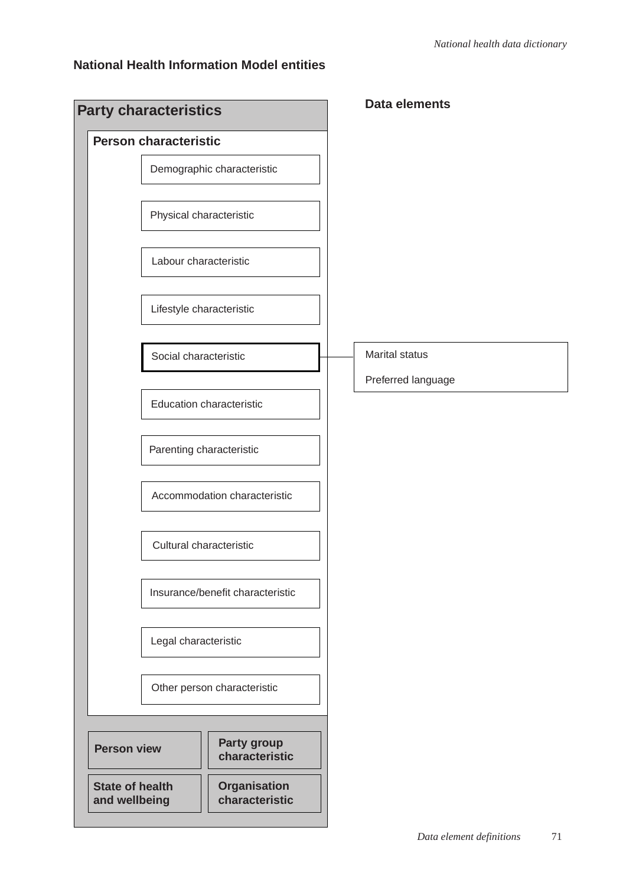## National Health Information Model entities

**Party characteristics**

**Person characteristic**

- Demographic characteristic
- Physical characteristic
- Labour characteristic
- Lifestyle characteristic
- Social characteristic
- Education characteristic
- Parenting characteristic
- Accommodation characteristic
- Cultural characteristic
- Insurance/benefit characteristic
- Legal characteristic
- Other person characteristic

**Person view**

**Party group characteristic**

**State of health and wellbeing**

**Organisation characteristic**

**Data elements**

Social characteristic:

- Marital status
- Preferred language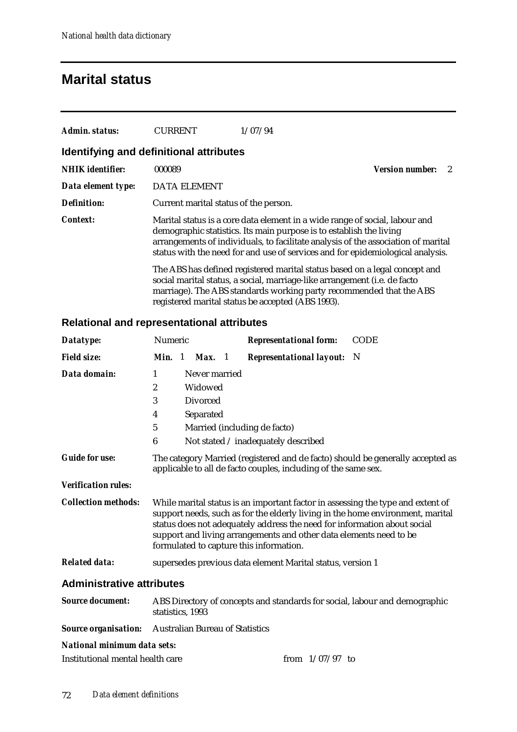# Marital status

**Admin. status:** CURRENT 1/07/94

## Identifying and definitional attributes

**NHIK identifier:** 000089 **Version number:** 2

**Data element type:** DATA ELEMENT

**Definition:** Current marital status of the person.

**Context:** Marital status is a core data element in a wide range of social, labour and demographic statistics. Its main purpose is to establish the living arrangements of individuals, to facilitate analysis of the association of marital status with the need for and use of services and for epidemiological analysis.

The ABS has defined registered marital status based on a legal concept and social marital status, a social, marriage-like arrangement (i.e. de facto marriage). The ABS standards working party recommended that the ABS registered marital status be accepted (ABS 1993).

## Relational and representational attributes

**Datatype:** Numeric **Representational form:** CODE

**Field size:** **Min.** 1 **Max.** 1 **Representational layout:** N

**Data domain:**

1 Never married
2 Widowed
3 Divorced
4 Separated
5 Married (including de facto)
6 Not stated / inadequately described

**Guide for use:** The category Married (registered and de facto) should be generally accepted as applicable to all de facto couples, including of the same sex.

**Verification rules:**

**Collection methods:** While marital status is an important factor in assessing the type and extent of support needs, such as for the elderly living in the home environment, marital status does not adequately address the need for information about social support and living arrangements and other data elements need to be formulated to capture this information.

**Related data:** supersedes previous data element Marital status, version 1

## Administrative attributes

**Source document:** ABS Directory of concepts and standards for social, labour and demographic statistics, 1993

**Source organisation:** Australian Bureau of Statistics

**National minimum data sets:**

Institutional mental health care from 1/07/97 to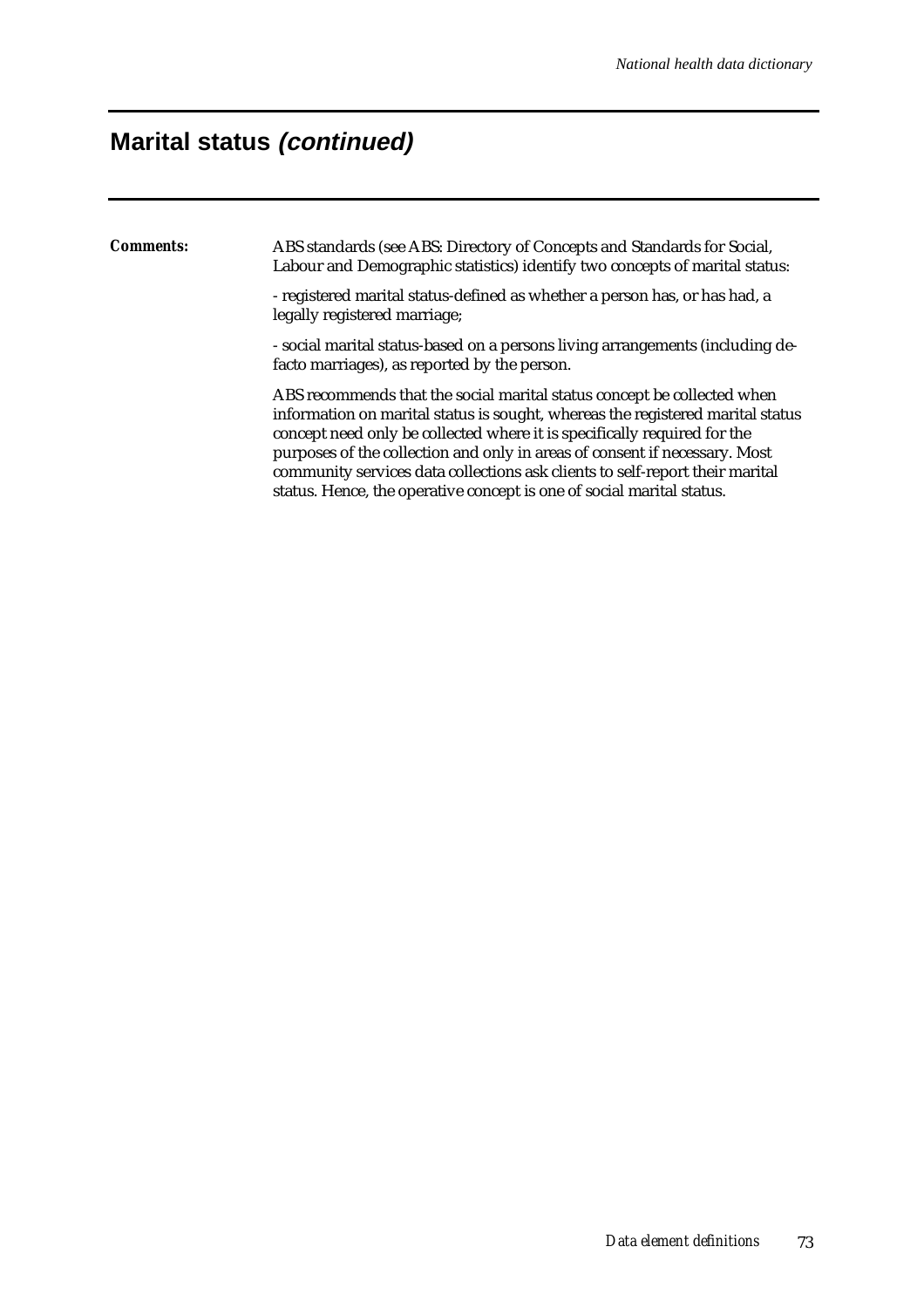## Marital status *(continued)*

***Comments:*** ABS standards (see ABS: Directory of Concepts and Standards for Social, Labour and Demographic statistics) identify two concepts of marital status:

- registered marital status-defined as whether a person has, or has had, a legally registered marriage;

- social marital status-based on a persons living arrangements (including de-facto marriages), as reported by the person.

ABS recommends that the social marital status concept be collected when information on marital status is sought, whereas the registered marital status concept need only be collected where it is specifically required for the purposes of the collection and only in areas of consent if necessary. Most community services data collections ask clients to self-report their marital status. Hence, the operative concept is one of social marital status.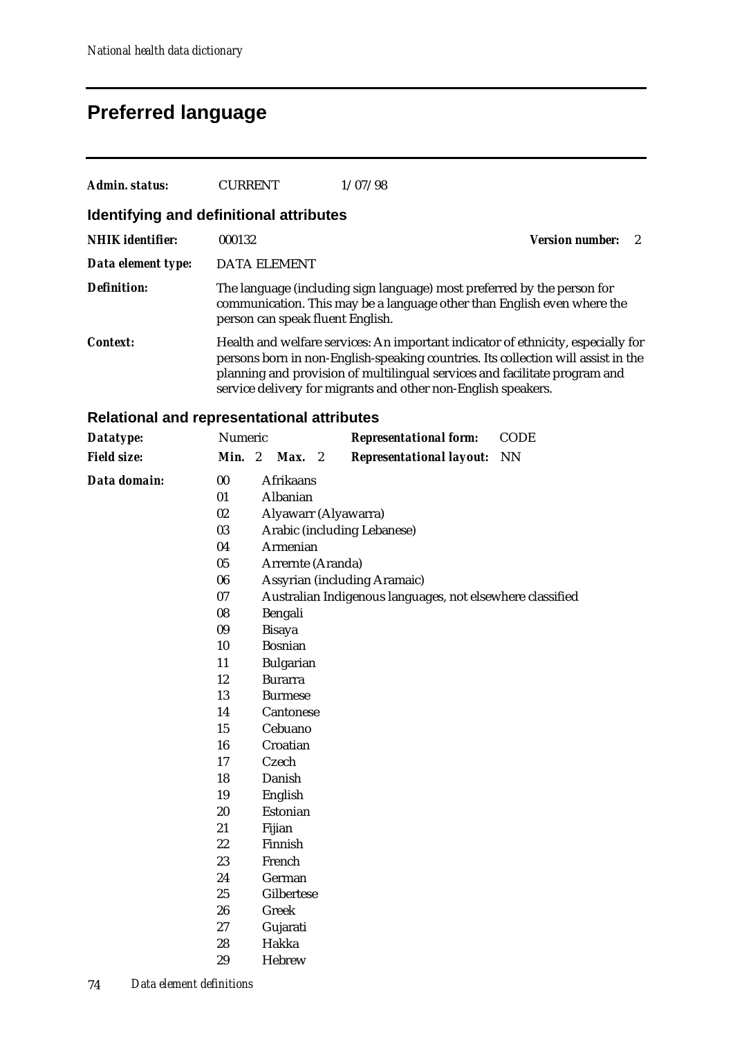# Preferred language

| | | |
|---|---|---|
| ***Admin. status:*** | CURRENT | 1/07/98 |

## Identifying and definitional attributes

| | | | |
|---|---|---|---|
| ***NHIK identifier:*** | 000132 | ***Version number:*** | 2 |
| ***Data element type:*** | DATA ELEMENT | | |
| ***Definition:*** | The language (including sign language) most preferred by the person for communication. This may be a language other than English even where the person can speak fluent English. | | |
| ***Context:*** | Health and welfare services: An important indicator of ethnicity, especially for persons born in non-English-speaking countries. Its collection will assist in the planning and provision of multilingual services and facilitate program and service delivery for migrants and other non-English speakers. | | |

## Relational and representational attributes

| | | | |
|---|---|---|---|
| ***Datatype:*** | Numeric | ***Representational form:*** | CODE |
| ***Field size:*** | ***Min.*** 2 ***Max.*** 2 | ***Representational layout:*** | NN |

***Data domain:***

| Code | Language |
|---|---|
| 00 | Afrikaans |
| 01 | Albanian |
| 02 | Alyawarr (Alyawarra) |
| 03 | Arabic (including Lebanese) |
| 04 | Armenian |
| 05 | Arrernte (Aranda) |
| 06 | Assyrian (including Aramaic) |
| 07 | Australian Indigenous languages, not elsewhere classified |
| 08 | Bengali |
| 09 | Bisaya |
| 10 | Bosnian |
| 11 | Bulgarian |
| 12 | Burarra |
| 13 | Burmese |
| 14 | Cantonese |
| 15 | Cebuano |
| 16 | Croatian |
| 17 | Czech |
| 18 | Danish |
| 19 | English |
| 20 | Estonian |
| 21 | Fijian |
| 22 | Finnish |
| 23 | French |
| 24 | German |
| 25 | Gilbertese |
| 26 | Greek |
| 27 | Gujarati |
| 28 | Hakka |
| 29 | Hebrew |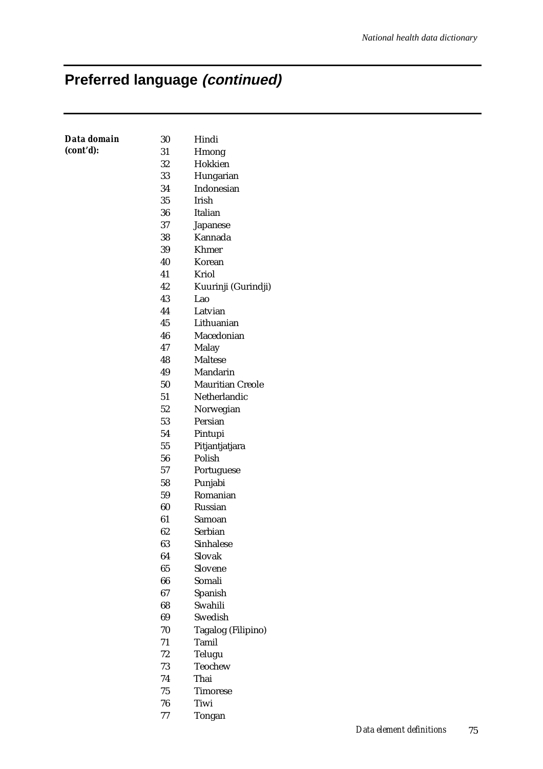## Preferred language *(continued)*

***Data domain (cont'd):***

| | |
|---|---|
| 30 | Hindi |
| 31 | Hmong |
| 32 | Hokkien |
| 33 | Hungarian |
| 34 | Indonesian |
| 35 | Irish |
| 36 | Italian |
| 37 | Japanese |
| 38 | Kannada |
| 39 | Khmer |
| 40 | Korean |
| 41 | Kriol |
| 42 | Kuurinji (Gurindji) |
| 43 | Lao |
| 44 | Latvian |
| 45 | Lithuanian |
| 46 | Macedonian |
| 47 | Malay |
| 48 | Maltese |
| 49 | Mandarin |
| 50 | Mauritian Creole |
| 51 | Netherlandic |
| 52 | Norwegian |
| 53 | Persian |
| 54 | Pintupi |
| 55 | Pitjantjatjara |
| 56 | Polish |
| 57 | Portuguese |
| 58 | Punjabi |
| 59 | Romanian |
| 60 | Russian |
| 61 | Samoan |
| 62 | Serbian |
| 63 | Sinhalese |
| 64 | Slovak |
| 65 | Slovene |
| 66 | Somali |
| 67 | Spanish |
| 68 | Swahili |
| 69 | Swedish |
| 70 | Tagalog (Filipino) |
| 71 | Tamil |
| 72 | Telugu |
| 73 | Teochew |
| 74 | Thai |
| 75 | Timorese |
| 76 | Tiwi |
| 77 | Tongan |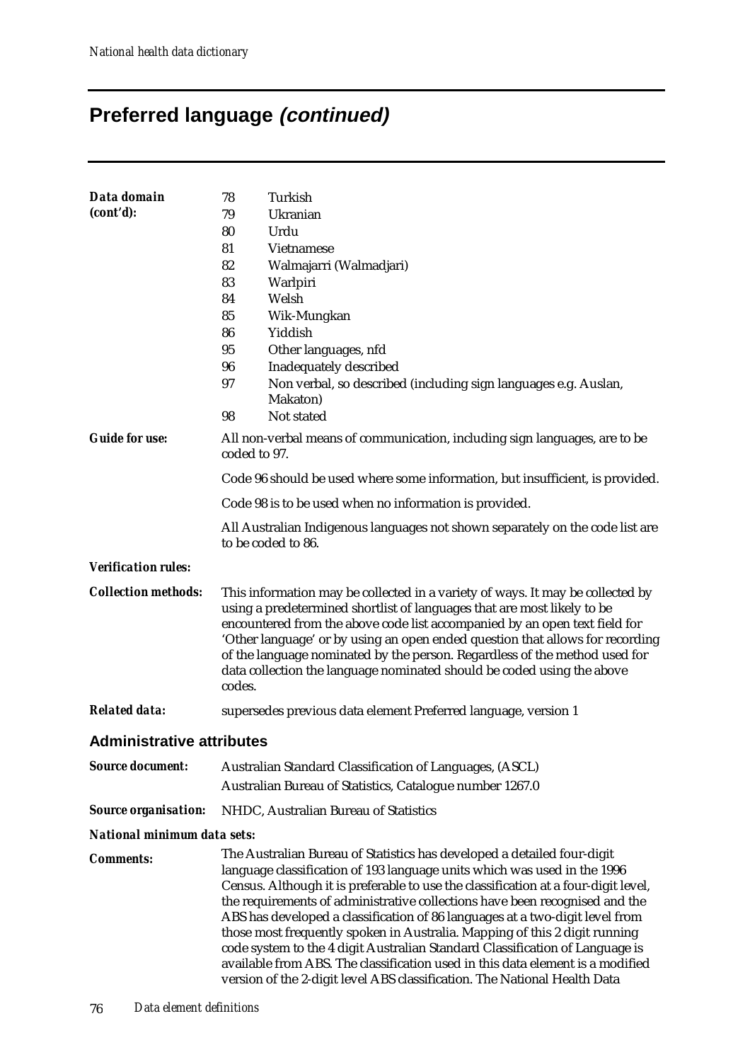# Preferred language *(continued)*

***Data domain (cont'd):***

78 Turkish
79 Ukranian
80 Urdu
81 Vietnamese
82 Walmajarri (Walmadjari)
83 Warlpiri
84 Welsh
85 Wik-Mungkan
86 Yiddish
95 Other languages, nfd
96 Inadequately described
97 Non verbal, so described (including sign languages e.g. Auslan, Makaton)
98 Not stated

***Guide for use:*** All non-verbal means of communication, including sign languages, are to be coded to 97.

Code 96 should be used where some information, but insufficient, is provided.

Code 98 is to be used when no information is provided.

All Australian Indigenous languages not shown separately on the code list are to be coded to 86.

***Verification rules:***

***Collection methods:*** This information may be collected in a variety of ways. It may be collected by using a predetermined shortlist of languages that are most likely to be encountered from the above code list accompanied by an open text field for 'Other language' or by using an open ended question that allows for recording of the language nominated by the person. Regardless of the method used for data collection the language nominated should be coded using the above codes.

***Related data:*** supersedes previous data element Preferred language, version 1

## Administrative attributes

***Source document:*** Australian Standard Classification of Languages, (ASCL)
Australian Bureau of Statistics, Catalogue number 1267.0

***Source organisation:*** NHDC, Australian Bureau of Statistics

***National minimum data sets:***

***Comments:*** The Australian Bureau of Statistics has developed a detailed four-digit language classification of 193 language units which was used in the 1996 Census. Although it is preferable to use the classification at a four-digit level, the requirements of administrative collections have been recognised and the ABS has developed a classification of 86 languages at a two-digit level from those most frequently spoken in Australia. Mapping of this 2 digit running code system to the 4 digit Australian Standard Classification of Language is available from ABS. The classification used in this data element is a modified version of the 2-digit level ABS classification. The National Health Data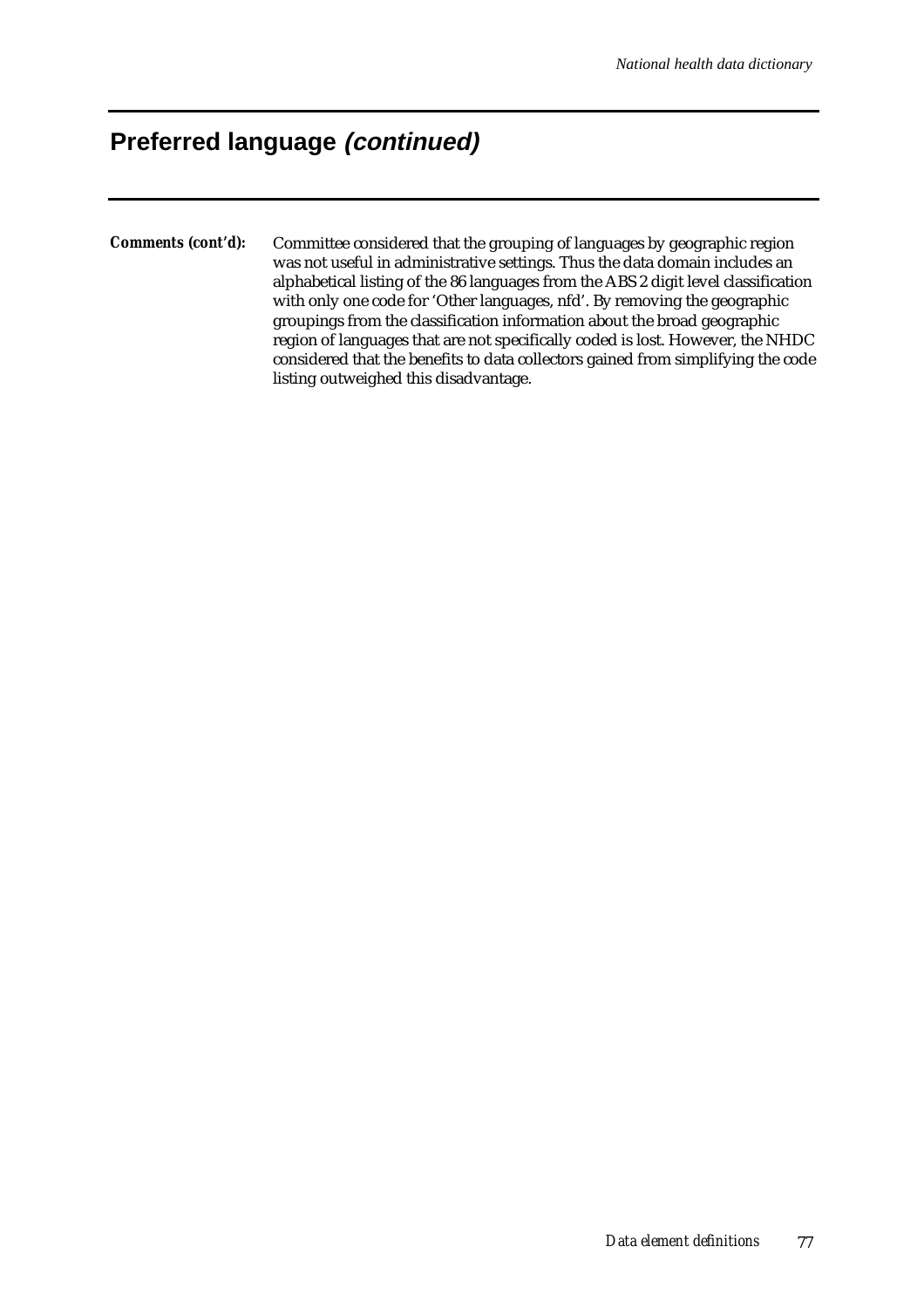## Preferred language *(continued)*

**Comments (cont'd):** Committee considered that the grouping of languages by geographic region was not useful in administrative settings. Thus the data domain includes an alphabetical listing of the 86 languages from the ABS 2 digit level classification with only one code for 'Other languages, nfd'. By removing the geographic groupings from the classification information about the broad geographic region of languages that are not specifically coded is lost. However, the NHDC considered that the benefits to data collectors gained from simplifying the code listing outweighed this disadvantage.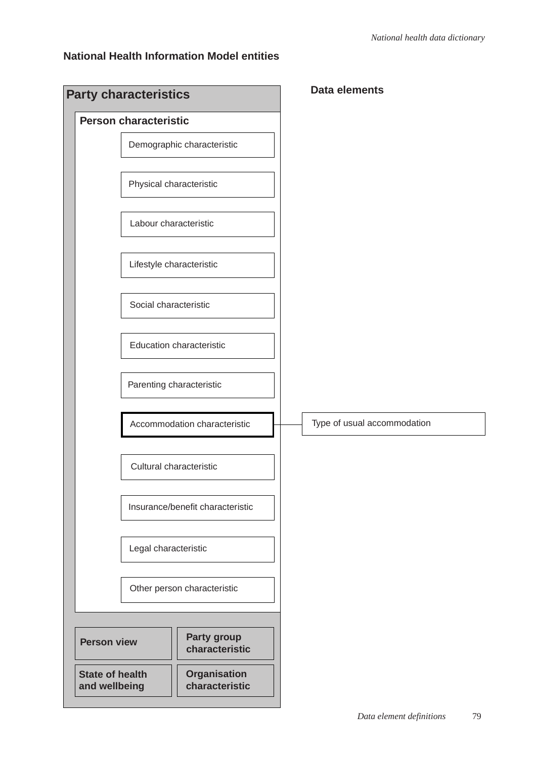## National Health Information Model entities

**Party characteristics**

**Person characteristic**

- Demographic characteristic
- Physical characteristic
- Labour characteristic
- Lifestyle characteristic
- Social characteristic
- Education characteristic
- Parenting characteristic
- Accommodation characteristic
- Cultural characteristic
- Insurance/benefit characteristic
- Legal characteristic
- Other person characteristic

**Person view**

**Party group characteristic**

**State of health and wellbeing**

**Organisation characteristic**

**Data elements**

- Type of usual accommodation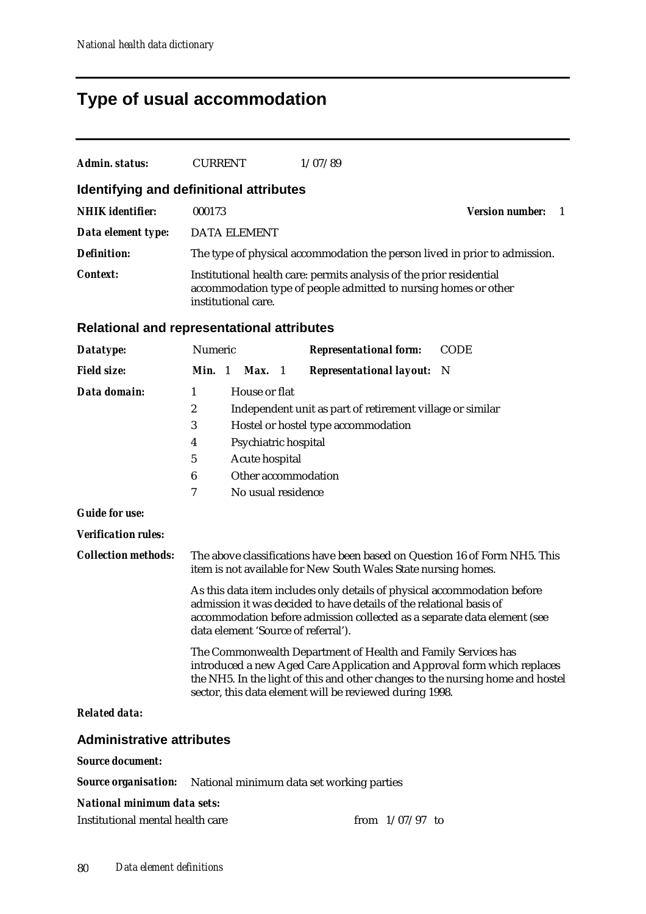# Type of usual accommodation

***Admin. status:*** CURRENT 1/07/89

## Identifying and definitional attributes

***NHIK identifier:*** 000173 ***Version number:*** 1

***Data element type:*** DATA ELEMENT

***Definition:*** The type of physical accommodation the person lived in prior to admission.

***Context:*** Institutional health care: permits analysis of the prior residential accommodation type of people admitted to nursing homes or other institutional care.

## Relational and representational attributes

***Datatype:*** Numeric ***Representational form:*** CODE

***Field size:*** ***Min.*** 1 ***Max.*** 1 ***Representational layout:*** N

***Data domain:***

1 House or flat
2 Independent unit as part of retirement village or similar
3 Hostel or hostel type accommodation
4 Psychiatric hospital
5 Acute hospital
6 Other accommodation
7 No usual residence

***Guide for use:***

***Verification rules:***

***Collection methods:*** The above classifications have been based on Question 16 of Form NH5. This item is not available for New South Wales State nursing homes.

As this data item includes only details of physical accommodation before admission it was decided to have details of the relational basis of accommodation before admission collected as a separate data element (see data element 'Source of referral').

The Commonwealth Department of Health and Family Services has introduced a new Aged Care Application and Approval form which replaces the NH5. In the light of this and other changes to the nursing home and hostel sector, this data element will be reviewed during 1998.

***Related data:***

## Administrative attributes

***Source document:***

***Source organisation:*** National minimum data set working parties

***National minimum data sets:***

Institutional mental health care from 1/07/97 to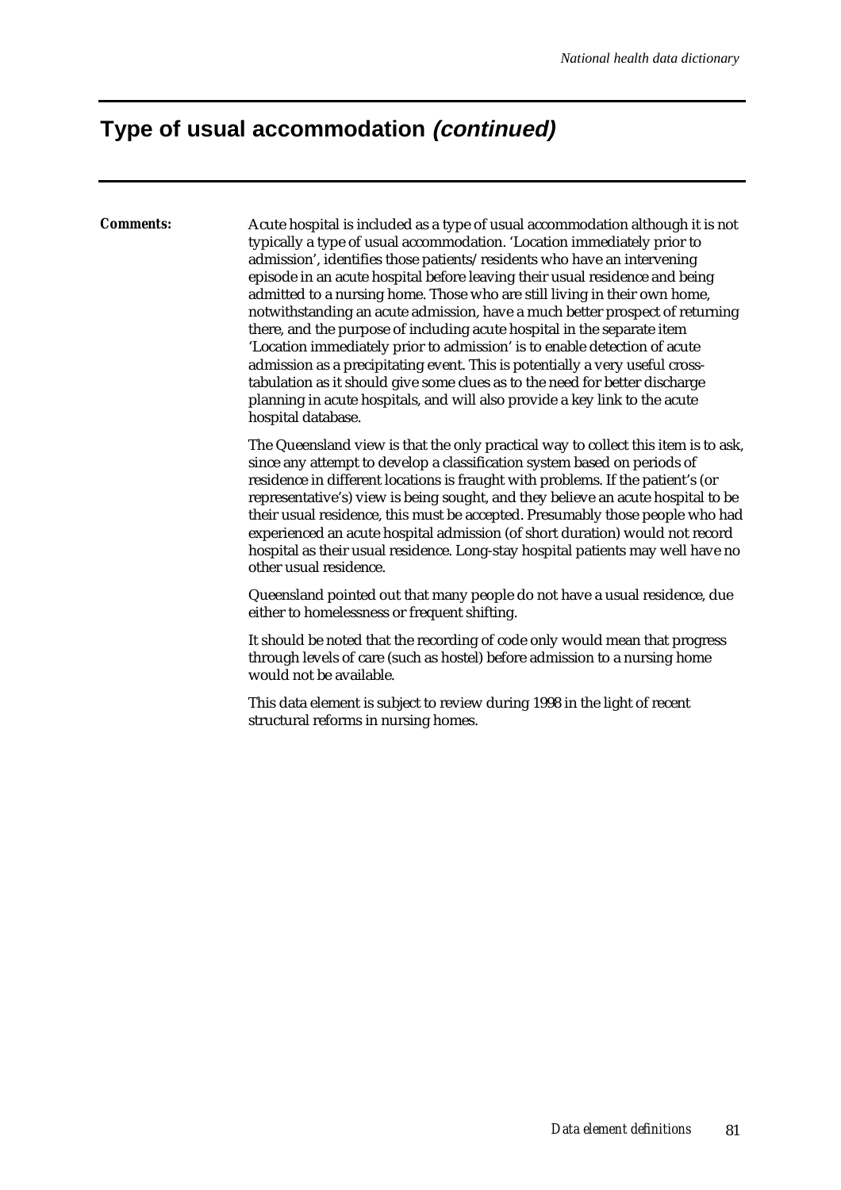## Type of usual accommodation *(continued)*

***Comments:***

Acute hospital is included as a type of usual accommodation although it is not typically a type of usual accommodation. 'Location immediately prior to admission', identifies those patients/residents who have an intervening episode in an acute hospital before leaving their usual residence and being admitted to a nursing home. Those who are still living in their own home, notwithstanding an acute admission, have a much better prospect of returning there, and the purpose of including acute hospital in the separate item 'Location immediately prior to admission' is to enable detection of acute admission as a precipitating event. This is potentially a very useful cross-tabulation as it should give some clues as to the need for better discharge planning in acute hospitals, and will also provide a key link to the acute hospital database.

The Queensland view is that the only practical way to collect this item is to ask, since any attempt to develop a classification system based on periods of residence in different locations is fraught with problems. If the patient's (or representative's) view is being sought, and they believe an acute hospital to be their usual residence, this must be accepted. Presumably those people who had experienced an acute hospital admission (of short duration) would not record hospital as their usual residence. Long-stay hospital patients may well have no other usual residence.

Queensland pointed out that many people do not have a usual residence, due either to homelessness or frequent shifting.

It should be noted that the recording of code only would mean that progress through levels of care (such as hostel) before admission to a nursing home would not be available.

This data element is subject to review during 1998 in the light of recent structural reforms in nursing homes.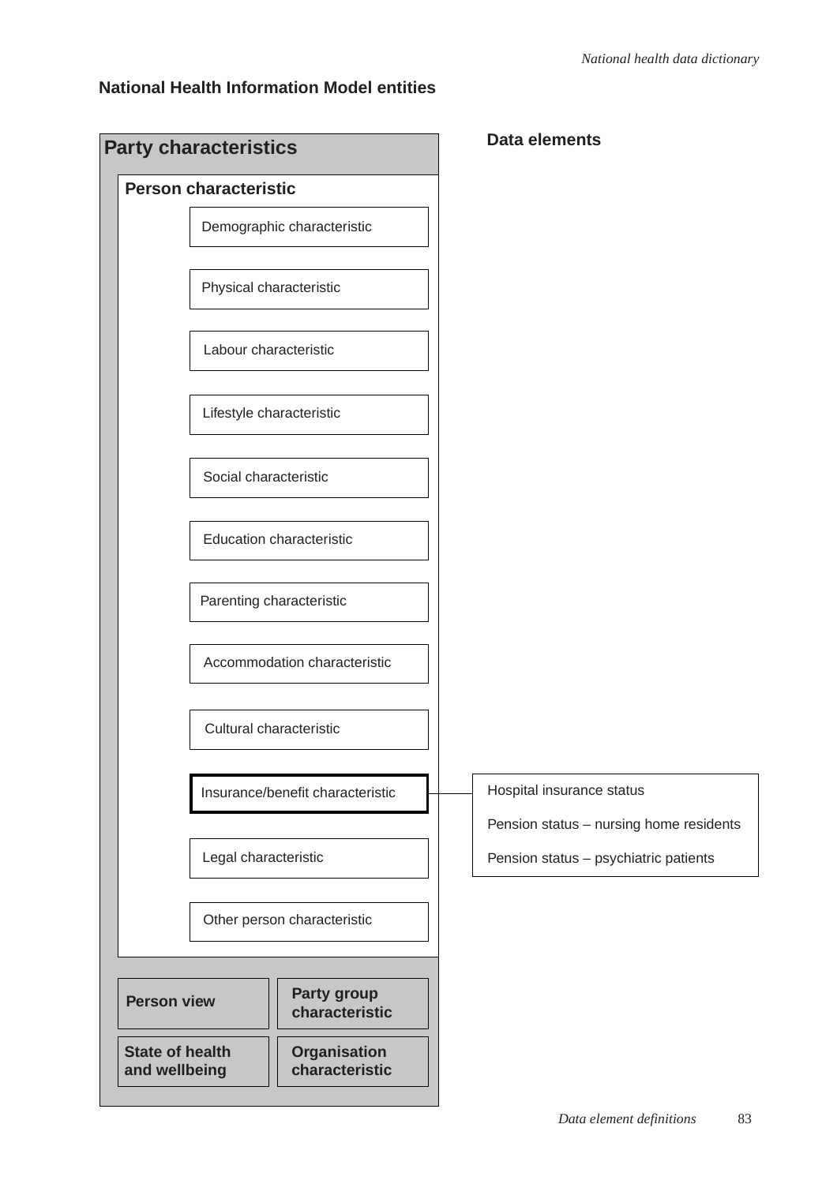## National Health Information Model entities

### Party characteristics

#### Person characteristic

- Demographic characteristic
- Physical characteristic
- Labour characteristic
- Lifestyle characteristic
- Social characteristic
- Education characteristic
- Parenting characteristic
- Accommodation characteristic
- Cultural characteristic
- **Insurance/benefit characteristic**
- Legal characteristic
- Other person characteristic

**Person view**

**Party group characteristic**

**State of health and wellbeing**

**Organisation characteristic**

### Data elements

Insurance/benefit characteristic:

- Hospital insurance status
- Pension status – nursing home residents
- Pension status – psychiatric patients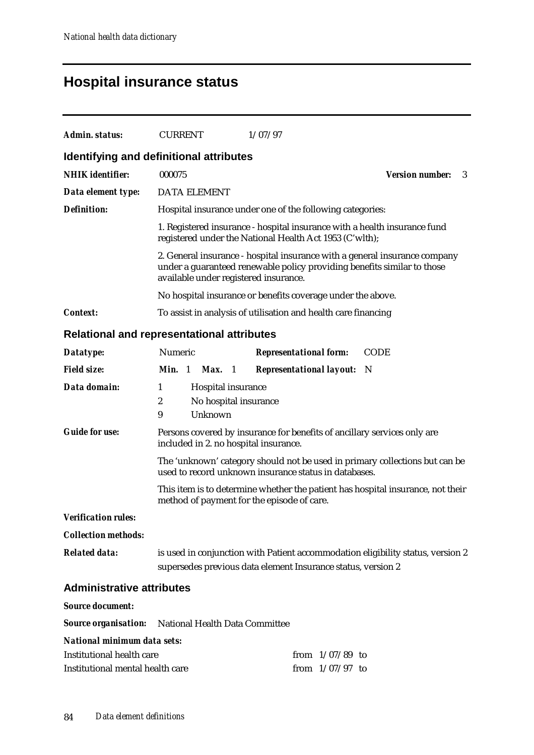# Hospital insurance status

**Admin. status:** CURRENT 1/07/97

## Identifying and definitional attributes

**NHIK identifier:** 000075 **Version number:** 3

**Data element type:** DATA ELEMENT

**Definition:** Hospital insurance under one of the following categories:

1. Registered insurance - hospital insurance with a health insurance fund registered under the National Health Act 1953 (C'wlth);

2. General insurance - hospital insurance with a general insurance company under a guaranteed renewable policy providing benefits similar to those available under registered insurance.

No hospital insurance or benefits coverage under the above.

**Context:** To assist in analysis of utilisation and health care financing

## Relational and representational attributes

**Datatype:** Numeric **Representational form:** CODE

**Field size:** **Min.** 1 **Max.** 1 **Representational layout:** N

**Data domain:**

1 Hospital insurance
2 No hospital insurance
9 Unknown

**Guide for use:** Persons covered by insurance for benefits of ancillary services only are included in 2. no hospital insurance.

The 'unknown' category should not be used in primary collections but can be used to record unknown insurance status in databases.

This item is to determine whether the patient has hospital insurance, not their method of payment for the episode of care.

**Verification rules:**

**Collection methods:**

**Related data:** is used in conjunction with Patient accommodation eligibility status, version 2

supersedes previous data element Insurance status, version 2

## Administrative attributes

**Source document:**

**Source organisation:** National Health Data Committee

**National minimum data sets:**

| | |
|---|---|
| Institutional health care | from 1/07/89 to |
| Institutional mental health care | from 1/07/97 to |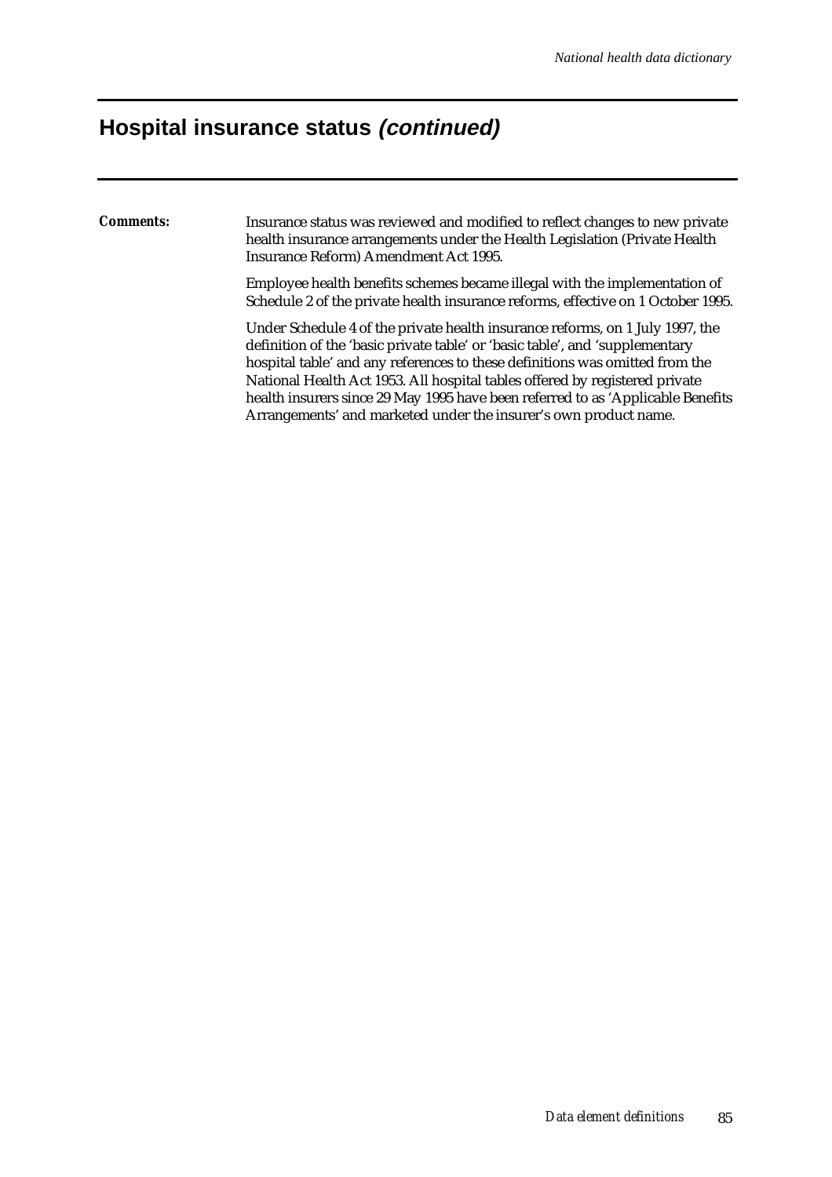## Hospital insurance status *(continued)*

***Comments:*** Insurance status was reviewed and modified to reflect changes to new private health insurance arrangements under the Health Legislation (Private Health Insurance Reform) Amendment Act 1995.

Employee health benefits schemes became illegal with the implementation of Schedule 2 of the private health insurance reforms, effective on 1 October 1995.

Under Schedule 4 of the private health insurance reforms, on 1 July 1997, the definition of the 'basic private table' or 'basic table', and 'supplementary hospital table' and any references to these definitions was omitted from the National Health Act 1953. All hospital tables offered by registered private health insurers since 29 May 1995 have been referred to as 'Applicable Benefits Arrangements' and marketed under the insurer's own product name.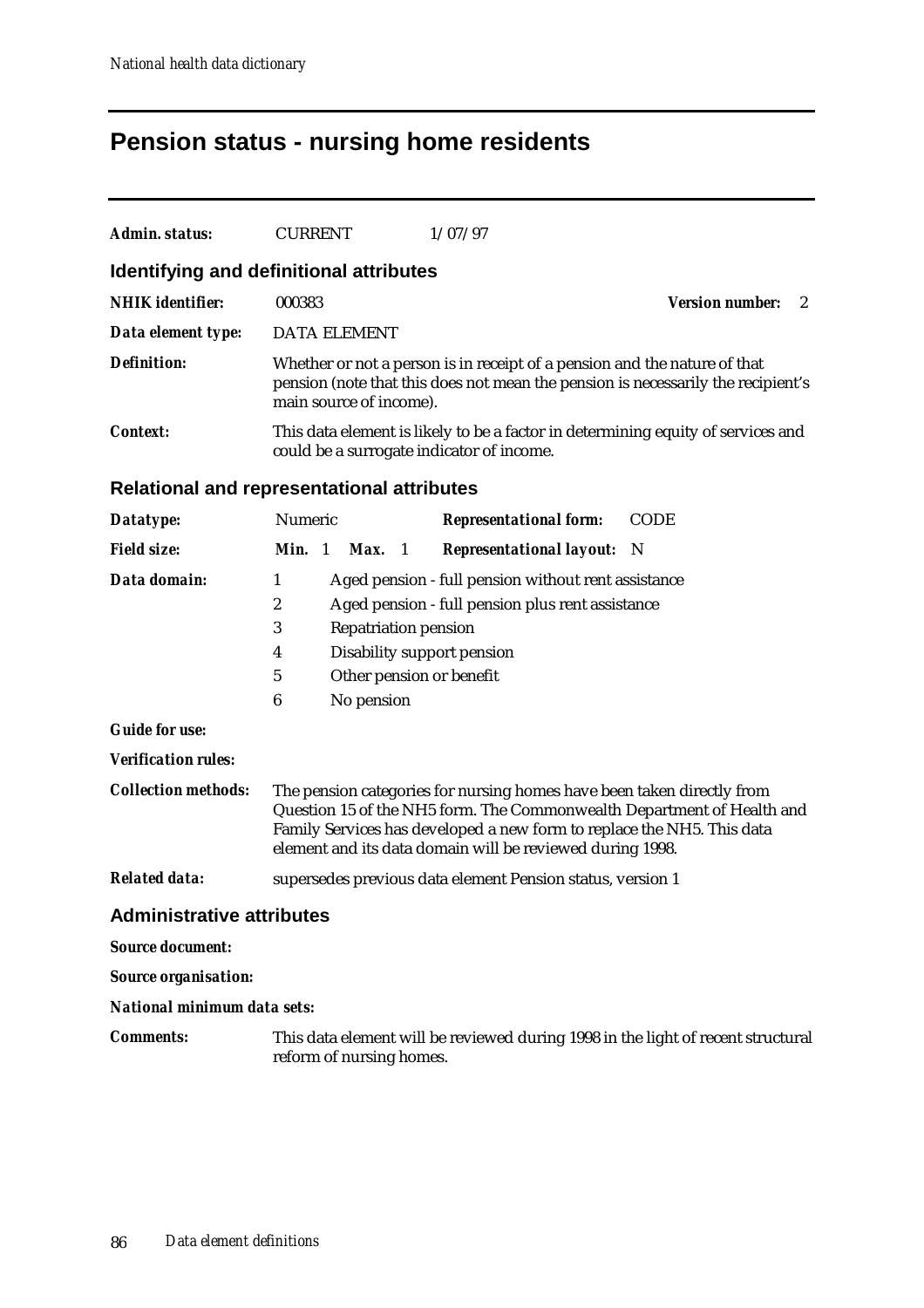# Pension status - nursing home residents

***Admin. status:*** CURRENT 1/07/97

## Identifying and definitional attributes

***NHIK identifier:*** 000383 ***Version number:*** 2

***Data element type:*** DATA ELEMENT

***Definition:*** Whether or not a person is in receipt of a pension and the nature of that pension (note that this does not mean the pension is necessarily the recipient's main source of income).

***Context:*** This data element is likely to be a factor in determining equity of services and could be a surrogate indicator of income.

## Relational and representational attributes

***Datatype:*** Numeric ***Representational form:*** CODE

***Field size:*** ***Min.*** 1 ***Max.*** 1 ***Representational layout:*** N

***Data domain:***

1 Aged pension - full pension without rent assistance
2 Aged pension - full pension plus rent assistance
3 Repatriation pension
4 Disability support pension
5 Other pension or benefit
6 No pension

***Guide for use:***

***Verification rules:***

***Collection methods:*** The pension categories for nursing homes have been taken directly from Question 15 of the NH5 form. The Commonwealth Department of Health and Family Services has developed a new form to replace the NH5. This data element and its data domain will be reviewed during 1998.

***Related data:*** supersedes previous data element Pension status, version 1

## Administrative attributes

***Source document:***

***Source organisation:***

***National minimum data sets:***

***Comments:*** This data element will be reviewed during 1998 in the light of recent structural reform of nursing homes.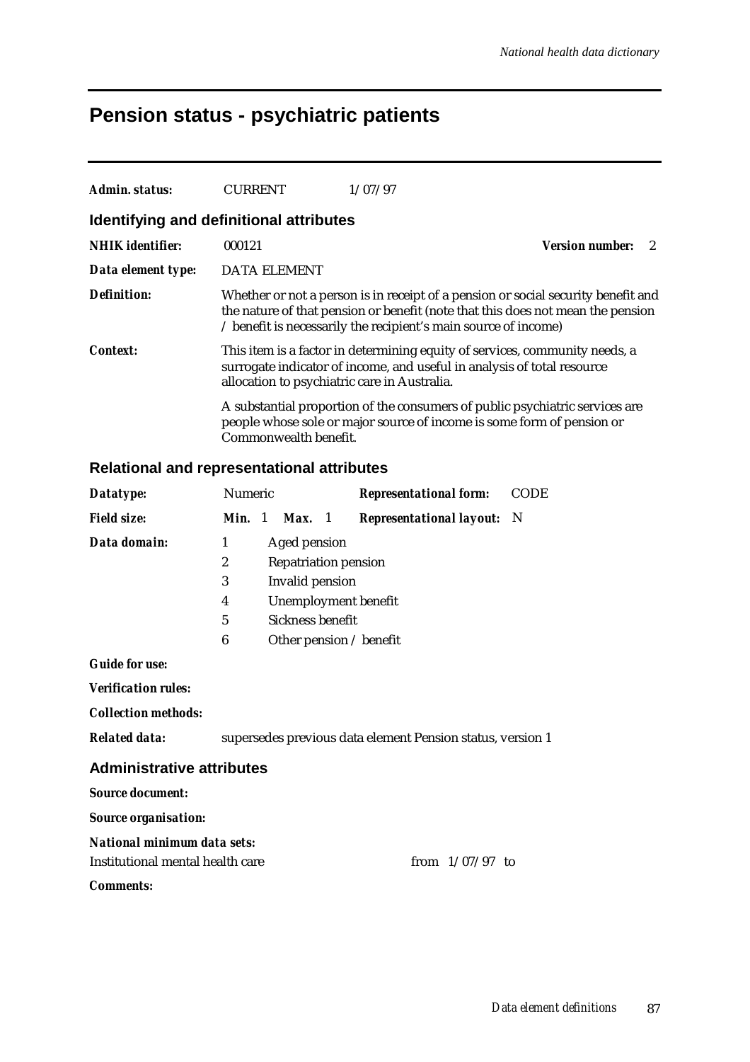# Pension status - psychiatric patients

***Admin. status:*** CURRENT 1/07/97

## Identifying and definitional attributes

***NHIK identifier:*** 000121 ***Version number:*** 2

***Data element type:*** DATA ELEMENT

***Definition:*** Whether or not a person is in receipt of a pension or social security benefit and the nature of that pension or benefit (note that this does not mean the pension / benefit is necessarily the recipient's main source of income)

***Context:*** This item is a factor in determining equity of services, community needs, a surrogate indicator of income, and useful in analysis of total resource allocation to psychiatric care in Australia.

A substantial proportion of the consumers of public psychiatric services are people whose sole or major source of income is some form of pension or Commonwealth benefit.

## Relational and representational attributes

***Datatype:*** Numeric ***Representational form:*** CODE

***Field size:*** ***Min.*** 1 ***Max.*** 1 ***Representational layout:*** N

***Data domain:***

1 Aged pension
2 Repatriation pension
3 Invalid pension
4 Unemployment benefit
5 Sickness benefit
6 Other pension / benefit

***Guide for use:***

***Verification rules:***

***Collection methods:***

***Related data:*** supersedes previous data element Pension status, version 1

## Administrative attributes

***Source document:***

***Source organisation:***

***National minimum data sets:***

Institutional mental health care from 1/07/97 to

***Comments:***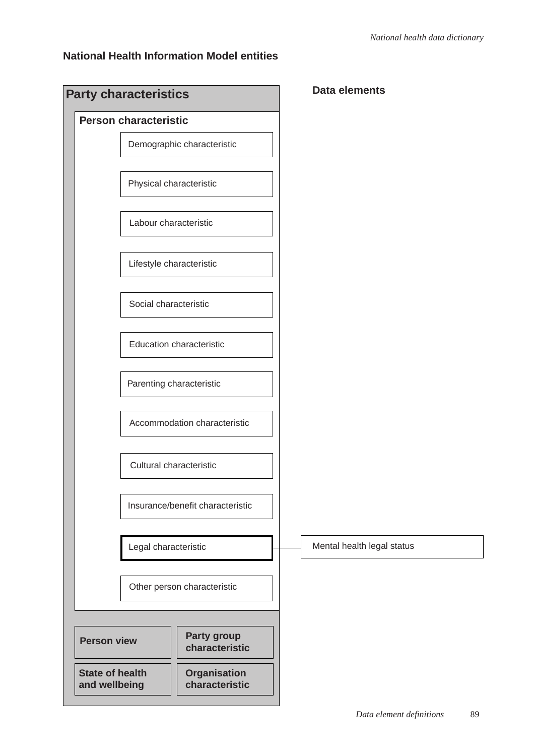## National Health Information Model entities

### Party characteristics

**Person characteristic**

- Demographic characteristic
- Physical characteristic
- Labour characteristic
- Lifestyle characteristic
- Social characteristic
- Education characteristic
- Parenting characteristic
- Accommodation characteristic
- Cultural characteristic
- Insurance/benefit characteristic
- **Legal characteristic**
- Other person characteristic

**Person view**

**Party group characteristic**

**State of health and wellbeing**

**Organisation characteristic**

### Data elements

- Mental health legal status (Legal characteristic)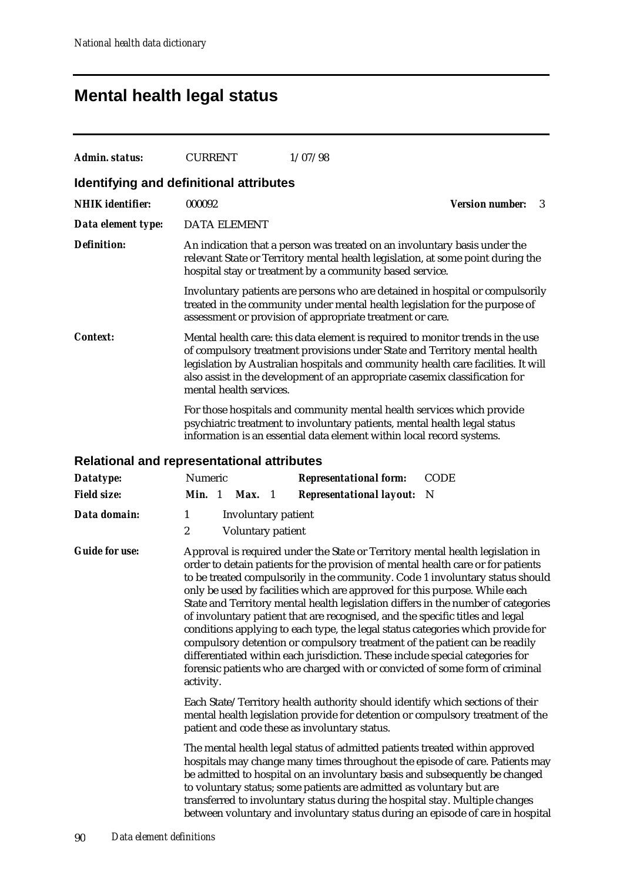# Mental health legal status

***Admin. status:*** CURRENT 1/07/98

## Identifying and definitional attributes

***NHIK identifier:*** 000092 ***Version number:*** 3

***Data element type:*** DATA ELEMENT

***Definition:*** An indication that a person was treated on an involuntary basis under the relevant State or Territory mental health legislation, at some point during the hospital stay or treatment by a community based service.

Involuntary patients are persons who are detained in hospital or compulsorily treated in the community under mental health legislation for the purpose of assessment or provision of appropriate treatment or care.

***Context:*** Mental health care: this data element is required to monitor trends in the use of compulsory treatment provisions under State and Territory mental health legislation by Australian hospitals and community health care facilities. It will also assist in the development of an appropriate casemix classification for mental health services.

For those hospitals and community mental health services which provide psychiatric treatment to involuntary patients, mental health legal status information is an essential data element within local record systems.

## Relational and representational attributes

***Datatype:*** Numeric ***Representational form:*** CODE

***Field size:*** ***Min.*** 1 ***Max.*** 1 ***Representational layout:*** N

***Data domain:***

1 Involuntary patient

2 Voluntary patient

***Guide for use:*** Approval is required under the State or Territory mental health legislation in order to detain patients for the provision of mental health care or for patients to be treated compulsorily in the community. Code 1 involuntary status should only be used by facilities which are approved for this purpose. While each State and Territory mental health legislation differs in the number of categories of involuntary patient that are recognised, and the specific titles and legal conditions applying to each type, the legal status categories which provide for compulsory detention or compulsory treatment of the patient can be readily differentiated within each jurisdiction. These include special categories for forensic patients who are charged with or convicted of some form of criminal activity.

Each State/Territory health authority should identify which sections of their mental health legislation provide for detention or compulsory treatment of the patient and code these as involuntary status.

The mental health legal status of admitted patients treated within approved hospitals may change many times throughout the episode of care. Patients may be admitted to hospital on an involuntary basis and subsequently be changed to voluntary status; some patients are admitted as voluntary but are transferred to involuntary status during the hospital stay. Multiple changes between voluntary and involuntary status during an episode of care in hospital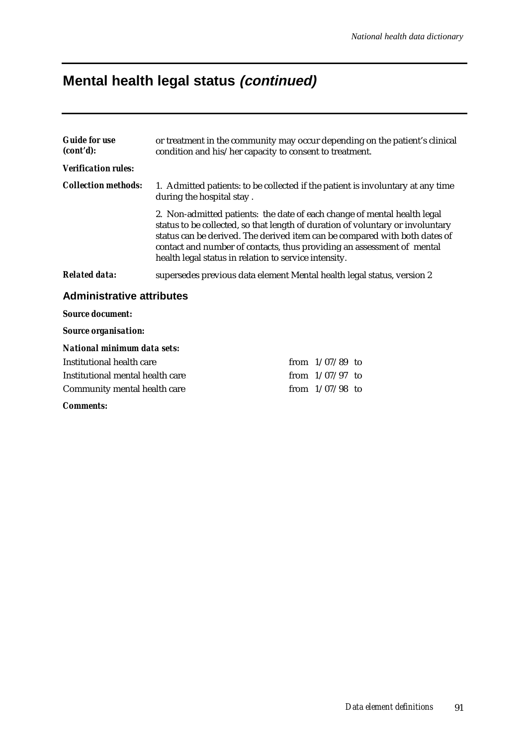# Mental health legal status *(continued)*

***Guide for use (cont'd):*** or treatment in the community may occur depending on the patient's clinical condition and his/her capacity to consent to treatment.

***Verification rules:***

***Collection methods:*** 1. Admitted patients: to be collected if the patient is involuntary at any time during the hospital stay .

2. Non-admitted patients: the date of each change of mental health legal status to be collected, so that length of duration of voluntary or involuntary status can be derived. The derived item can be compared with both dates of contact and number of contacts, thus providing an assessment of mental health legal status in relation to service intensity.

***Related data:*** supersedes previous data element Mental health legal status, version 2

## Administrative attributes

***Source document:***

***Source organisation:***

***National minimum data sets:***

| | |
|---|---|
| Institutional health care | from 1/07/89 to |
| Institutional mental health care | from 1/07/97 to |
| Community mental health care | from 1/07/98 to |

***Comments:***